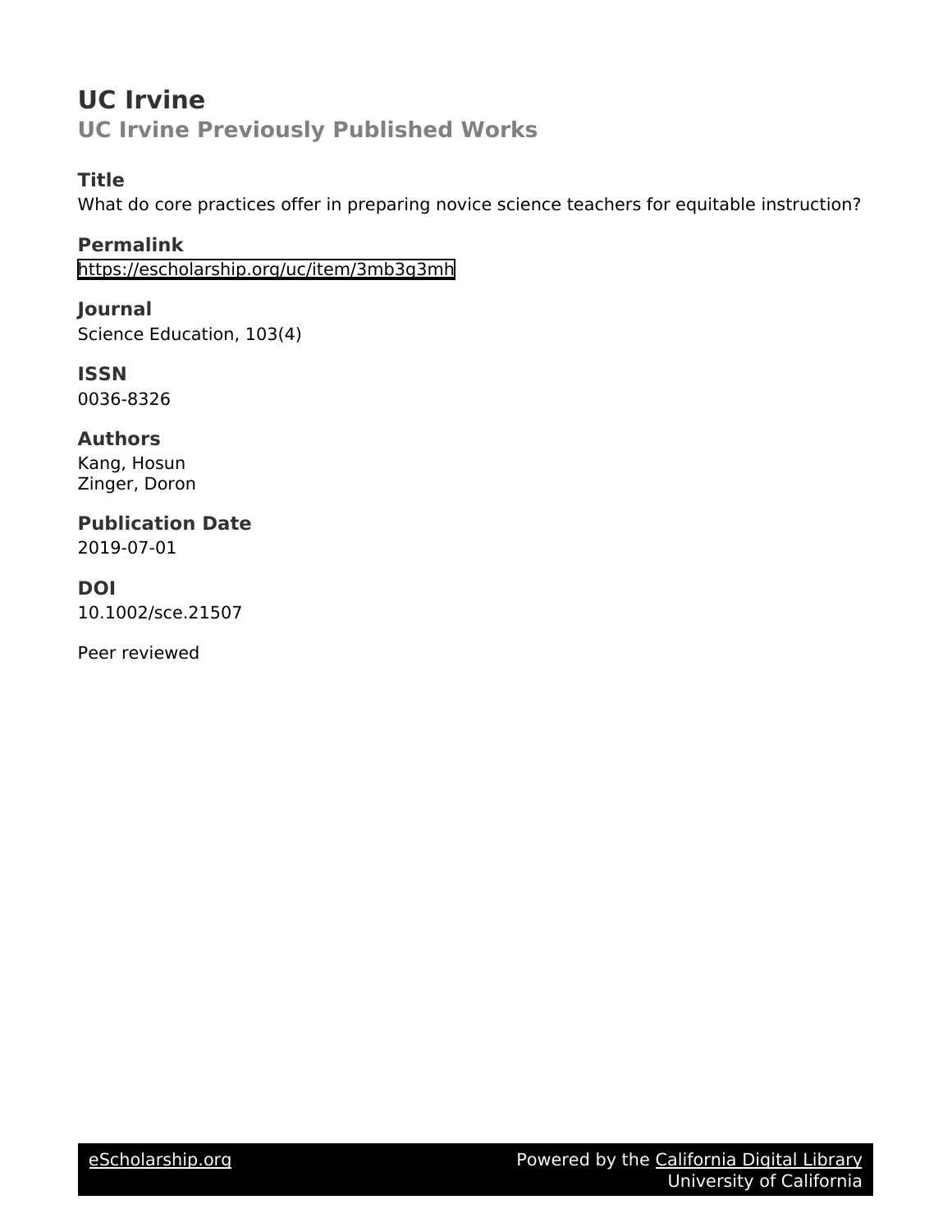# UC Irvine

## UC Irvine Previously Published Works

### Title

What do core practices offer in preparing novice science teachers for equitable instruction?

### Permalink

https://escholarship.org/uc/item/3mb3g3mh

### Journal

Science Education, 103(4)

### ISSN

0036-8326

### Authors

Kang, Hosun
Zinger, Doron

### Publication Date

2019-07-01

### DOI

10.1002/sce.21507

Peer reviewed

eScholarship.org Powered by the California Digital Library University of California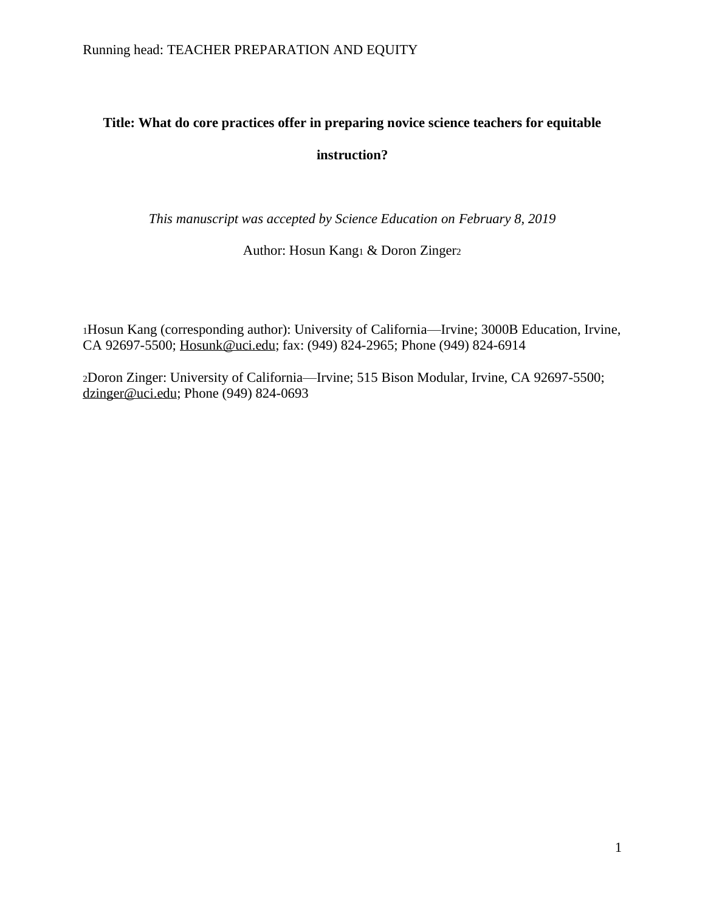**Title: What do core practices offer in preparing novice science teachers for equitable instruction?**

*This manuscript was accepted by Science Education on February 8, 2019*

Author: Hosun Kang[1] & Doron Zinger[2]

[1]Hosun Kang (corresponding author): University of California—Irvine; 3000B Education, Irvine, CA 92697-5500; Hosunk@uci.edu; fax: (949) 824-2965; Phone (949) 824-6914

[2]Doron Zinger: University of California—Irvine; 515 Bison Modular, Irvine, CA 92697-5500; dzinger@uci.edu; Phone (949) 824-0693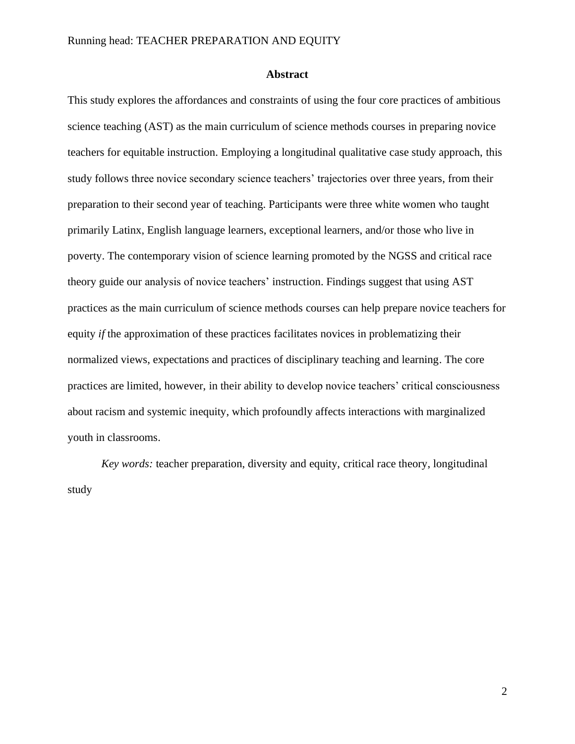# Abstract

This study explores the affordances and constraints of using the four core practices of ambitious science teaching (AST) as the main curriculum of science methods courses in preparing novice teachers for equitable instruction. Employing a longitudinal qualitative case study approach, this study follows three novice secondary science teachers' trajectories over three years, from their preparation to their second year of teaching. Participants were three white women who taught primarily Latinx, English language learners, exceptional learners, and/or those who live in poverty. The contemporary vision of science learning promoted by the NGSS and critical race theory guide our analysis of novice teachers' instruction. Findings suggest that using AST practices as the main curriculum of science methods courses can help prepare novice teachers for equity *if* the approximation of these practices facilitates novices in problematizing their normalized views, expectations and practices of disciplinary teaching and learning. The core practices are limited, however, in their ability to develop novice teachers' critical consciousness about racism and systemic inequity, which profoundly affects interactions with marginalized youth in classrooms.

*Key words:* teacher preparation, diversity and equity, critical race theory, longitudinal study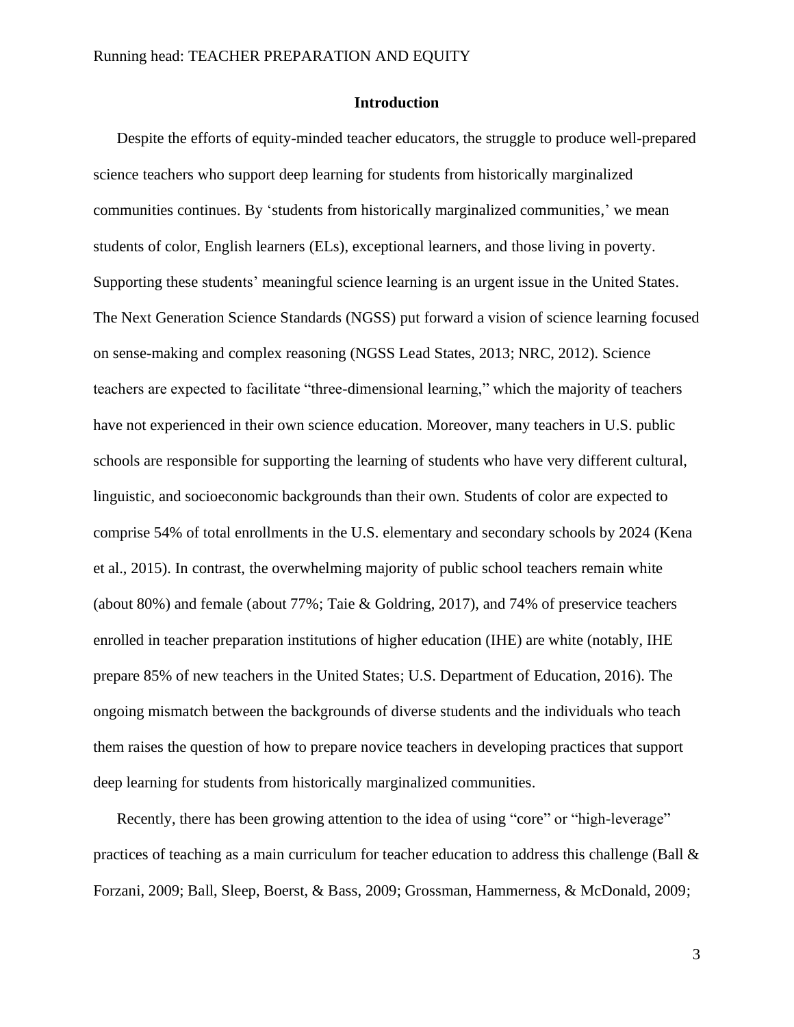## Introduction

Despite the efforts of equity-minded teacher educators, the struggle to produce well-prepared science teachers who support deep learning for students from historically marginalized communities continues. By 'students from historically marginalized communities,' we mean students of color, English learners (ELs), exceptional learners, and those living in poverty. Supporting these students' meaningful science learning is an urgent issue in the United States. The Next Generation Science Standards (NGSS) put forward a vision of science learning focused on sense-making and complex reasoning (NGSS Lead States, 2013; NRC, 2012). Science teachers are expected to facilitate "three-dimensional learning," which the majority of teachers have not experienced in their own science education. Moreover, many teachers in U.S. public schools are responsible for supporting the learning of students who have very different cultural, linguistic, and socioeconomic backgrounds than their own. Students of color are expected to comprise 54% of total enrollments in the U.S. elementary and secondary schools by 2024 (Kena et al., 2015). In contrast, the overwhelming majority of public school teachers remain white (about 80%) and female (about 77%; Taie & Goldring, 2017), and 74% of preservice teachers enrolled in teacher preparation institutions of higher education (IHE) are white (notably, IHE prepare 85% of new teachers in the United States; U.S. Department of Education, 2016). The ongoing mismatch between the backgrounds of diverse students and the individuals who teach them raises the question of how to prepare novice teachers in developing practices that support deep learning for students from historically marginalized communities.

Recently, there has been growing attention to the idea of using "core" or "high-leverage" practices of teaching as a main curriculum for teacher education to address this challenge (Ball & Forzani, 2009; Ball, Sleep, Boerst, & Bass, 2009; Grossman, Hammerness, & McDonald, 2009;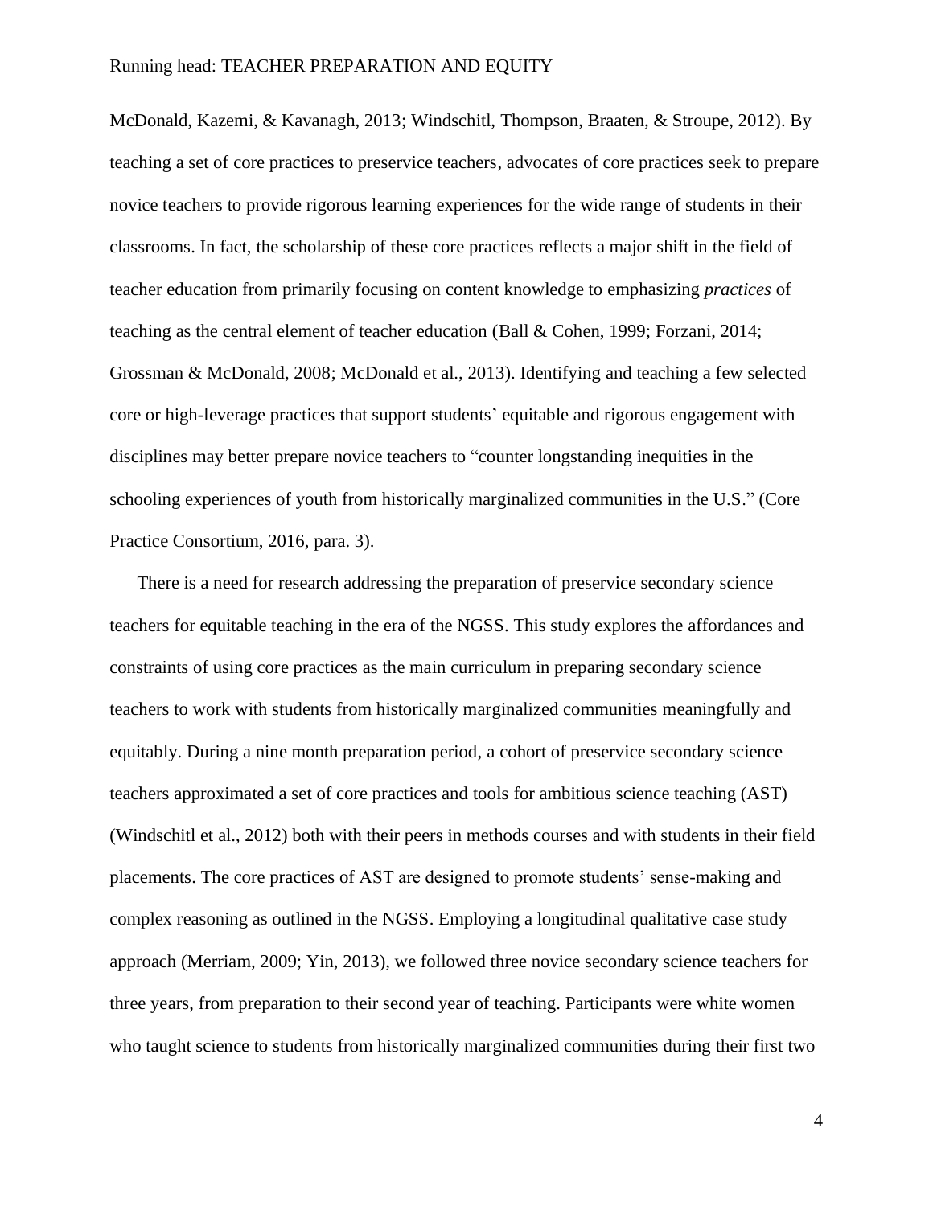McDonald, Kazemi, & Kavanagh, 2013; Windschitl, Thompson, Braaten, & Stroupe, 2012). By teaching a set of core practices to preservice teachers, advocates of core practices seek to prepare novice teachers to provide rigorous learning experiences for the wide range of students in their classrooms. In fact, the scholarship of these core practices reflects a major shift in the field of teacher education from primarily focusing on content knowledge to emphasizing *practices* of teaching as the central element of teacher education (Ball & Cohen, 1999; Forzani, 2014; Grossman & McDonald, 2008; McDonald et al., 2013). Identifying and teaching a few selected core or high-leverage practices that support students' equitable and rigorous engagement with disciplines may better prepare novice teachers to "counter longstanding inequities in the schooling experiences of youth from historically marginalized communities in the U.S." (Core Practice Consortium, 2016, para. 3).

There is a need for research addressing the preparation of preservice secondary science teachers for equitable teaching in the era of the NGSS. This study explores the affordances and constraints of using core practices as the main curriculum in preparing secondary science teachers to work with students from historically marginalized communities meaningfully and equitably. During a nine month preparation period, a cohort of preservice secondary science teachers approximated a set of core practices and tools for ambitious science teaching (AST) (Windschitl et al., 2012) both with their peers in methods courses and with students in their field placements. The core practices of AST are designed to promote students' sense-making and complex reasoning as outlined in the NGSS. Employing a longitudinal qualitative case study approach (Merriam, 2009; Yin, 2013), we followed three novice secondary science teachers for three years, from preparation to their second year of teaching. Participants were white women who taught science to students from historically marginalized communities during their first two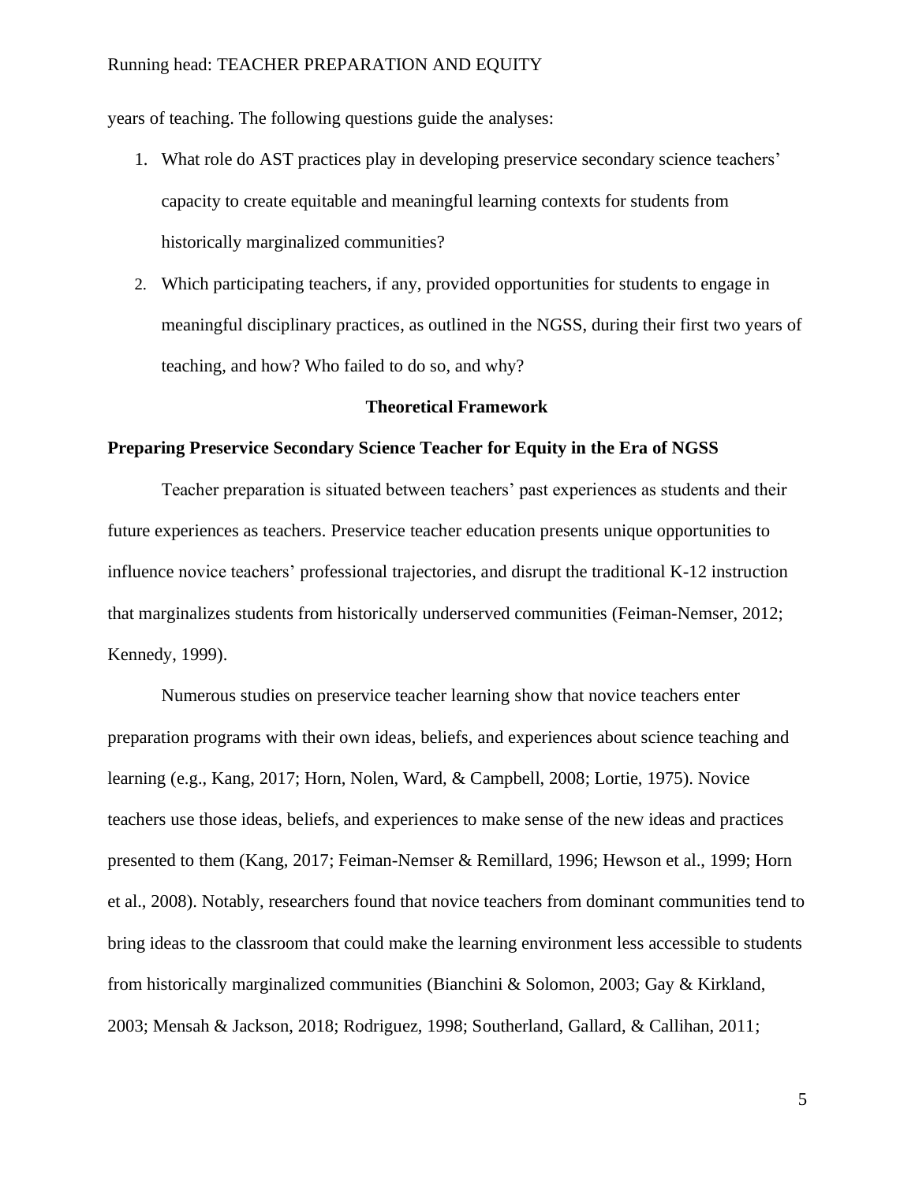years of teaching. The following questions guide the analyses:

1. What role do AST practices play in developing preservice secondary science teachers' capacity to create equitable and meaningful learning contexts for students from historically marginalized communities?
2. Which participating teachers, if any, provided opportunities for students to engage in meaningful disciplinary practices, as outlined in the NGSS, during their first two years of teaching, and how? Who failed to do so, and why?

## Theoretical Framework

### Preparing Preservice Secondary Science Teacher for Equity in the Era of NGSS

Teacher preparation is situated between teachers' past experiences as students and their future experiences as teachers. Preservice teacher education presents unique opportunities to influence novice teachers' professional trajectories, and disrupt the traditional K-12 instruction that marginalizes students from historically underserved communities (Feiman-Nemser, 2012; Kennedy, 1999).

Numerous studies on preservice teacher learning show that novice teachers enter preparation programs with their own ideas, beliefs, and experiences about science teaching and learning (e.g., Kang, 2017; Horn, Nolen, Ward, & Campbell, 2008; Lortie, 1975). Novice teachers use those ideas, beliefs, and experiences to make sense of the new ideas and practices presented to them (Kang, 2017; Feiman-Nemser & Remillard, 1996; Hewson et al., 1999; Horn et al., 2008). Notably, researchers found that novice teachers from dominant communities tend to bring ideas to the classroom that could make the learning environment less accessible to students from historically marginalized communities (Bianchini & Solomon, 2003; Gay & Kirkland, 2003; Mensah & Jackson, 2018; Rodriguez, 1998; Southerland, Gallard, & Callihan, 2011;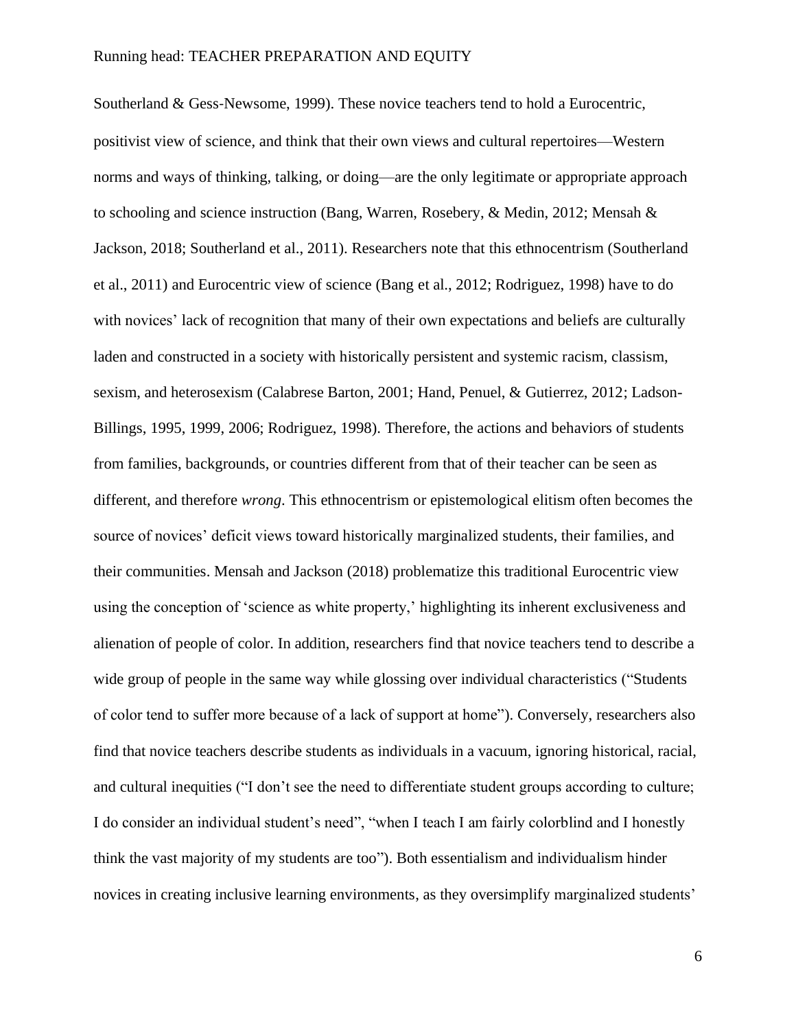Southerland & Gess-Newsome, 1999). These novice teachers tend to hold a Eurocentric, positivist view of science, and think that their own views and cultural repertoires—Western norms and ways of thinking, talking, or doing—are the only legitimate or appropriate approach to schooling and science instruction (Bang, Warren, Rosebery, & Medin, 2012; Mensah & Jackson, 2018; Southerland et al., 2011). Researchers note that this ethnocentrism (Southerland et al., 2011) and Eurocentric view of science (Bang et al., 2012; Rodriguez, 1998) have to do with novices' lack of recognition that many of their own expectations and beliefs are culturally laden and constructed in a society with historically persistent and systemic racism, classism, sexism, and heterosexism (Calabrese Barton, 2001; Hand, Penuel, & Gutierrez, 2012; Ladson-Billings, 1995, 1999, 2006; Rodriguez, 1998). Therefore, the actions and behaviors of students from families, backgrounds, or countries different from that of their teacher can be seen as different, and therefore *wrong*. This ethnocentrism or epistemological elitism often becomes the source of novices' deficit views toward historically marginalized students, their families, and their communities. Mensah and Jackson (2018) problematize this traditional Eurocentric view using the conception of 'science as white property,' highlighting its inherent exclusiveness and alienation of people of color. In addition, researchers find that novice teachers tend to describe a wide group of people in the same way while glossing over individual characteristics ("Students of color tend to suffer more because of a lack of support at home"). Conversely, researchers also find that novice teachers describe students as individuals in a vacuum, ignoring historical, racial, and cultural inequities ("I don't see the need to differentiate student groups according to culture; I do consider an individual student's need", "when I teach I am fairly colorblind and I honestly think the vast majority of my students are too"). Both essentialism and individualism hinder novices in creating inclusive learning environments, as they oversimplify marginalized students'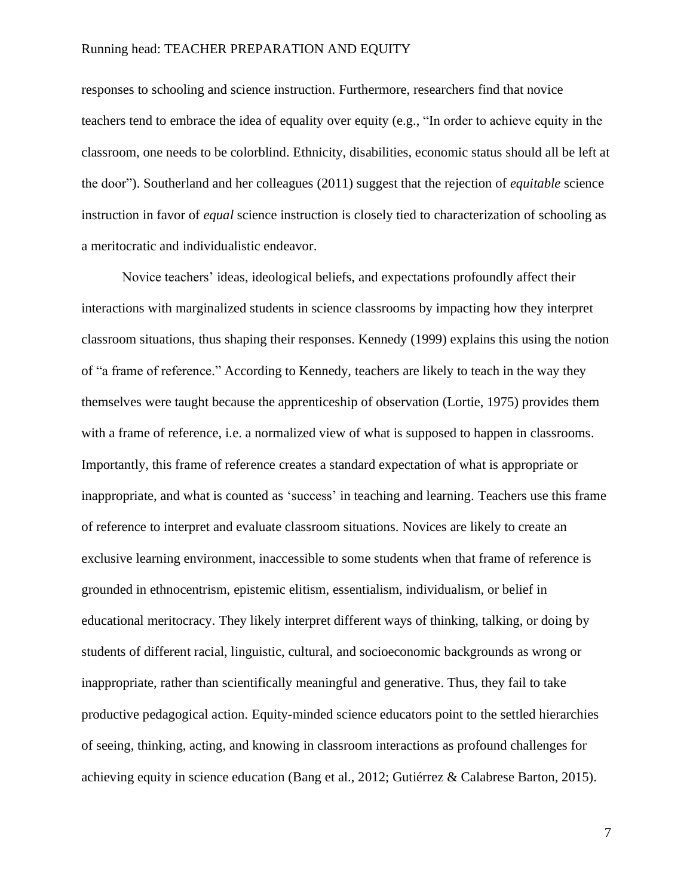responses to schooling and science instruction. Furthermore, researchers find that novice teachers tend to embrace the idea of equality over equity (e.g., "In order to achieve equity in the classroom, one needs to be colorblind. Ethnicity, disabilities, economic status should all be left at the door"). Southerland and her colleagues (2011) suggest that the rejection of *equitable* science instruction in favor of *equal* science instruction is closely tied to characterization of schooling as a meritocratic and individualistic endeavor.

Novice teachers' ideas, ideological beliefs, and expectations profoundly affect their interactions with marginalized students in science classrooms by impacting how they interpret classroom situations, thus shaping their responses. Kennedy (1999) explains this using the notion of "a frame of reference." According to Kennedy, teachers are likely to teach in the way they themselves were taught because the apprenticeship of observation (Lortie, 1975) provides them with a frame of reference, i.e. a normalized view of what is supposed to happen in classrooms. Importantly, this frame of reference creates a standard expectation of what is appropriate or inappropriate, and what is counted as 'success' in teaching and learning. Teachers use this frame of reference to interpret and evaluate classroom situations. Novices are likely to create an exclusive learning environment, inaccessible to some students when that frame of reference is grounded in ethnocentrism, epistemic elitism, essentialism, individualism, or belief in educational meritocracy. They likely interpret different ways of thinking, talking, or doing by students of different racial, linguistic, cultural, and socioeconomic backgrounds as wrong or inappropriate, rather than scientifically meaningful and generative. Thus, they fail to take productive pedagogical action. Equity-minded science educators point to the settled hierarchies of seeing, thinking, acting, and knowing in classroom interactions as profound challenges for achieving equity in science education (Bang et al., 2012; Gutiérrez & Calabrese Barton, 2015).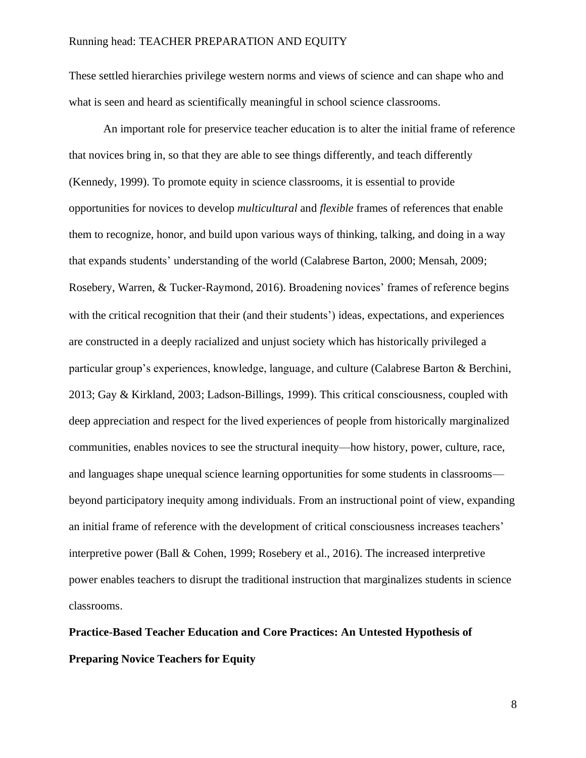These settled hierarchies privilege western norms and views of science and can shape who and what is seen and heard as scientifically meaningful in school science classrooms.

An important role for preservice teacher education is to alter the initial frame of reference that novices bring in, so that they are able to see things differently, and teach differently (Kennedy, 1999). To promote equity in science classrooms, it is essential to provide opportunities for novices to develop *multicultural* and *flexible* frames of references that enable them to recognize, honor, and build upon various ways of thinking, talking, and doing in a way that expands students' understanding of the world (Calabrese Barton, 2000; Mensah, 2009; Rosebery, Warren, & Tucker-Raymond, 2016). Broadening novices' frames of reference begins with the critical recognition that their (and their students') ideas, expectations, and experiences are constructed in a deeply racialized and unjust society which has historically privileged a particular group's experiences, knowledge, language, and culture (Calabrese Barton & Berchini, 2013; Gay & Kirkland, 2003; Ladson-Billings, 1999). This critical consciousness, coupled with deep appreciation and respect for the lived experiences of people from historically marginalized communities, enables novices to see the structural inequity—how history, power, culture, race, and languages shape unequal science learning opportunities for some students in classrooms—beyond participatory inequity among individuals. From an instructional point of view, expanding an initial frame of reference with the development of critical consciousness increases teachers' interpretive power (Ball & Cohen, 1999; Rosebery et al., 2016). The increased interpretive power enables teachers to disrupt the traditional instruction that marginalizes students in science classrooms.

## Practice-Based Teacher Education and Core Practices: An Untested Hypothesis of Preparing Novice Teachers for Equity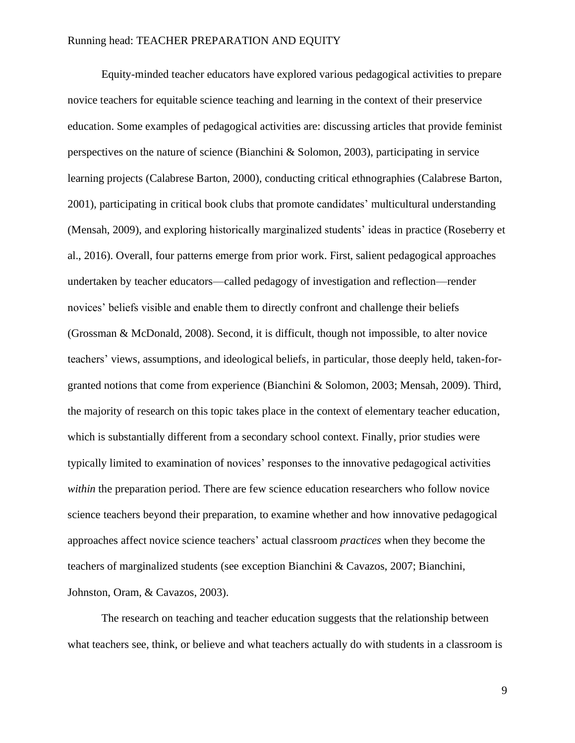Equity-minded teacher educators have explored various pedagogical activities to prepare novice teachers for equitable science teaching and learning in the context of their preservice education. Some examples of pedagogical activities are: discussing articles that provide feminist perspectives on the nature of science (Bianchini & Solomon, 2003), participating in service learning projects (Calabrese Barton, 2000), conducting critical ethnographies (Calabrese Barton, 2001), participating in critical book clubs that promote candidates' multicultural understanding (Mensah, 2009), and exploring historically marginalized students' ideas in practice (Roseberry et al., 2016). Overall, four patterns emerge from prior work. First, salient pedagogical approaches undertaken by teacher educators—called pedagogy of investigation and reflection—render novices' beliefs visible and enable them to directly confront and challenge their beliefs (Grossman & McDonald, 2008). Second, it is difficult, though not impossible, to alter novice teachers' views, assumptions, and ideological beliefs, in particular, those deeply held, taken-for-granted notions that come from experience (Bianchini & Solomon, 2003; Mensah, 2009). Third, the majority of research on this topic takes place in the context of elementary teacher education, which is substantially different from a secondary school context. Finally, prior studies were typically limited to examination of novices' responses to the innovative pedagogical activities *within* the preparation period. There are few science education researchers who follow novice science teachers beyond their preparation, to examine whether and how innovative pedagogical approaches affect novice science teachers' actual classroom *practices* when they become the teachers of marginalized students (see exception Bianchini & Cavazos, 2007; Bianchini, Johnston, Oram, & Cavazos, 2003).

The research on teaching and teacher education suggests that the relationship between what teachers see, think, or believe and what teachers actually do with students in a classroom is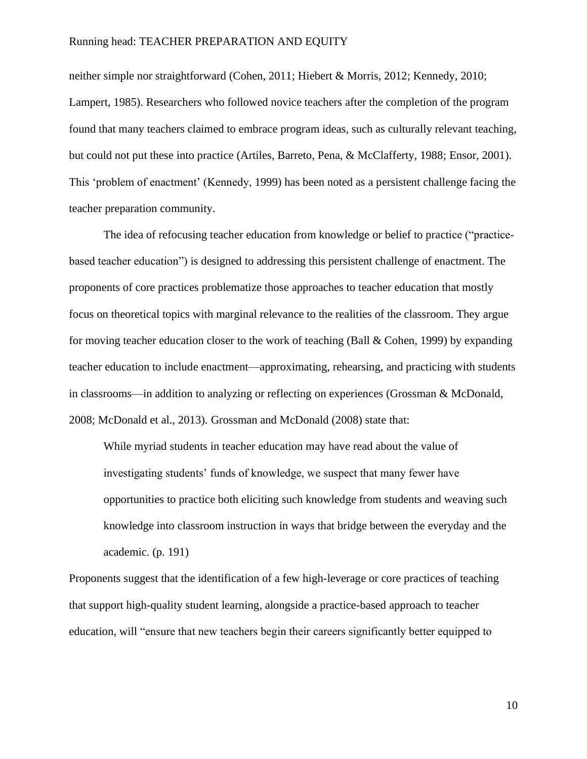neither simple nor straightforward (Cohen, 2011; Hiebert & Morris, 2012; Kennedy, 2010; Lampert, 1985). Researchers who followed novice teachers after the completion of the program found that many teachers claimed to embrace program ideas, such as culturally relevant teaching, but could not put these into practice (Artiles, Barreto, Pena, & McClafferty, 1988; Ensor, 2001). This 'problem of enactment' (Kennedy, 1999) has been noted as a persistent challenge facing the teacher preparation community.

The idea of refocusing teacher education from knowledge or belief to practice ("practice-based teacher education") is designed to addressing this persistent challenge of enactment. The proponents of core practices problematize those approaches to teacher education that mostly focus on theoretical topics with marginal relevance to the realities of the classroom. They argue for moving teacher education closer to the work of teaching (Ball & Cohen, 1999) by expanding teacher education to include enactment—approximating, rehearsing, and practicing with students in classrooms—in addition to analyzing or reflecting on experiences (Grossman & McDonald, 2008; McDonald et al., 2013). Grossman and McDonald (2008) state that:

> While myriad students in teacher education may have read about the value of investigating students' funds of knowledge, we suspect that many fewer have opportunities to practice both eliciting such knowledge from students and weaving such knowledge into classroom instruction in ways that bridge between the everyday and the academic. (p. 191)

Proponents suggest that the identification of a few high-leverage or core practices of teaching that support high-quality student learning, alongside a practice-based approach to teacher education, will "ensure that new teachers begin their careers significantly better equipped to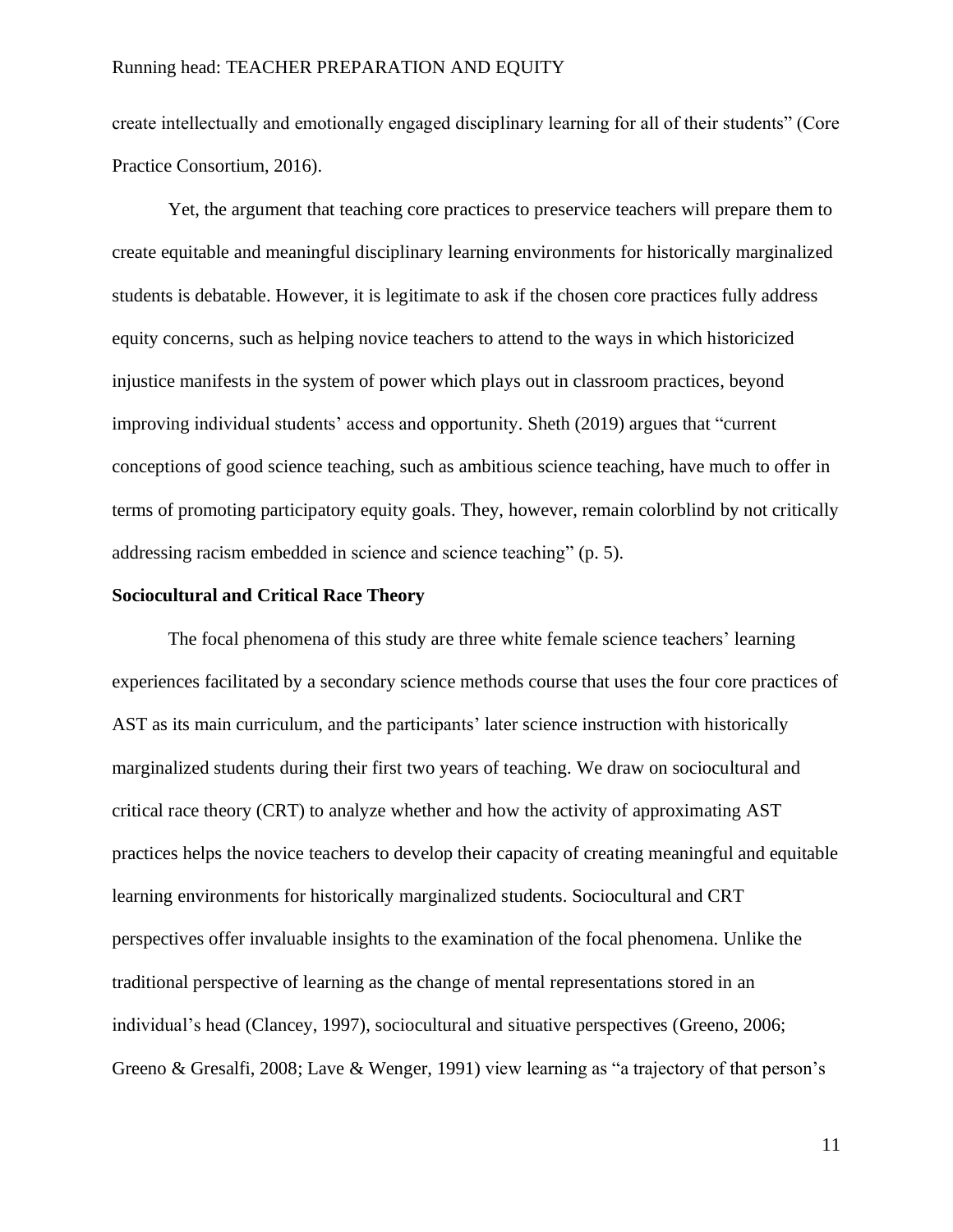create intellectually and emotionally engaged disciplinary learning for all of their students" (Core Practice Consortium, 2016).

Yet, the argument that teaching core practices to preservice teachers will prepare them to create equitable and meaningful disciplinary learning environments for historically marginalized students is debatable. However, it is legitimate to ask if the chosen core practices fully address equity concerns, such as helping novice teachers to attend to the ways in which historicized injustice manifests in the system of power which plays out in classroom practices, beyond improving individual students' access and opportunity. Sheth (2019) argues that "current conceptions of good science teaching, such as ambitious science teaching, have much to offer in terms of promoting participatory equity goals. They, however, remain colorblind by not critically addressing racism embedded in science and science teaching" (p. 5).

**Sociocultural and Critical Race Theory**

The focal phenomena of this study are three white female science teachers' learning experiences facilitated by a secondary science methods course that uses the four core practices of AST as its main curriculum, and the participants' later science instruction with historically marginalized students during their first two years of teaching. We draw on sociocultural and critical race theory (CRT) to analyze whether and how the activity of approximating AST practices helps the novice teachers to develop their capacity of creating meaningful and equitable learning environments for historically marginalized students. Sociocultural and CRT perspectives offer invaluable insights to the examination of the focal phenomena. Unlike the traditional perspective of learning as the change of mental representations stored in an individual's head (Clancey, 1997), sociocultural and situative perspectives (Greeno, 2006; Greeno & Gresalfi, 2008; Lave & Wenger, 1991) view learning as "a trajectory of that person's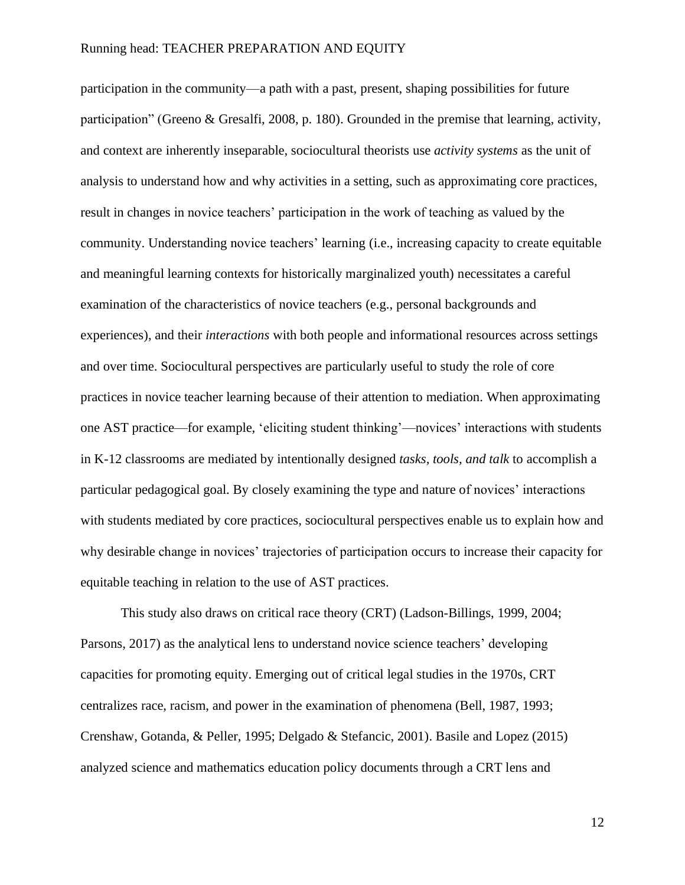participation in the community—a path with a past, present, shaping possibilities for future participation" (Greeno & Gresalfi, 2008, p. 180). Grounded in the premise that learning, activity, and context are inherently inseparable, sociocultural theorists use *activity systems* as the unit of analysis to understand how and why activities in a setting, such as approximating core practices, result in changes in novice teachers' participation in the work of teaching as valued by the community. Understanding novice teachers' learning (i.e., increasing capacity to create equitable and meaningful learning contexts for historically marginalized youth) necessitates a careful examination of the characteristics of novice teachers (e.g., personal backgrounds and experiences), and their *interactions* with both people and informational resources across settings and over time. Sociocultural perspectives are particularly useful to study the role of core practices in novice teacher learning because of their attention to mediation. When approximating one AST practice—for example, 'eliciting student thinking'—novices' interactions with students in K-12 classrooms are mediated by intentionally designed *tasks, tools, and talk* to accomplish a particular pedagogical goal. By closely examining the type and nature of novices' interactions with students mediated by core practices, sociocultural perspectives enable us to explain how and why desirable change in novices' trajectories of participation occurs to increase their capacity for equitable teaching in relation to the use of AST practices.

This study also draws on critical race theory (CRT) (Ladson-Billings, 1999, 2004; Parsons, 2017) as the analytical lens to understand novice science teachers' developing capacities for promoting equity. Emerging out of critical legal studies in the 1970s, CRT centralizes race, racism, and power in the examination of phenomena (Bell, 1987, 1993; Crenshaw, Gotanda, & Peller, 1995; Delgado & Stefancic, 2001). Basile and Lopez (2015) analyzed science and mathematics education policy documents through a CRT lens and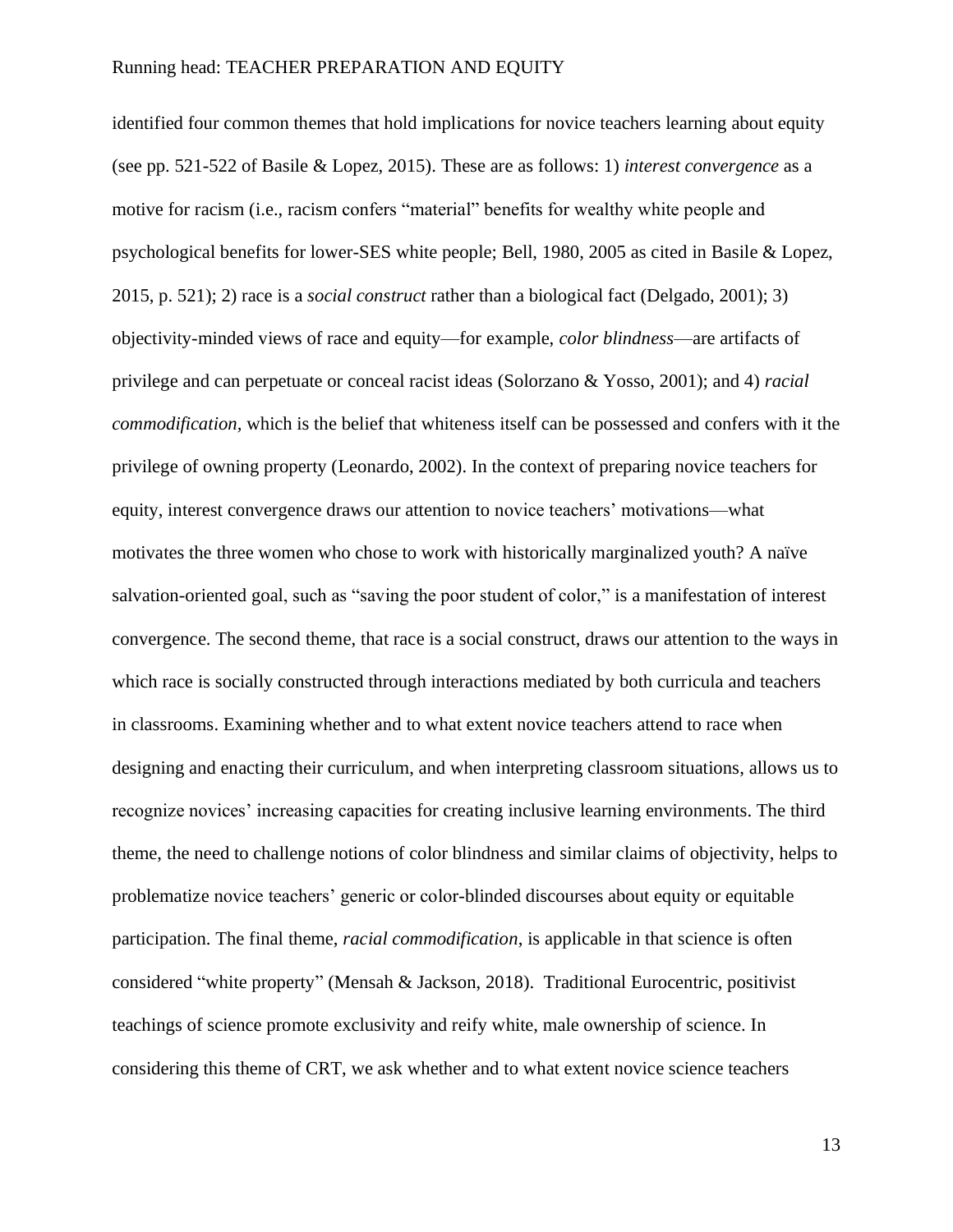identified four common themes that hold implications for novice teachers learning about equity (see pp. 521-522 of Basile & Lopez, 2015). These are as follows: 1) *interest convergence* as a motive for racism (i.e., racism confers "material" benefits for wealthy white people and psychological benefits for lower-SES white people; Bell, 1980, 2005 as cited in Basile & Lopez, 2015, p. 521); 2) race is a *social construct* rather than a biological fact (Delgado, 2001); 3) objectivity-minded views of race and equity—for example, *color blindness*—are artifacts of privilege and can perpetuate or conceal racist ideas (Solorzano & Yosso, 2001); and 4) *racial commodification,* which is the belief that whiteness itself can be possessed and confers with it the privilege of owning property (Leonardo, 2002). In the context of preparing novice teachers for equity, interest convergence draws our attention to novice teachers' motivations—what motivates the three women who chose to work with historically marginalized youth? A naïve salvation-oriented goal, such as "saving the poor student of color," is a manifestation of interest convergence. The second theme, that race is a social construct, draws our attention to the ways in which race is socially constructed through interactions mediated by both curricula and teachers in classrooms. Examining whether and to what extent novice teachers attend to race when designing and enacting their curriculum, and when interpreting classroom situations, allows us to recognize novices' increasing capacities for creating inclusive learning environments. The third theme, the need to challenge notions of color blindness and similar claims of objectivity, helps to problematize novice teachers' generic or color-blinded discourses about equity or equitable participation. The final theme, *racial commodification*, is applicable in that science is often considered "white property" (Mensah & Jackson, 2018). Traditional Eurocentric, positivist teachings of science promote exclusivity and reify white, male ownership of science. In considering this theme of CRT, we ask whether and to what extent novice science teachers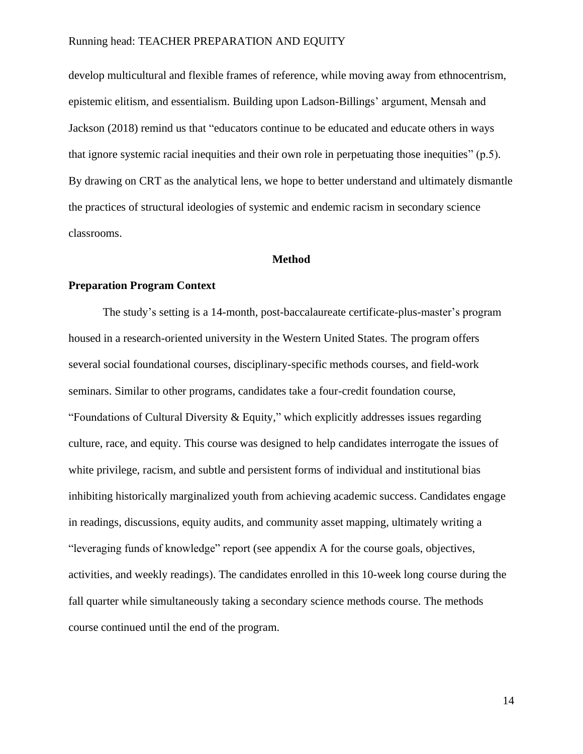develop multicultural and flexible frames of reference, while moving away from ethnocentrism, epistemic elitism, and essentialism. Building upon Ladson-Billings' argument, Mensah and Jackson (2018) remind us that "educators continue to be educated and educate others in ways that ignore systemic racial inequities and their own role in perpetuating those inequities" (p.5). By drawing on CRT as the analytical lens, we hope to better understand and ultimately dismantle the practices of structural ideologies of systemic and endemic racism in secondary science classrooms.

## Method

### Preparation Program Context

The study's setting is a 14-month, post-baccalaureate certificate-plus-master's program housed in a research-oriented university in the Western United States. The program offers several social foundational courses, disciplinary-specific methods courses, and field-work seminars. Similar to other programs, candidates take a four-credit foundation course, "Foundations of Cultural Diversity & Equity," which explicitly addresses issues regarding culture, race, and equity. This course was designed to help candidates interrogate the issues of white privilege, racism, and subtle and persistent forms of individual and institutional bias inhibiting historically marginalized youth from achieving academic success. Candidates engage in readings, discussions, equity audits, and community asset mapping, ultimately writing a "leveraging funds of knowledge" report (see appendix A for the course goals, objectives, activities, and weekly readings). The candidates enrolled in this 10-week long course during the fall quarter while simultaneously taking a secondary science methods course. The methods course continued until the end of the program.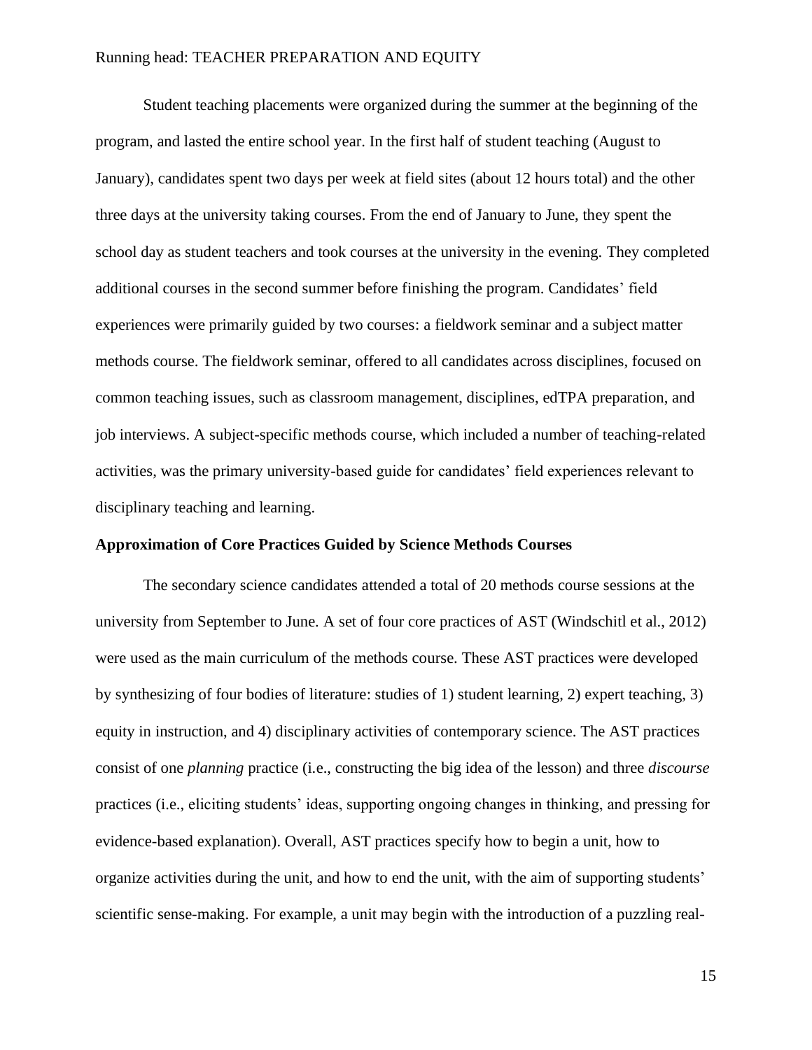Student teaching placements were organized during the summer at the beginning of the program, and lasted the entire school year. In the first half of student teaching (August to January), candidates spent two days per week at field sites (about 12 hours total) and the other three days at the university taking courses. From the end of January to June, they spent the school day as student teachers and took courses at the university in the evening. They completed additional courses in the second summer before finishing the program. Candidates' field experiences were primarily guided by two courses: a fieldwork seminar and a subject matter methods course. The fieldwork seminar, offered to all candidates across disciplines, focused on common teaching issues, such as classroom management, disciplines, edTPA preparation, and job interviews. A subject-specific methods course, which included a number of teaching-related activities, was the primary university-based guide for candidates' field experiences relevant to disciplinary teaching and learning.

**Approximation of Core Practices Guided by Science Methods Courses**

The secondary science candidates attended a total of 20 methods course sessions at the university from September to June. A set of four core practices of AST (Windschitl et al., 2012) were used as the main curriculum of the methods course. These AST practices were developed by synthesizing of four bodies of literature: studies of 1) student learning, 2) expert teaching, 3) equity in instruction, and 4) disciplinary activities of contemporary science. The AST practices consist of one *planning* practice (i.e., constructing the big idea of the lesson) and three *discourse* practices (i.e., eliciting students' ideas, supporting ongoing changes in thinking, and pressing for evidence-based explanation). Overall, AST practices specify how to begin a unit, how to organize activities during the unit, and how to end the unit, with the aim of supporting students' scientific sense-making. For example, a unit may begin with the introduction of a puzzling real-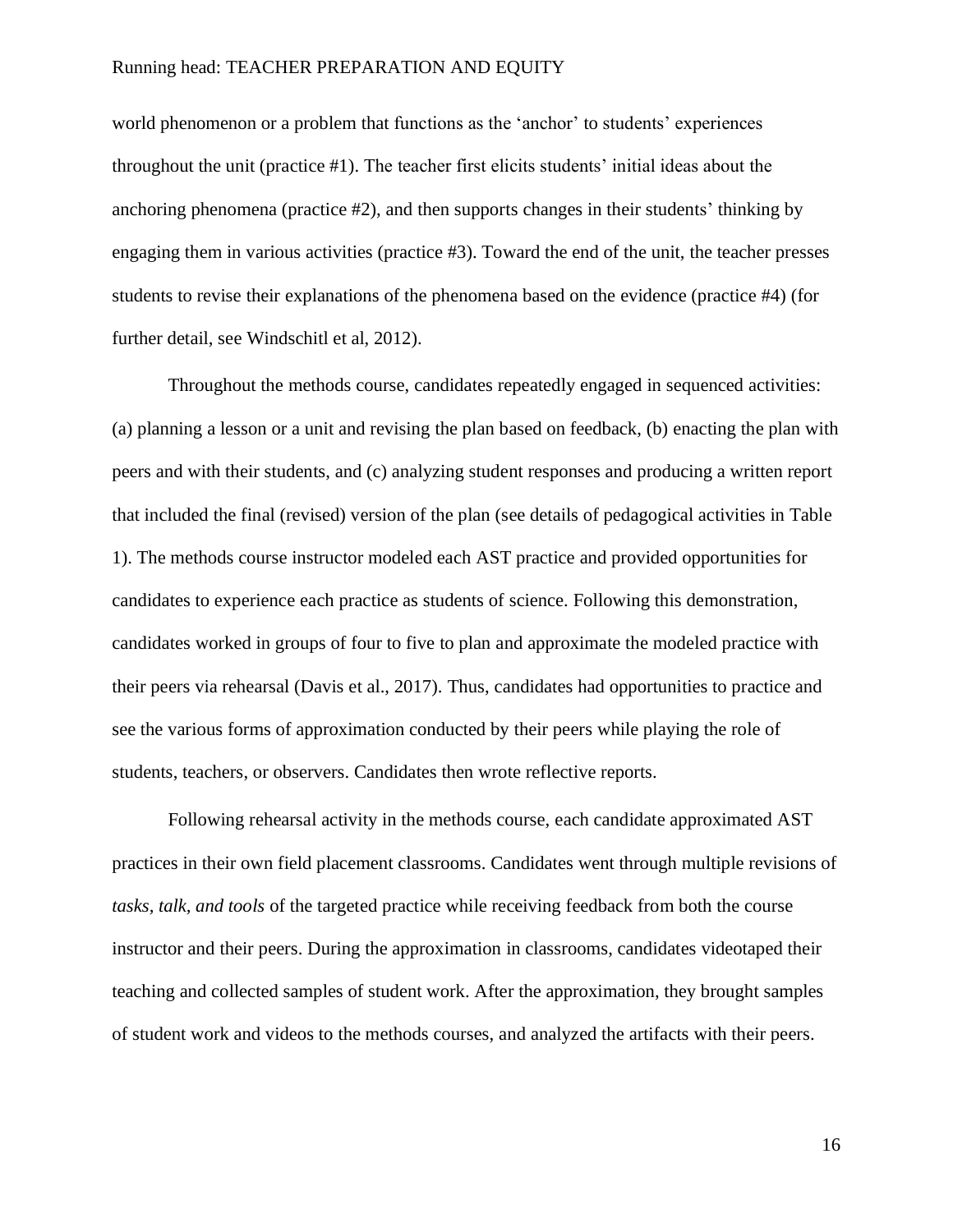world phenomenon or a problem that functions as the 'anchor' to students' experiences throughout the unit (practice #1). The teacher first elicits students' initial ideas about the anchoring phenomena (practice #2), and then supports changes in their students' thinking by engaging them in various activities (practice #3). Toward the end of the unit, the teacher presses students to revise their explanations of the phenomena based on the evidence (practice #4) (for further detail, see Windschitl et al, 2012).

Throughout the methods course, candidates repeatedly engaged in sequenced activities: (a) planning a lesson or a unit and revising the plan based on feedback, (b) enacting the plan with peers and with their students, and (c) analyzing student responses and producing a written report that included the final (revised) version of the plan (see details of pedagogical activities in Table 1). The methods course instructor modeled each AST practice and provided opportunities for candidates to experience each practice as students of science. Following this demonstration, candidates worked in groups of four to five to plan and approximate the modeled practice with their peers via rehearsal (Davis et al., 2017). Thus, candidates had opportunities to practice and see the various forms of approximation conducted by their peers while playing the role of students, teachers, or observers. Candidates then wrote reflective reports.

Following rehearsal activity in the methods course, each candidate approximated AST practices in their own field placement classrooms. Candidates went through multiple revisions of *tasks, talk, and tools* of the targeted practice while receiving feedback from both the course instructor and their peers. During the approximation in classrooms, candidates videotaped their teaching and collected samples of student work. After the approximation, they brought samples of student work and videos to the methods courses, and analyzed the artifacts with their peers.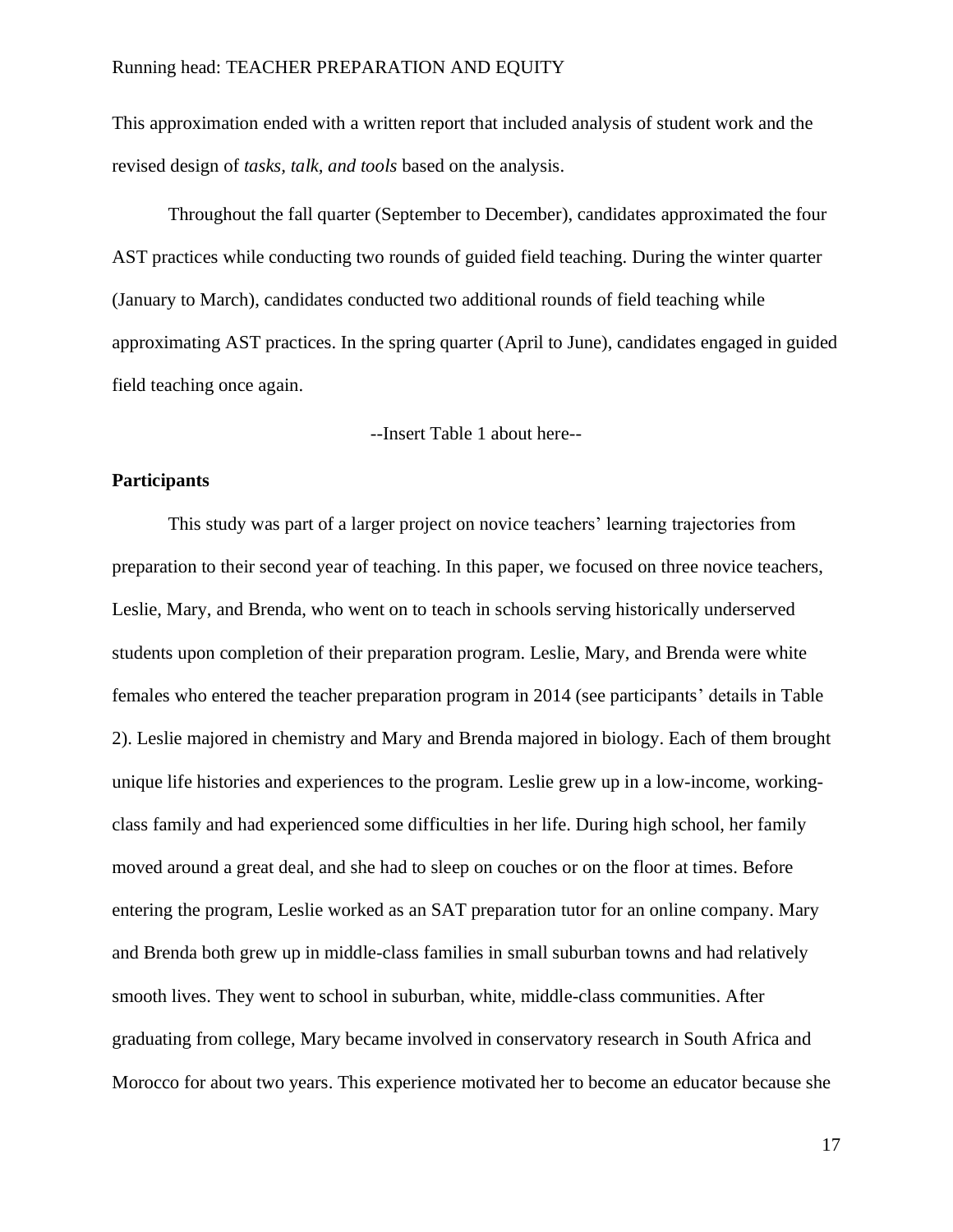This approximation ended with a written report that included analysis of student work and the revised design of *tasks, talk, and tools* based on the analysis.

Throughout the fall quarter (September to December), candidates approximated the four AST practices while conducting two rounds of guided field teaching. During the winter quarter (January to March), candidates conducted two additional rounds of field teaching while approximating AST practices. In the spring quarter (April to June), candidates engaged in guided field teaching once again.

--Insert Table 1 about here--

**Participants**

This study was part of a larger project on novice teachers' learning trajectories from preparation to their second year of teaching. In this paper, we focused on three novice teachers, Leslie, Mary, and Brenda, who went on to teach in schools serving historically underserved students upon completion of their preparation program. Leslie, Mary, and Brenda were white females who entered the teacher preparation program in 2014 (see participants' details in Table 2). Leslie majored in chemistry and Mary and Brenda majored in biology. Each of them brought unique life histories and experiences to the program. Leslie grew up in a low-income, working-class family and had experienced some difficulties in her life. During high school, her family moved around a great deal, and she had to sleep on couches or on the floor at times. Before entering the program, Leslie worked as an SAT preparation tutor for an online company. Mary and Brenda both grew up in middle-class families in small suburban towns and had relatively smooth lives. They went to school in suburban, white, middle-class communities. After graduating from college, Mary became involved in conservatory research in South Africa and Morocco for about two years. This experience motivated her to become an educator because she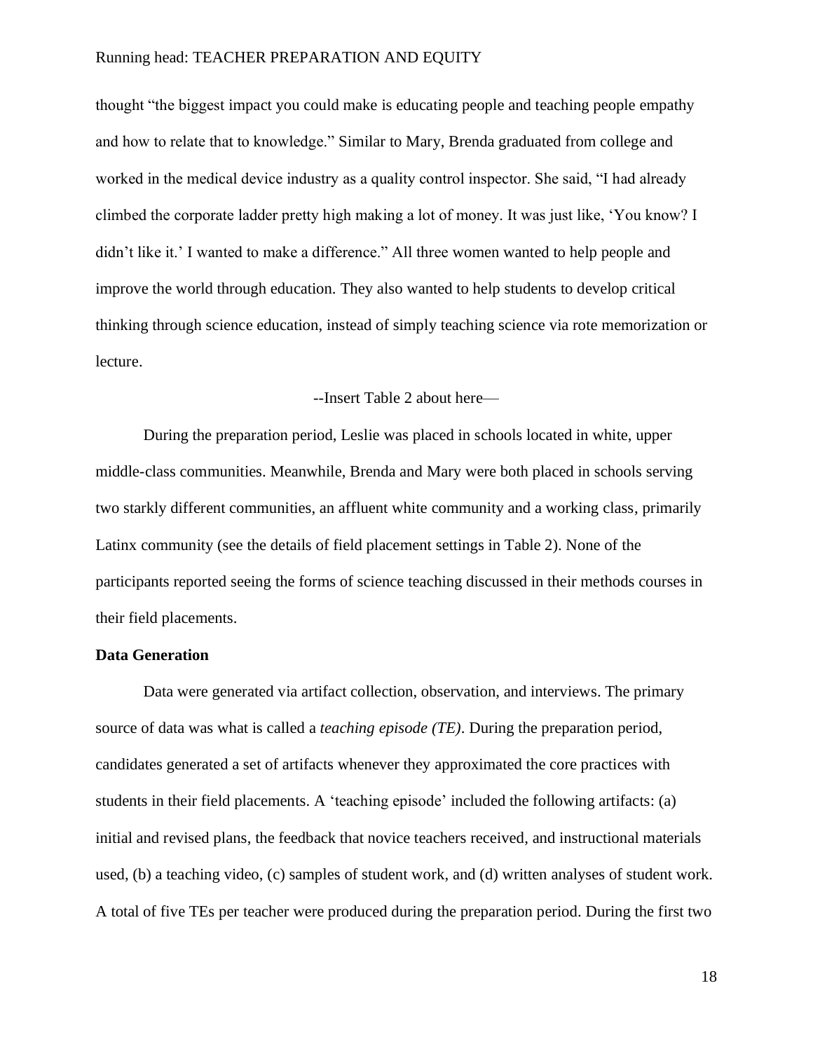thought "the biggest impact you could make is educating people and teaching people empathy and how to relate that to knowledge." Similar to Mary, Brenda graduated from college and worked in the medical device industry as a quality control inspector. She said, "I had already climbed the corporate ladder pretty high making a lot of money. It was just like, 'You know? I didn't like it.' I wanted to make a difference." All three women wanted to help people and improve the world through education. They also wanted to help students to develop critical thinking through science education, instead of simply teaching science via rote memorization or lecture.

--Insert Table 2 about here—

During the preparation period, Leslie was placed in schools located in white, upper middle-class communities. Meanwhile, Brenda and Mary were both placed in schools serving two starkly different communities, an affluent white community and a working class, primarily Latinx community (see the details of field placement settings in Table 2). None of the participants reported seeing the forms of science teaching discussed in their methods courses in their field placements.

**Data Generation**

Data were generated via artifact collection, observation, and interviews. The primary source of data was what is called a *teaching episode (TE)*. During the preparation period, candidates generated a set of artifacts whenever they approximated the core practices with students in their field placements. A 'teaching episode' included the following artifacts: (a) initial and revised plans, the feedback that novice teachers received, and instructional materials used, (b) a teaching video, (c) samples of student work, and (d) written analyses of student work. A total of five TEs per teacher were produced during the preparation period. During the first two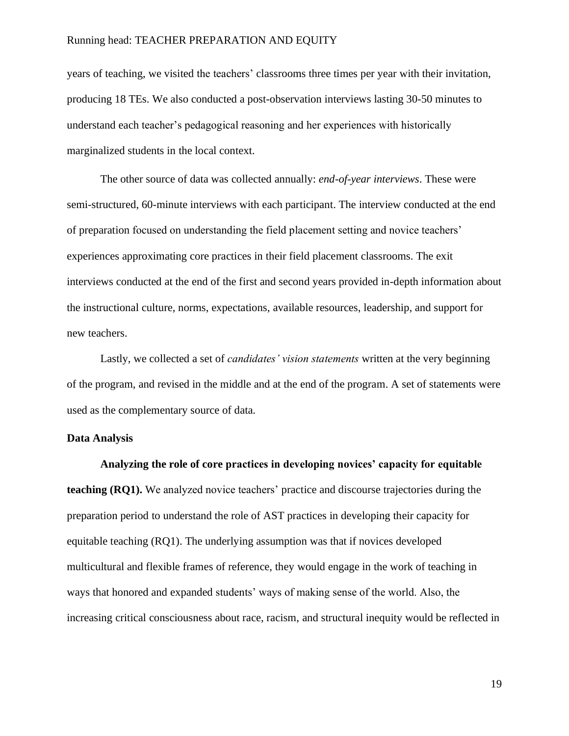years of teaching, we visited the teachers' classrooms three times per year with their invitation, producing 18 TEs. We also conducted a post-observation interviews lasting 30-50 minutes to understand each teacher's pedagogical reasoning and her experiences with historically marginalized students in the local context.

The other source of data was collected annually: *end-of-year interviews*. These were semi-structured, 60-minute interviews with each participant. The interview conducted at the end of preparation focused on understanding the field placement setting and novice teachers' experiences approximating core practices in their field placement classrooms. The exit interviews conducted at the end of the first and second years provided in-depth information about the instructional culture, norms, expectations, available resources, leadership, and support for new teachers.

Lastly, we collected a set of *candidates' vision statements* written at the very beginning of the program, and revised in the middle and at the end of the program. A set of statements were used as the complementary source of data.

**Data Analysis**

**Analyzing the role of core practices in developing novices' capacity for equitable teaching (RQ1).** We analyzed novice teachers' practice and discourse trajectories during the preparation period to understand the role of AST practices in developing their capacity for equitable teaching (RQ1). The underlying assumption was that if novices developed multicultural and flexible frames of reference, they would engage in the work of teaching in ways that honored and expanded students' ways of making sense of the world. Also, the increasing critical consciousness about race, racism, and structural inequity would be reflected in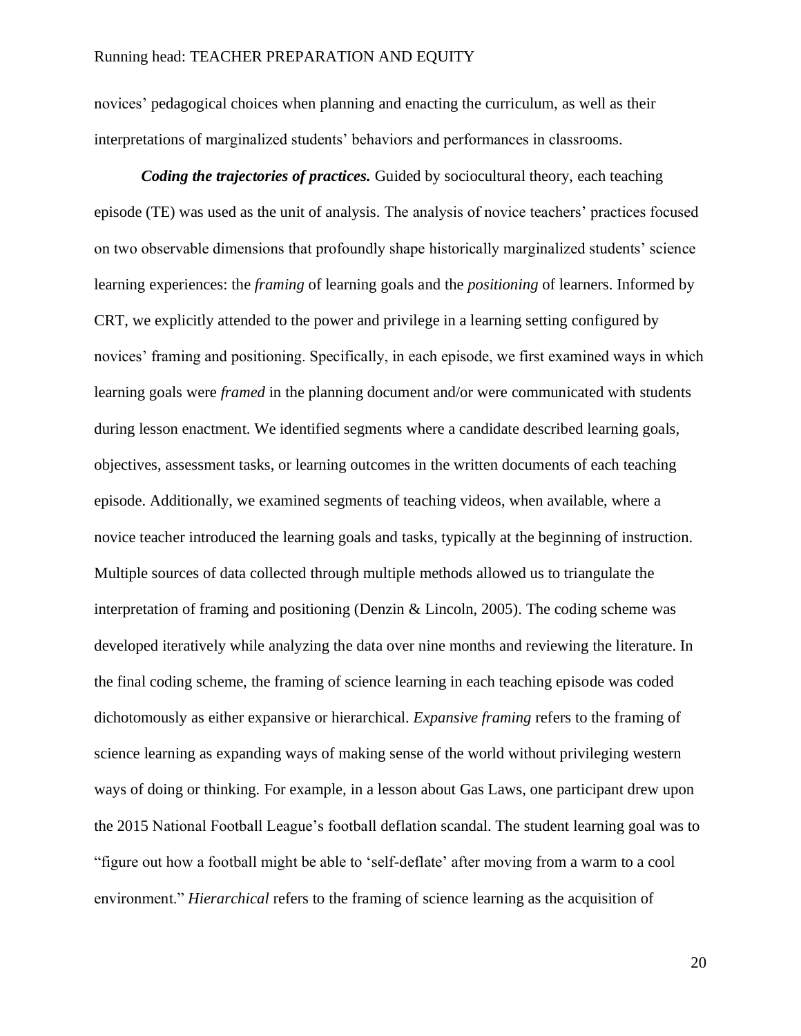novices' pedagogical choices when planning and enacting the curriculum, as well as their interpretations of marginalized students' behaviors and performances in classrooms.

***Coding the trajectories of practices.*** Guided by sociocultural theory, each teaching episode (TE) was used as the unit of analysis. The analysis of novice teachers' practices focused on two observable dimensions that profoundly shape historically marginalized students' science learning experiences: the *framing* of learning goals and the *positioning* of learners. Informed by CRT, we explicitly attended to the power and privilege in a learning setting configured by novices' framing and positioning. Specifically, in each episode, we first examined ways in which learning goals were *framed* in the planning document and/or were communicated with students during lesson enactment. We identified segments where a candidate described learning goals, objectives, assessment tasks, or learning outcomes in the written documents of each teaching episode. Additionally, we examined segments of teaching videos, when available, where a novice teacher introduced the learning goals and tasks, typically at the beginning of instruction. Multiple sources of data collected through multiple methods allowed us to triangulate the interpretation of framing and positioning (Denzin & Lincoln, 2005). The coding scheme was developed iteratively while analyzing the data over nine months and reviewing the literature. In the final coding scheme, the framing of science learning in each teaching episode was coded dichotomously as either expansive or hierarchical. *Expansive framing* refers to the framing of science learning as expanding ways of making sense of the world without privileging western ways of doing or thinking. For example, in a lesson about Gas Laws, one participant drew upon the 2015 National Football League's football deflation scandal. The student learning goal was to "figure out how a football might be able to 'self-deflate' after moving from a warm to a cool environment." *Hierarchical* refers to the framing of science learning as the acquisition of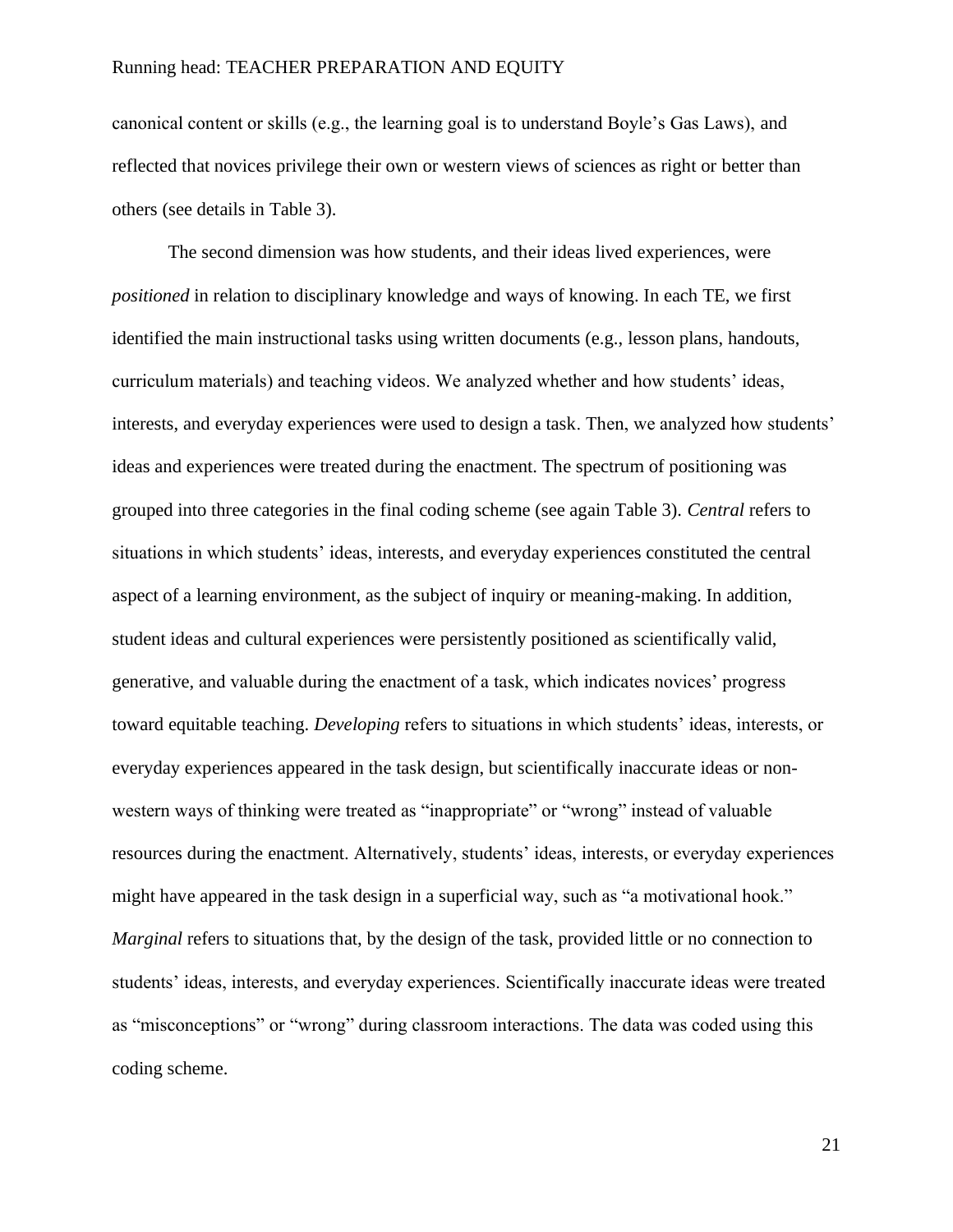canonical content or skills (e.g., the learning goal is to understand Boyle's Gas Laws), and reflected that novices privilege their own or western views of sciences as right or better than others (see details in Table 3).

The second dimension was how students, and their ideas lived experiences, were *positioned* in relation to disciplinary knowledge and ways of knowing. In each TE, we first identified the main instructional tasks using written documents (e.g., lesson plans, handouts, curriculum materials) and teaching videos. We analyzed whether and how students' ideas, interests, and everyday experiences were used to design a task. Then, we analyzed how students' ideas and experiences were treated during the enactment. The spectrum of positioning was grouped into three categories in the final coding scheme (see again Table 3). *Central* refers to situations in which students' ideas, interests, and everyday experiences constituted the central aspect of a learning environment, as the subject of inquiry or meaning-making. In addition, student ideas and cultural experiences were persistently positioned as scientifically valid, generative, and valuable during the enactment of a task, which indicates novices' progress toward equitable teaching. *Developing* refers to situations in which students' ideas, interests, or everyday experiences appeared in the task design, but scientifically inaccurate ideas or non-western ways of thinking were treated as "inappropriate" or "wrong" instead of valuable resources during the enactment. Alternatively, students' ideas, interests, or everyday experiences might have appeared in the task design in a superficial way, such as "a motivational hook." *Marginal* refers to situations that, by the design of the task, provided little or no connection to students' ideas, interests, and everyday experiences. Scientifically inaccurate ideas were treated as "misconceptions" or "wrong" during classroom interactions. The data was coded using this coding scheme.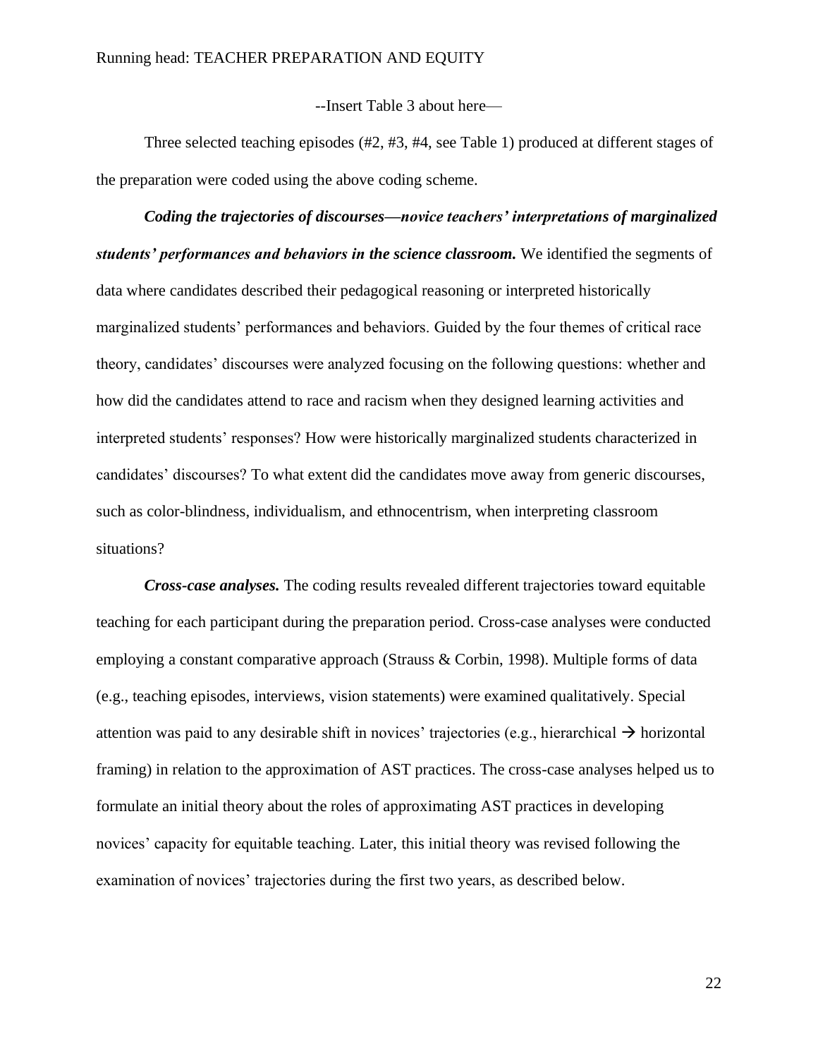--Insert Table 3 about here—

Three selected teaching episodes (#2, #3, #4, see Table 1) produced at different stages of the preparation were coded using the above coding scheme.

***Coding the trajectories of discourses—novice teachers' interpretations of marginalized students' performances and behaviors in the science classroom.*** We identified the segments of data where candidates described their pedagogical reasoning or interpreted historically marginalized students' performances and behaviors. Guided by the four themes of critical race theory, candidates' discourses were analyzed focusing on the following questions: whether and how did the candidates attend to race and racism when they designed learning activities and interpreted students' responses? How were historically marginalized students characterized in candidates' discourses? To what extent did the candidates move away from generic discourses, such as color-blindness, individualism, and ethnocentrism, when interpreting classroom situations?

***Cross-case analyses.*** The coding results revealed different trajectories toward equitable teaching for each participant during the preparation period. Cross-case analyses were conducted employing a constant comparative approach (Strauss & Corbin, 1998). Multiple forms of data (e.g., teaching episodes, interviews, vision statements) were examined qualitatively. Special attention was paid to any desirable shift in novices' trajectories (e.g., hierarchical → horizontal framing) in relation to the approximation of AST practices. The cross-case analyses helped us to formulate an initial theory about the roles of approximating AST practices in developing novices' capacity for equitable teaching. Later, this initial theory was revised following the examination of novices' trajectories during the first two years, as described below.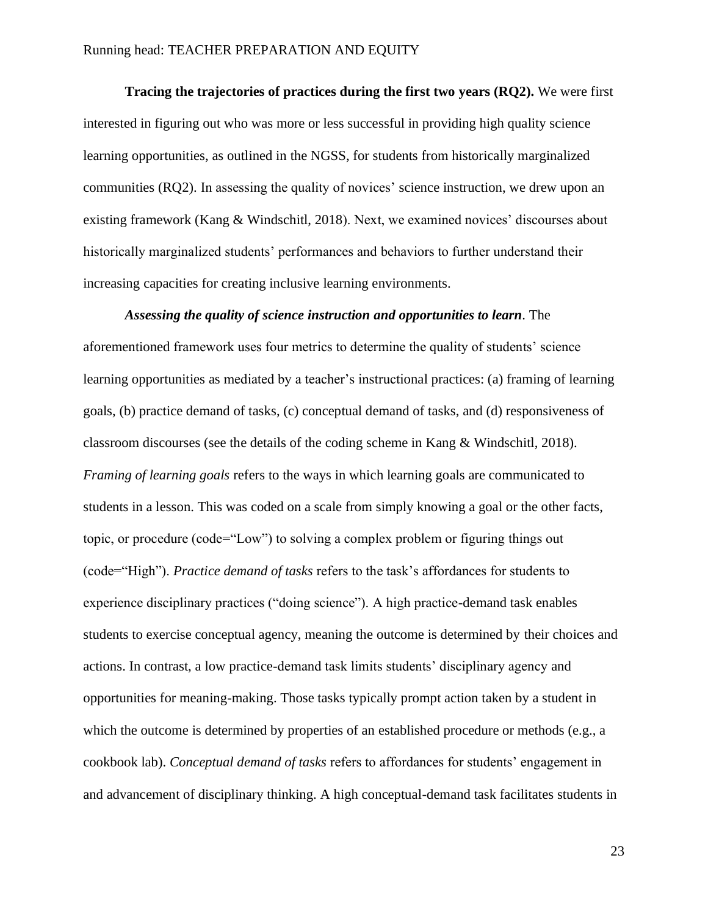**Tracing the trajectories of practices during the first two years (RQ2).** We were first interested in figuring out who was more or less successful in providing high quality science learning opportunities, as outlined in the NGSS, for students from historically marginalized communities (RQ2). In assessing the quality of novices' science instruction, we drew upon an existing framework (Kang & Windschitl, 2018). Next, we examined novices' discourses about historically marginalized students' performances and behaviors to further understand their increasing capacities for creating inclusive learning environments.

***Assessing the quality of science instruction and opportunities to learn***. The aforementioned framework uses four metrics to determine the quality of students' science learning opportunities as mediated by a teacher's instructional practices: (a) framing of learning goals, (b) practice demand of tasks, (c) conceptual demand of tasks, and (d) responsiveness of classroom discourses (see the details of the coding scheme in Kang & Windschitl, 2018). *Framing of learning goals* refers to the ways in which learning goals are communicated to students in a lesson. This was coded on a scale from simply knowing a goal or the other facts, topic, or procedure (code="Low") to solving a complex problem or figuring things out (code="High"). *Practice demand of tasks* refers to the task's affordances for students to experience disciplinary practices ("doing science"). A high practice-demand task enables students to exercise conceptual agency, meaning the outcome is determined by their choices and actions. In contrast, a low practice-demand task limits students' disciplinary agency and opportunities for meaning-making. Those tasks typically prompt action taken by a student in which the outcome is determined by properties of an established procedure or methods (e.g., a cookbook lab). *Conceptual demand of tasks* refers to affordances for students' engagement in and advancement of disciplinary thinking. A high conceptual-demand task facilitates students in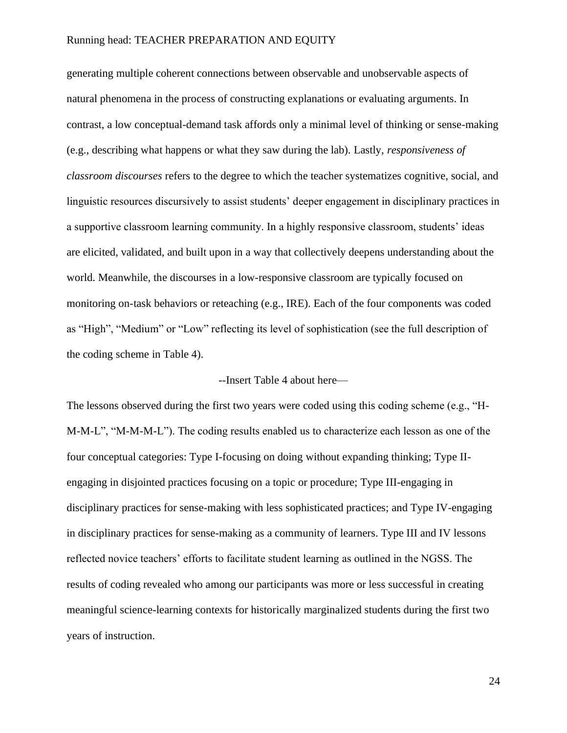generating multiple coherent connections between observable and unobservable aspects of natural phenomena in the process of constructing explanations or evaluating arguments. In contrast, a low conceptual-demand task affords only a minimal level of thinking or sense-making (e.g., describing what happens or what they saw during the lab). Lastly, *responsiveness of classroom discourses* refers to the degree to which the teacher systematizes cognitive, social, and linguistic resources discursively to assist students' deeper engagement in disciplinary practices in a supportive classroom learning community. In a highly responsive classroom, students' ideas are elicited, validated, and built upon in a way that collectively deepens understanding about the world. Meanwhile, the discourses in a low-responsive classroom are typically focused on monitoring on-task behaviors or reteaching (e.g., IRE). Each of the four components was coded as "High", "Medium" or "Low" reflecting its level of sophistication (see the full description of the coding scheme in Table 4).

--Insert Table 4 about here—

The lessons observed during the first two years were coded using this coding scheme (e.g., "H-M-M-L", "M-M-M-L"). The coding results enabled us to characterize each lesson as one of the four conceptual categories: Type I-focusing on doing without expanding thinking; Type II-engaging in disjointed practices focusing on a topic or procedure; Type III-engaging in disciplinary practices for sense-making with less sophisticated practices; and Type IV-engaging in disciplinary practices for sense-making as a community of learners. Type III and IV lessons reflected novice teachers' efforts to facilitate student learning as outlined in the NGSS. The results of coding revealed who among our participants was more or less successful in creating meaningful science-learning contexts for historically marginalized students during the first two years of instruction.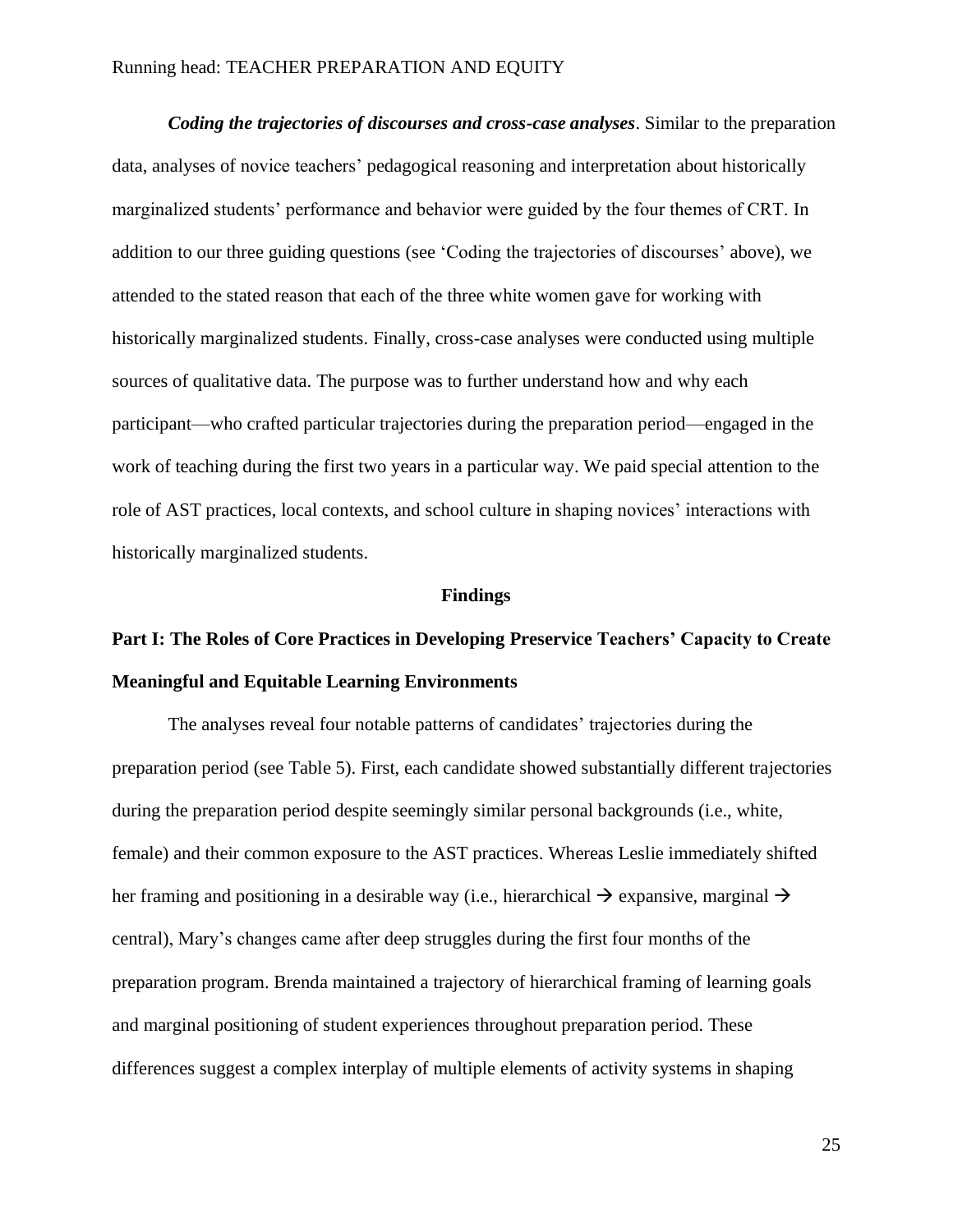***Coding the trajectories of discourses and cross-case analyses***. Similar to the preparation data, analyses of novice teachers' pedagogical reasoning and interpretation about historically marginalized students' performance and behavior were guided by the four themes of CRT. In addition to our three guiding questions (see 'Coding the trajectories of discourses' above), we attended to the stated reason that each of the three white women gave for working with historically marginalized students. Finally, cross-case analyses were conducted using multiple sources of qualitative data. The purpose was to further understand how and why each participant—who crafted particular trajectories during the preparation period—engaged in the work of teaching during the first two years in a particular way. We paid special attention to the role of AST practices, local contexts, and school culture in shaping novices' interactions with historically marginalized students.

## Findings

### Part I: The Roles of Core Practices in Developing Preservice Teachers' Capacity to Create Meaningful and Equitable Learning Environments

The analyses reveal four notable patterns of candidates' trajectories during the preparation period (see Table 5). First, each candidate showed substantially different trajectories during the preparation period despite seemingly similar personal backgrounds (i.e., white, female) and their common exposure to the AST practices. Whereas Leslie immediately shifted her framing and positioning in a desirable way (i.e., hierarchical → expansive, marginal → central), Mary's changes came after deep struggles during the first four months of the preparation program. Brenda maintained a trajectory of hierarchical framing of learning goals and marginal positioning of student experiences throughout preparation period. These differences suggest a complex interplay of multiple elements of activity systems in shaping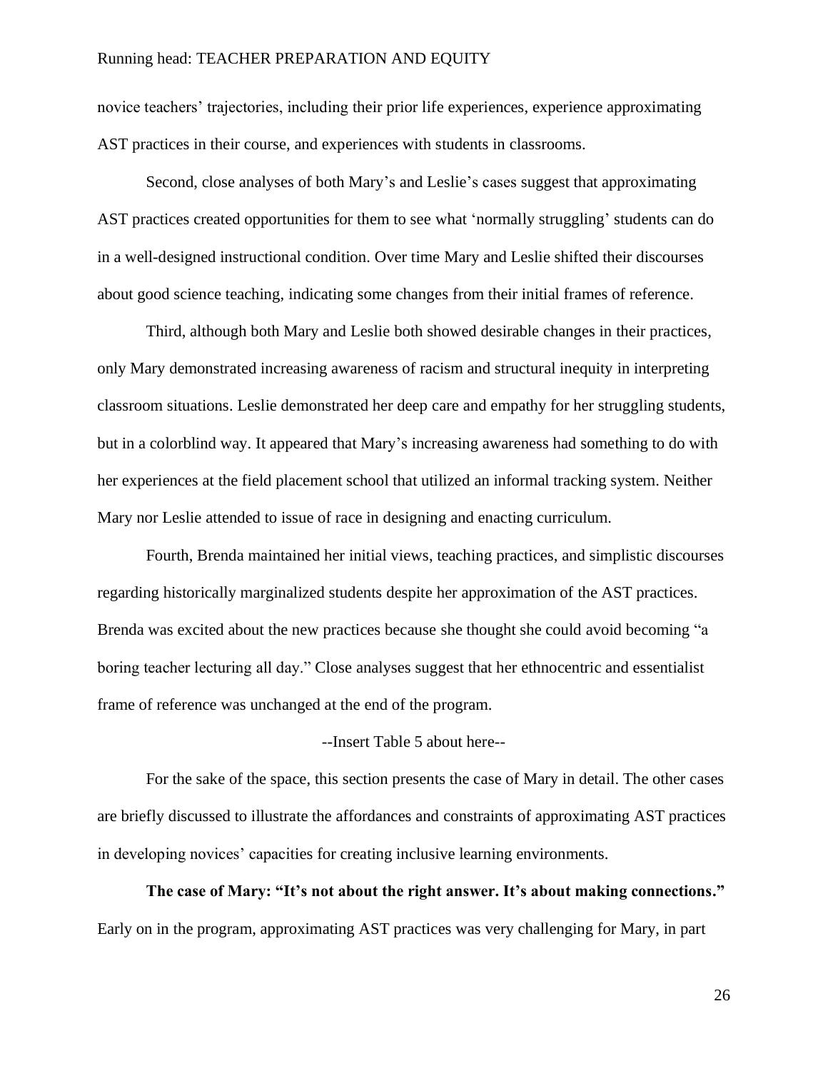novice teachers' trajectories, including their prior life experiences, experience approximating AST practices in their course, and experiences with students in classrooms.

Second, close analyses of both Mary's and Leslie's cases suggest that approximating AST practices created opportunities for them to see what 'normally struggling' students can do in a well-designed instructional condition. Over time Mary and Leslie shifted their discourses about good science teaching, indicating some changes from their initial frames of reference.

Third, although both Mary and Leslie both showed desirable changes in their practices, only Mary demonstrated increasing awareness of racism and structural inequity in interpreting classroom situations. Leslie demonstrated her deep care and empathy for her struggling students, but in a colorblind way. It appeared that Mary's increasing awareness had something to do with her experiences at the field placement school that utilized an informal tracking system. Neither Mary nor Leslie attended to issue of race in designing and enacting curriculum.

Fourth, Brenda maintained her initial views, teaching practices, and simplistic discourses regarding historically marginalized students despite her approximation of the AST practices. Brenda was excited about the new practices because she thought she could avoid becoming "a boring teacher lecturing all day." Close analyses suggest that her ethnocentric and essentialist frame of reference was unchanged at the end of the program.

--Insert Table 5 about here--

For the sake of the space, this section presents the case of Mary in detail. The other cases are briefly discussed to illustrate the affordances and constraints of approximating AST practices in developing novices' capacities for creating inclusive learning environments.

**The case of Mary: "It's not about the right answer. It's about making connections."** Early on in the program, approximating AST practices was very challenging for Mary, in part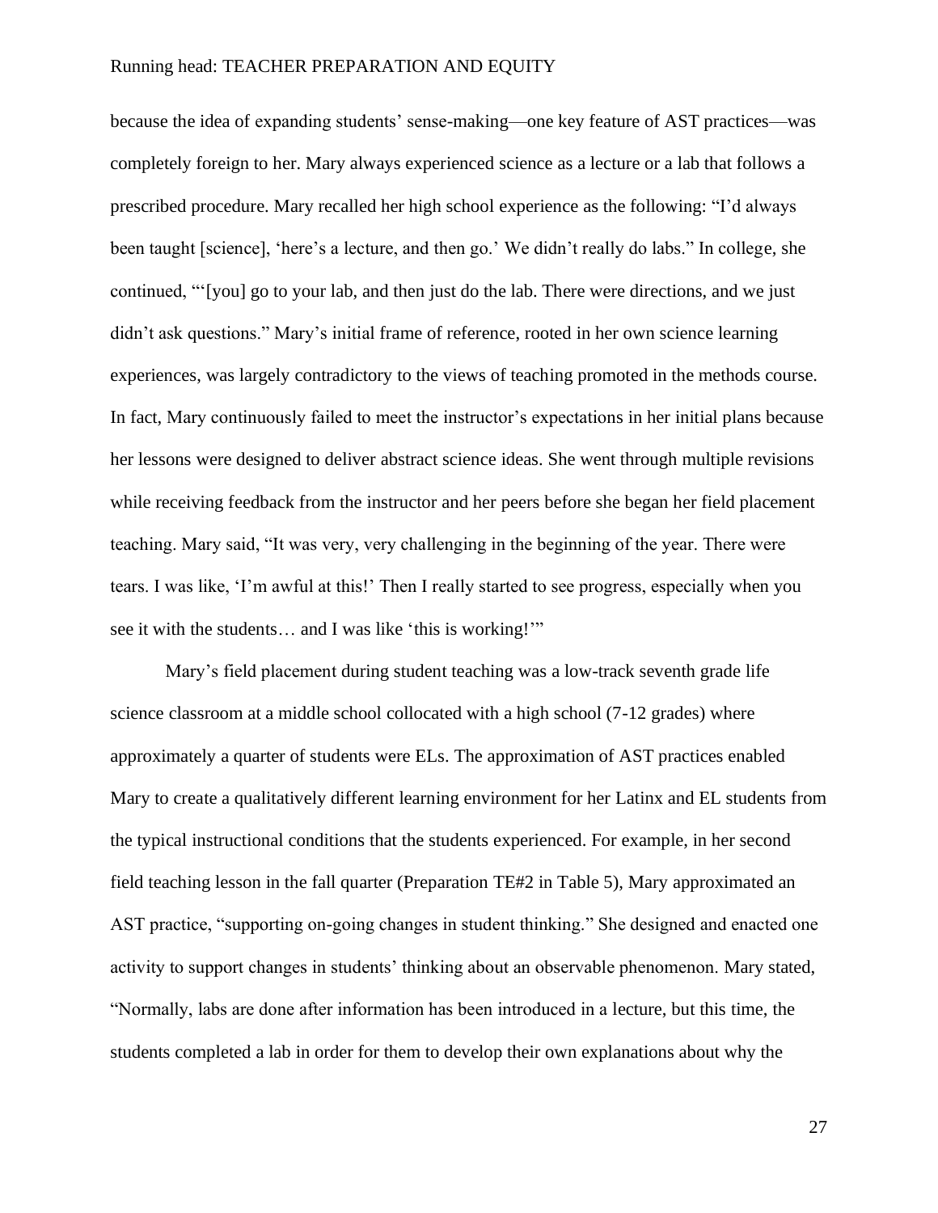because the idea of expanding students' sense-making—one key feature of AST practices—was completely foreign to her. Mary always experienced science as a lecture or a lab that follows a prescribed procedure. Mary recalled her high school experience as the following: "I'd always been taught [science], 'here's a lecture, and then go.' We didn't really do labs." In college, she continued, "'[you] go to your lab, and then just do the lab. There were directions, and we just didn't ask questions." Mary's initial frame of reference, rooted in her own science learning experiences, was largely contradictory to the views of teaching promoted in the methods course. In fact, Mary continuously failed to meet the instructor's expectations in her initial plans because her lessons were designed to deliver abstract science ideas. She went through multiple revisions while receiving feedback from the instructor and her peers before she began her field placement teaching. Mary said, "It was very, very challenging in the beginning of the year. There were tears. I was like, 'I'm awful at this!' Then I really started to see progress, especially when you see it with the students… and I was like 'this is working!'"

Mary's field placement during student teaching was a low-track seventh grade life science classroom at a middle school collocated with a high school (7-12 grades) where approximately a quarter of students were ELs. The approximation of AST practices enabled Mary to create a qualitatively different learning environment for her Latinx and EL students from the typical instructional conditions that the students experienced. For example, in her second field teaching lesson in the fall quarter (Preparation TE#2 in Table 5), Mary approximated an AST practice, "supporting on-going changes in student thinking." She designed and enacted one activity to support changes in students' thinking about an observable phenomenon. Mary stated, "Normally, labs are done after information has been introduced in a lecture, but this time, the students completed a lab in order for them to develop their own explanations about why the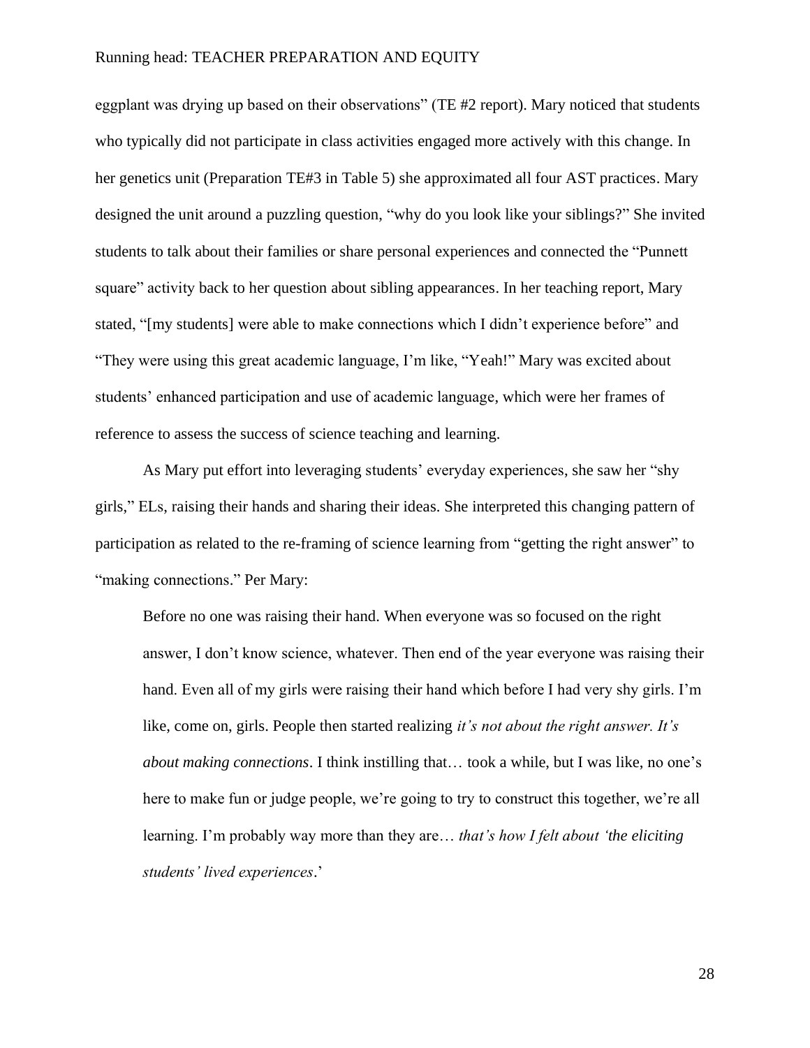eggplant was drying up based on their observations" (TE #2 report). Mary noticed that students who typically did not participate in class activities engaged more actively with this change. In her genetics unit (Preparation TE#3 in Table 5) she approximated all four AST practices. Mary designed the unit around a puzzling question, "why do you look like your siblings?" She invited students to talk about their families or share personal experiences and connected the "Punnett square" activity back to her question about sibling appearances. In her teaching report, Mary stated, "[my students] were able to make connections which I didn't experience before" and "They were using this great academic language, I'm like, "Yeah!" Mary was excited about students' enhanced participation and use of academic language, which were her frames of reference to assess the success of science teaching and learning.

As Mary put effort into leveraging students' everyday experiences, she saw her "shy girls," ELs, raising their hands and sharing their ideas. She interpreted this changing pattern of participation as related to the re-framing of science learning from "getting the right answer" to "making connections." Per Mary:

> Before no one was raising their hand. When everyone was so focused on the right answer, I don't know science, whatever. Then end of the year everyone was raising their hand. Even all of my girls were raising their hand which before I had very shy girls. I'm like, come on, girls. People then started realizing *it's not about the right answer. It's about making connections*. I think instilling that… took a while, but I was like, no one's here to make fun or judge people, we're going to try to construct this together, we're all learning. I'm probably way more than they are… *that's how I felt about 'the eliciting students' lived experiences*.'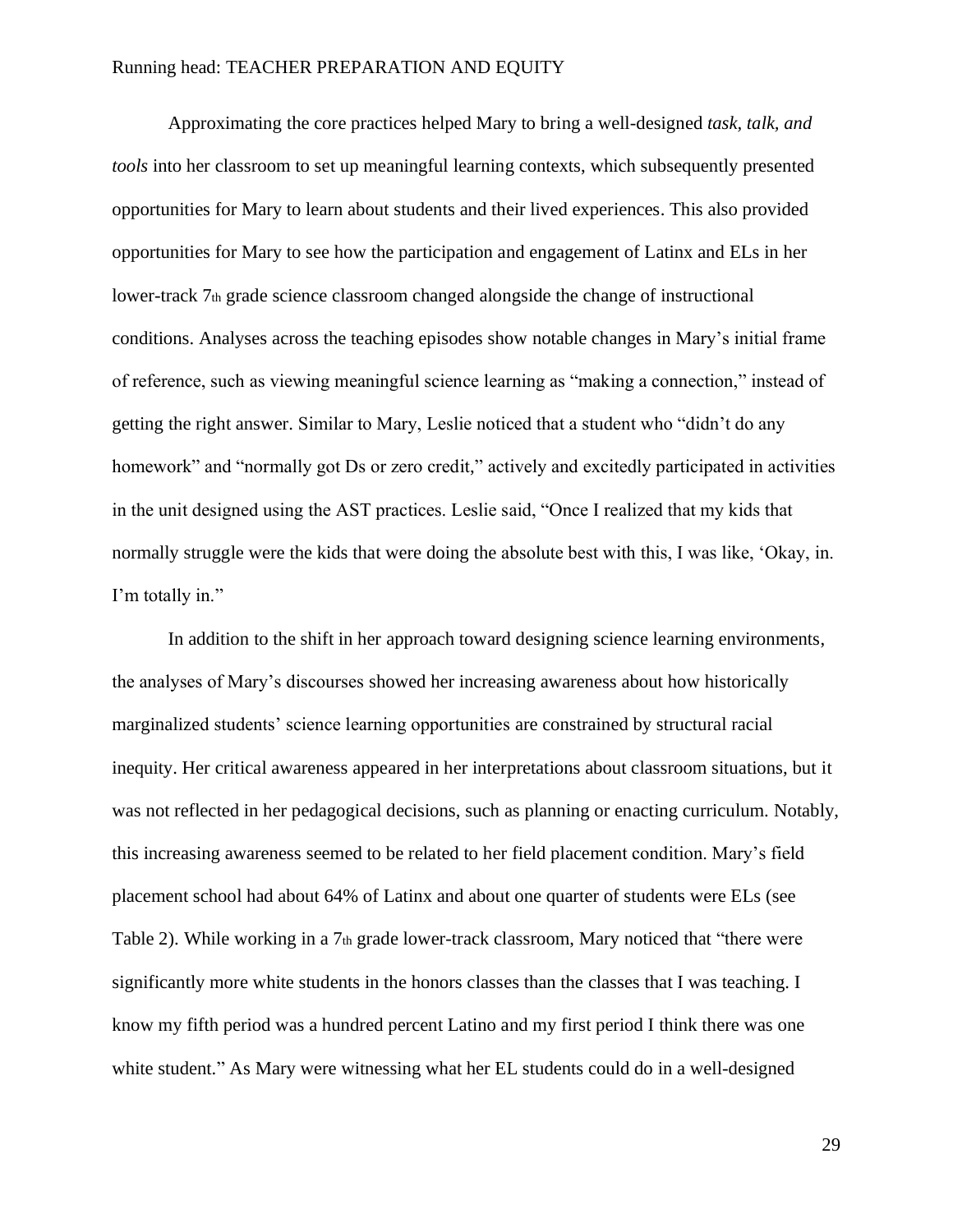Approximating the core practices helped Mary to bring a well-designed *task, talk, and tools* into her classroom to set up meaningful learning contexts, which subsequently presented opportunities for Mary to learn about students and their lived experiences. This also provided opportunities for Mary to see how the participation and engagement of Latinx and ELs in her lower-track 7th grade science classroom changed alongside the change of instructional conditions. Analyses across the teaching episodes show notable changes in Mary's initial frame of reference, such as viewing meaningful science learning as "making a connection," instead of getting the right answer. Similar to Mary, Leslie noticed that a student who "didn't do any homework" and "normally got Ds or zero credit," actively and excitedly participated in activities in the unit designed using the AST practices. Leslie said, "Once I realized that my kids that normally struggle were the kids that were doing the absolute best with this, I was like, 'Okay, in. I'm totally in."

In addition to the shift in her approach toward designing science learning environments, the analyses of Mary's discourses showed her increasing awareness about how historically marginalized students' science learning opportunities are constrained by structural racial inequity. Her critical awareness appeared in her interpretations about classroom situations, but it was not reflected in her pedagogical decisions, such as planning or enacting curriculum. Notably, this increasing awareness seemed to be related to her field placement condition. Mary's field placement school had about 64% of Latinx and about one quarter of students were ELs (see Table 2). While working in a 7th grade lower-track classroom, Mary noticed that "there were significantly more white students in the honors classes than the classes that I was teaching. I know my fifth period was a hundred percent Latino and my first period I think there was one white student." As Mary were witnessing what her EL students could do in a well-designed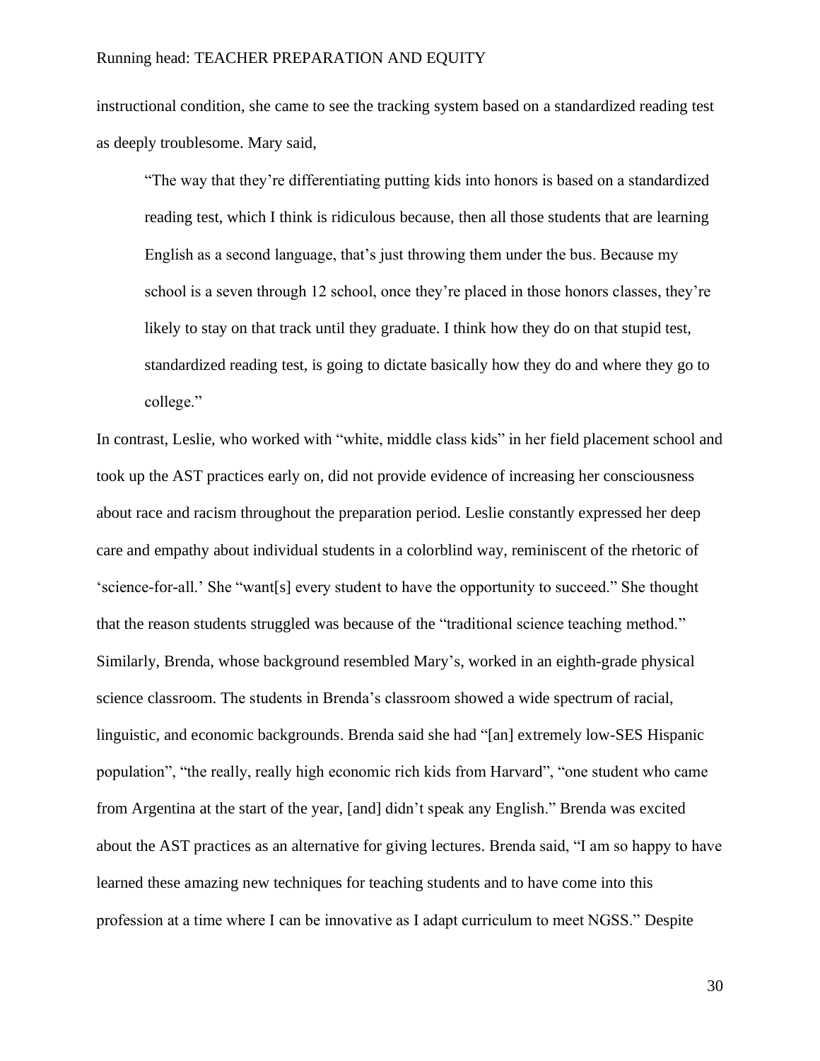instructional condition, she came to see the tracking system based on a standardized reading test as deeply troublesome. Mary said,

> "The way that they're differentiating putting kids into honors is based on a standardized reading test, which I think is ridiculous because, then all those students that are learning English as a second language, that's just throwing them under the bus. Because my school is a seven through 12 school, once they're placed in those honors classes, they're likely to stay on that track until they graduate. I think how they do on that stupid test, standardized reading test, is going to dictate basically how they do and where they go to college."

In contrast, Leslie, who worked with "white, middle class kids" in her field placement school and took up the AST practices early on, did not provide evidence of increasing her consciousness about race and racism throughout the preparation period. Leslie constantly expressed her deep care and empathy about individual students in a colorblind way, reminiscent of the rhetoric of 'science-for-all.' She "want[s] every student to have the opportunity to succeed." She thought that the reason students struggled was because of the "traditional science teaching method." Similarly, Brenda, whose background resembled Mary's, worked in an eighth-grade physical science classroom. The students in Brenda's classroom showed a wide spectrum of racial, linguistic, and economic backgrounds. Brenda said she had "[an] extremely low-SES Hispanic population", "the really, really high economic rich kids from Harvard", "one student who came from Argentina at the start of the year, [and] didn't speak any English." Brenda was excited about the AST practices as an alternative for giving lectures. Brenda said, "I am so happy to have learned these amazing new techniques for teaching students and to have come into this profession at a time where I can be innovative as I adapt curriculum to meet NGSS." Despite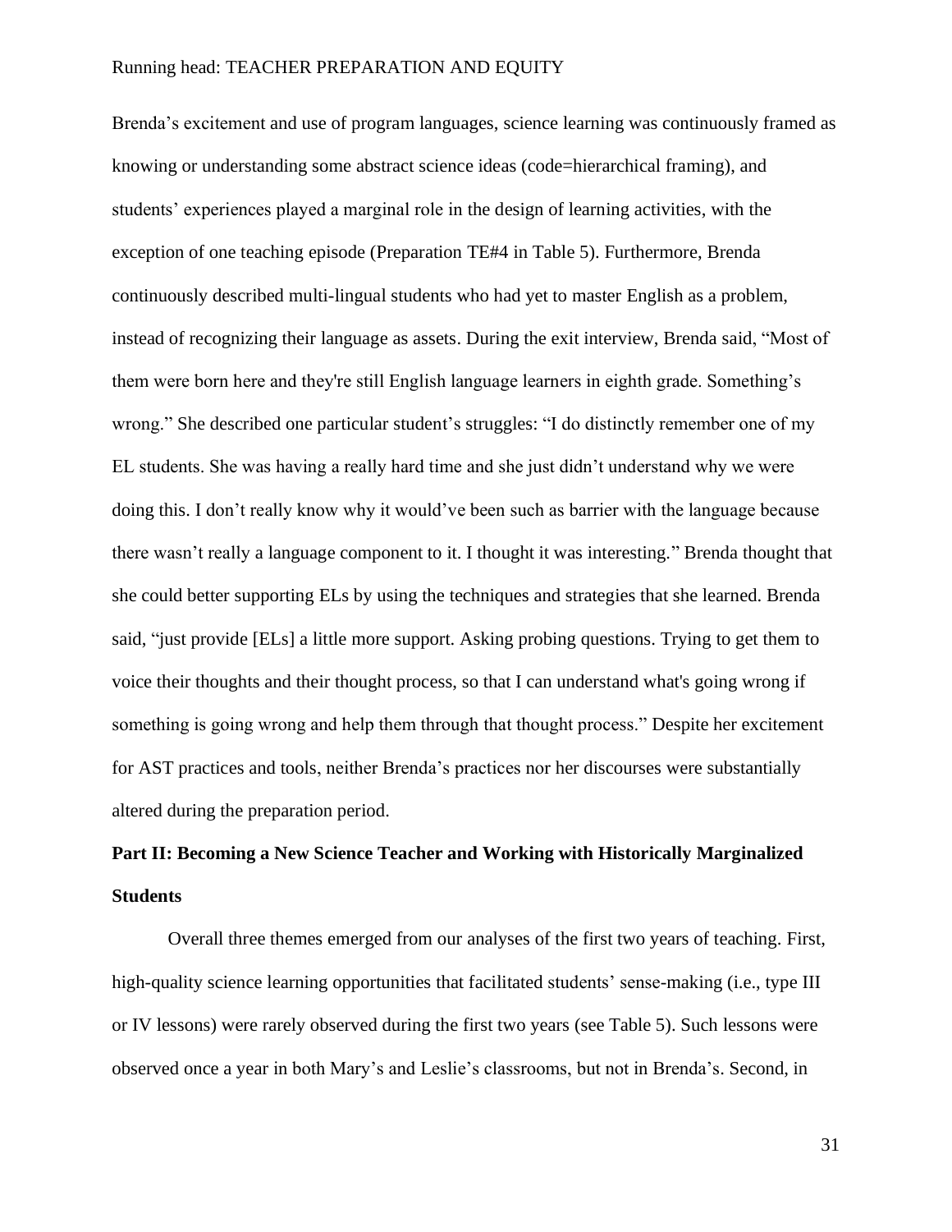Brenda's excitement and use of program languages, science learning was continuously framed as knowing or understanding some abstract science ideas (code=hierarchical framing), and students' experiences played a marginal role in the design of learning activities, with the exception of one teaching episode (Preparation TE#4 in Table 5). Furthermore, Brenda continuously described multi-lingual students who had yet to master English as a problem, instead of recognizing their language as assets. During the exit interview, Brenda said, "Most of them were born here and they're still English language learners in eighth grade. Something's wrong." She described one particular student's struggles: "I do distinctly remember one of my EL students. She was having a really hard time and she just didn't understand why we were doing this. I don't really know why it would've been such as barrier with the language because there wasn't really a language component to it. I thought it was interesting." Brenda thought that she could better supporting ELs by using the techniques and strategies that she learned. Brenda said, "just provide [ELs] a little more support. Asking probing questions. Trying to get them to voice their thoughts and their thought process, so that I can understand what's going wrong if something is going wrong and help them through that thought process." Despite her excitement for AST practices and tools, neither Brenda's practices nor her discourses were substantially altered during the preparation period.

## Part II: Becoming a New Science Teacher and Working with Historically Marginalized Students

Overall three themes emerged from our analyses of the first two years of teaching. First, high-quality science learning opportunities that facilitated students' sense-making (i.e., type III or IV lessons) were rarely observed during the first two years (see Table 5). Such lessons were observed once a year in both Mary's and Leslie's classrooms, but not in Brenda's. Second, in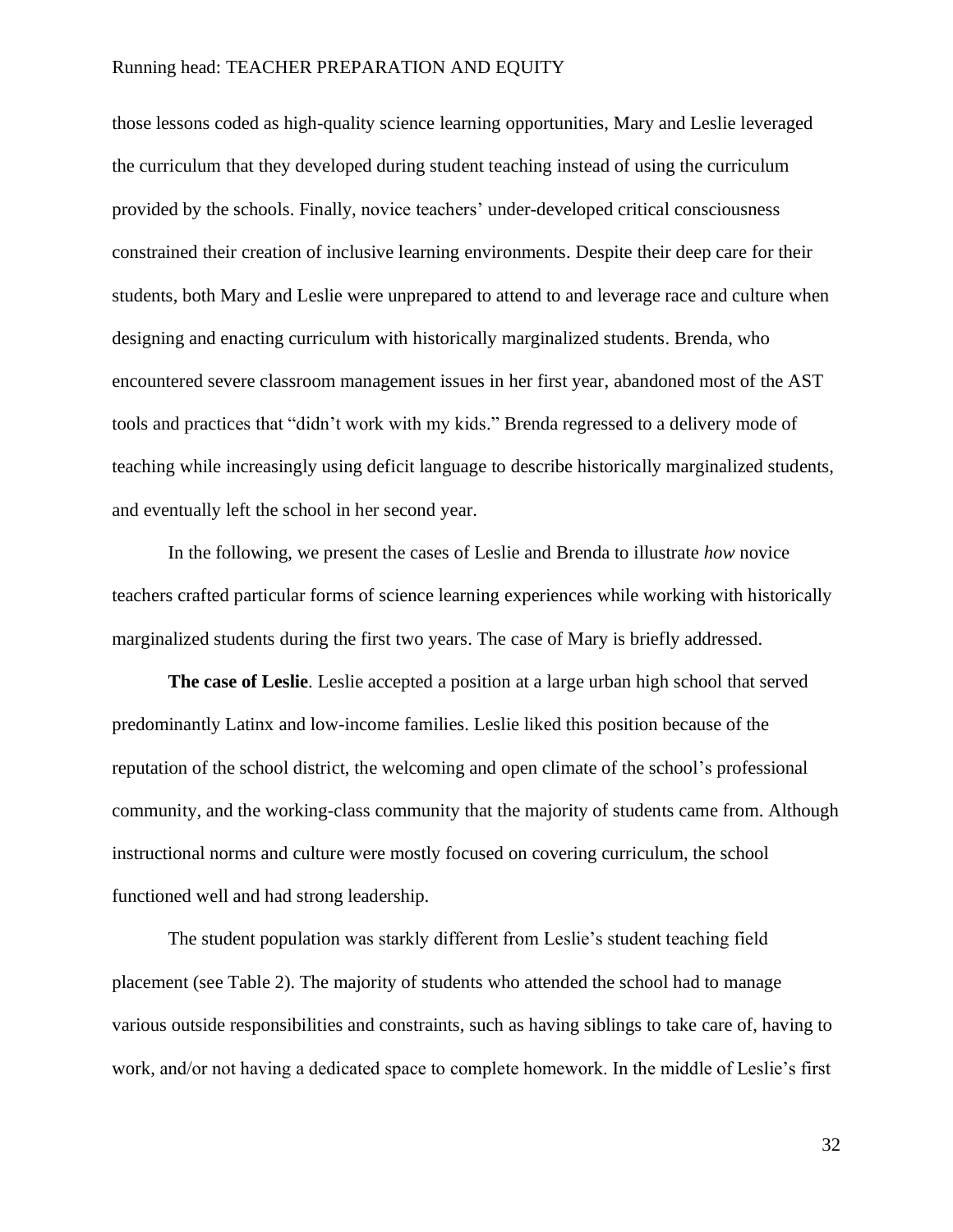those lessons coded as high-quality science learning opportunities, Mary and Leslie leveraged the curriculum that they developed during student teaching instead of using the curriculum provided by the schools. Finally, novice teachers' under-developed critical consciousness constrained their creation of inclusive learning environments. Despite their deep care for their students, both Mary and Leslie were unprepared to attend to and leverage race and culture when designing and enacting curriculum with historically marginalized students. Brenda, who encountered severe classroom management issues in her first year, abandoned most of the AST tools and practices that "didn't work with my kids." Brenda regressed to a delivery mode of teaching while increasingly using deficit language to describe historically marginalized students, and eventually left the school in her second year.

In the following, we present the cases of Leslie and Brenda to illustrate *how* novice teachers crafted particular forms of science learning experiences while working with historically marginalized students during the first two years. The case of Mary is briefly addressed.

**The case of Leslie**. Leslie accepted a position at a large urban high school that served predominantly Latinx and low-income families. Leslie liked this position because of the reputation of the school district, the welcoming and open climate of the school's professional community, and the working-class community that the majority of students came from. Although instructional norms and culture were mostly focused on covering curriculum, the school functioned well and had strong leadership.

The student population was starkly different from Leslie's student teaching field placement (see Table 2). The majority of students who attended the school had to manage various outside responsibilities and constraints, such as having siblings to take care of, having to work, and/or not having a dedicated space to complete homework. In the middle of Leslie's first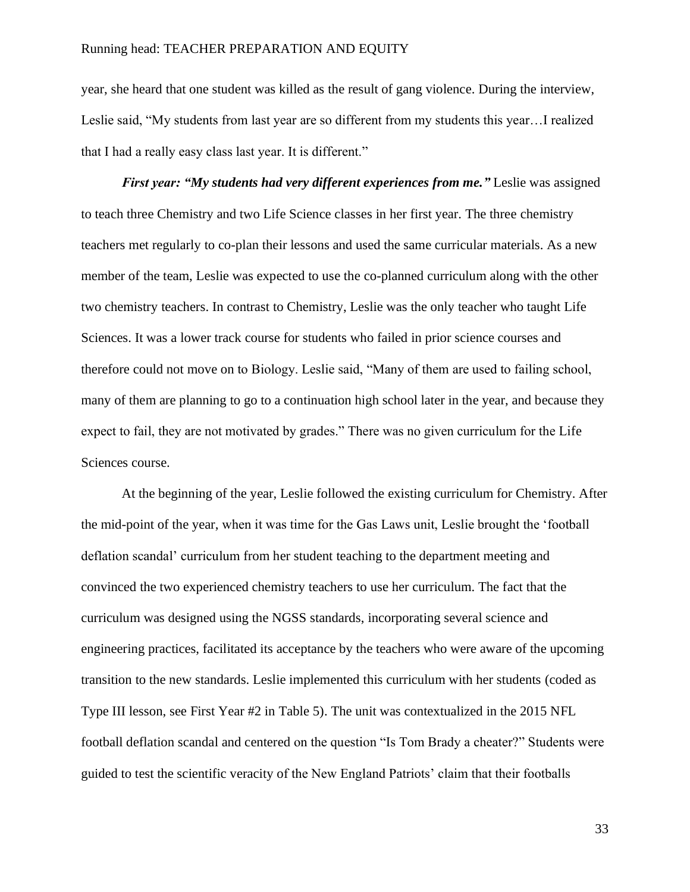year, she heard that one student was killed as the result of gang violence. During the interview, Leslie said, "My students from last year are so different from my students this year…I realized that I had a really easy class last year. It is different."

***First year: "My students had very different experiences from me."*** Leslie was assigned to teach three Chemistry and two Life Science classes in her first year. The three chemistry teachers met regularly to co-plan their lessons and used the same curricular materials. As a new member of the team, Leslie was expected to use the co-planned curriculum along with the other two chemistry teachers. In contrast to Chemistry, Leslie was the only teacher who taught Life Sciences. It was a lower track course for students who failed in prior science courses and therefore could not move on to Biology. Leslie said, "Many of them are used to failing school, many of them are planning to go to a continuation high school later in the year, and because they expect to fail, they are not motivated by grades." There was no given curriculum for the Life Sciences course.

At the beginning of the year, Leslie followed the existing curriculum for Chemistry. After the mid-point of the year, when it was time for the Gas Laws unit, Leslie brought the 'football deflation scandal' curriculum from her student teaching to the department meeting and convinced the two experienced chemistry teachers to use her curriculum. The fact that the curriculum was designed using the NGSS standards, incorporating several science and engineering practices, facilitated its acceptance by the teachers who were aware of the upcoming transition to the new standards. Leslie implemented this curriculum with her students (coded as Type III lesson, see First Year #2 in Table 5). The unit was contextualized in the 2015 NFL football deflation scandal and centered on the question "Is Tom Brady a cheater?" Students were guided to test the scientific veracity of the New England Patriots' claim that their footballs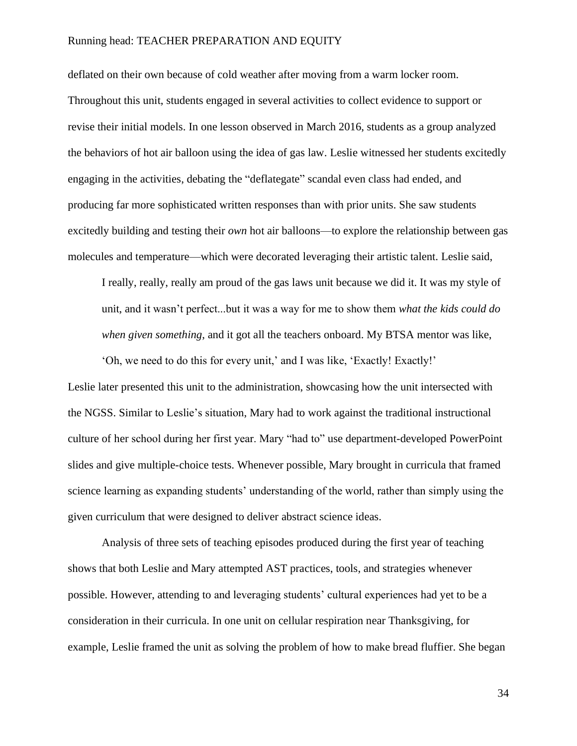deflated on their own because of cold weather after moving from a warm locker room. Throughout this unit, students engaged in several activities to collect evidence to support or revise their initial models. In one lesson observed in March 2016, students as a group analyzed the behaviors of hot air balloon using the idea of gas law. Leslie witnessed her students excitedly engaging in the activities, debating the "deflategate" scandal even class had ended, and producing far more sophisticated written responses than with prior units. She saw students excitedly building and testing their *own* hot air balloons—to explore the relationship between gas molecules and temperature—which were decorated leveraging their artistic talent. Leslie said,

> I really, really, really am proud of the gas laws unit because we did it. It was my style of unit, and it wasn't perfect...but it was a way for me to show them *what the kids could do when given something*, and it got all the teachers onboard. My BTSA mentor was like, 'Oh, we need to do this for every unit,' and I was like, 'Exactly! Exactly!'

Leslie later presented this unit to the administration, showcasing how the unit intersected with the NGSS. Similar to Leslie's situation, Mary had to work against the traditional instructional culture of her school during her first year. Mary "had to" use department-developed PowerPoint slides and give multiple-choice tests. Whenever possible, Mary brought in curricula that framed science learning as expanding students' understanding of the world, rather than simply using the given curriculum that were designed to deliver abstract science ideas.

Analysis of three sets of teaching episodes produced during the first year of teaching shows that both Leslie and Mary attempted AST practices, tools, and strategies whenever possible. However, attending to and leveraging students' cultural experiences had yet to be a consideration in their curricula. In one unit on cellular respiration near Thanksgiving, for example, Leslie framed the unit as solving the problem of how to make bread fluffier. She began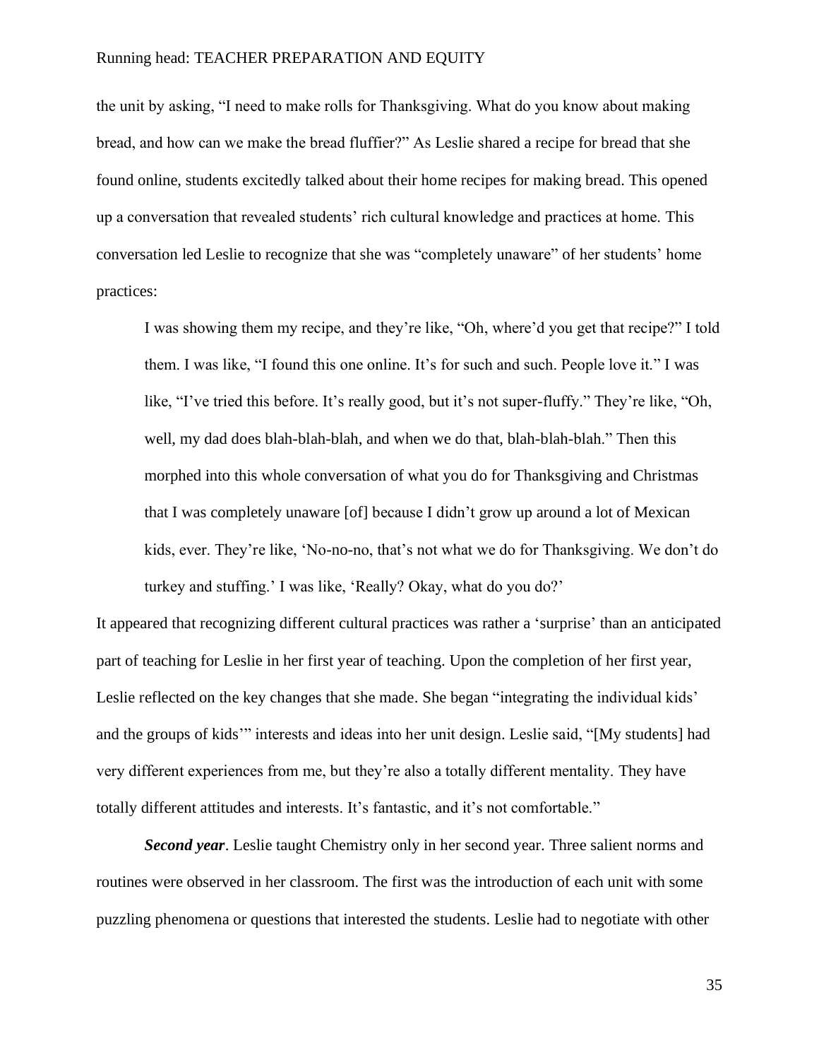the unit by asking, “I need to make rolls for Thanksgiving. What do you know about making bread, and how can we make the bread fluffier?” As Leslie shared a recipe for bread that she found online, students excitedly talked about their home recipes for making bread. This opened up a conversation that revealed students’ rich cultural knowledge and practices at home. This conversation led Leslie to recognize that she was “completely unaware” of her students’ home practices:

> I was showing them my recipe, and they’re like, “Oh, where’d you get that recipe?” I told them. I was like, “I found this one online. It’s for such and such. People love it.” I was like, “I’ve tried this before. It’s really good, but it’s not super-fluffy.” They’re like, “Oh, well, my dad does blah-blah-blah, and when we do that, blah-blah-blah.” Then this morphed into this whole conversation of what you do for Thanksgiving and Christmas that I was completely unaware [of] because I didn’t grow up around a lot of Mexican kids, ever. They’re like, ‘No-no-no, that’s not what we do for Thanksgiving. We don’t do turkey and stuffing.’ I was like, ‘Really? Okay, what do you do?’

It appeared that recognizing different cultural practices was rather a ‘surprise’ than an anticipated part of teaching for Leslie in her first year of teaching. Upon the completion of her first year, Leslie reflected on the key changes that she made. She began “integrating the individual kids’ and the groups of kids’” interests and ideas into her unit design. Leslie said, “[My students] had very different experiences from me, but they’re also a totally different mentality. They have totally different attitudes and interests. It’s fantastic, and it’s not comfortable.”

***Second year***. Leslie taught Chemistry only in her second year. Three salient norms and routines were observed in her classroom. The first was the introduction of each unit with some puzzling phenomena or questions that interested the students. Leslie had to negotiate with other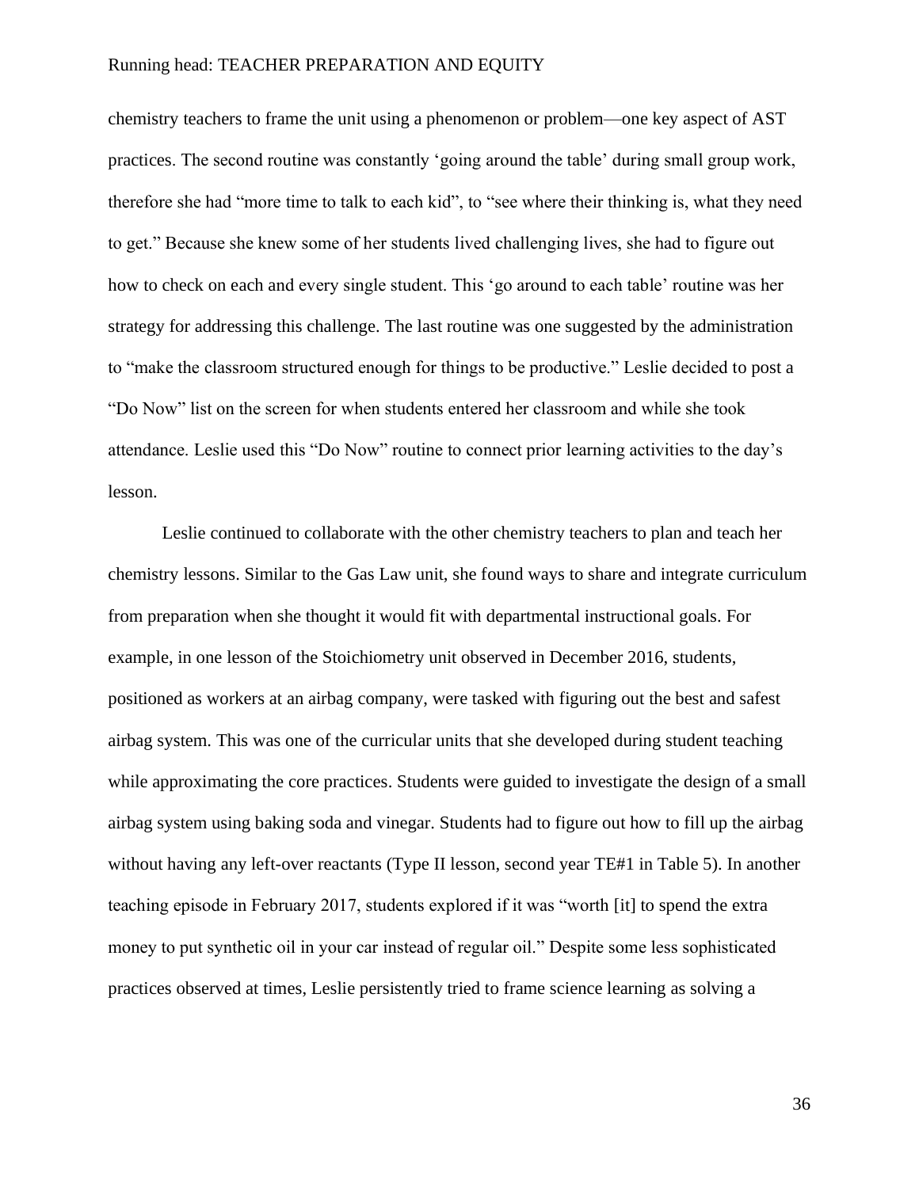chemistry teachers to frame the unit using a phenomenon or problem—one key aspect of AST practices. The second routine was constantly 'going around the table' during small group work, therefore she had "more time to talk to each kid", to "see where their thinking is, what they need to get." Because she knew some of her students lived challenging lives, she had to figure out how to check on each and every single student. This 'go around to each table' routine was her strategy for addressing this challenge. The last routine was one suggested by the administration to "make the classroom structured enough for things to be productive." Leslie decided to post a "Do Now" list on the screen for when students entered her classroom and while she took attendance. Leslie used this "Do Now" routine to connect prior learning activities to the day's lesson.

Leslie continued to collaborate with the other chemistry teachers to plan and teach her chemistry lessons. Similar to the Gas Law unit, she found ways to share and integrate curriculum from preparation when she thought it would fit with departmental instructional goals. For example, in one lesson of the Stoichiometry unit observed in December 2016, students, positioned as workers at an airbag company, were tasked with figuring out the best and safest airbag system. This was one of the curricular units that she developed during student teaching while approximating the core practices. Students were guided to investigate the design of a small airbag system using baking soda and vinegar. Students had to figure out how to fill up the airbag without having any left-over reactants (Type II lesson, second year TE#1 in Table 5). In another teaching episode in February 2017, students explored if it was "worth [it] to spend the extra money to put synthetic oil in your car instead of regular oil." Despite some less sophisticated practices observed at times, Leslie persistently tried to frame science learning as solving a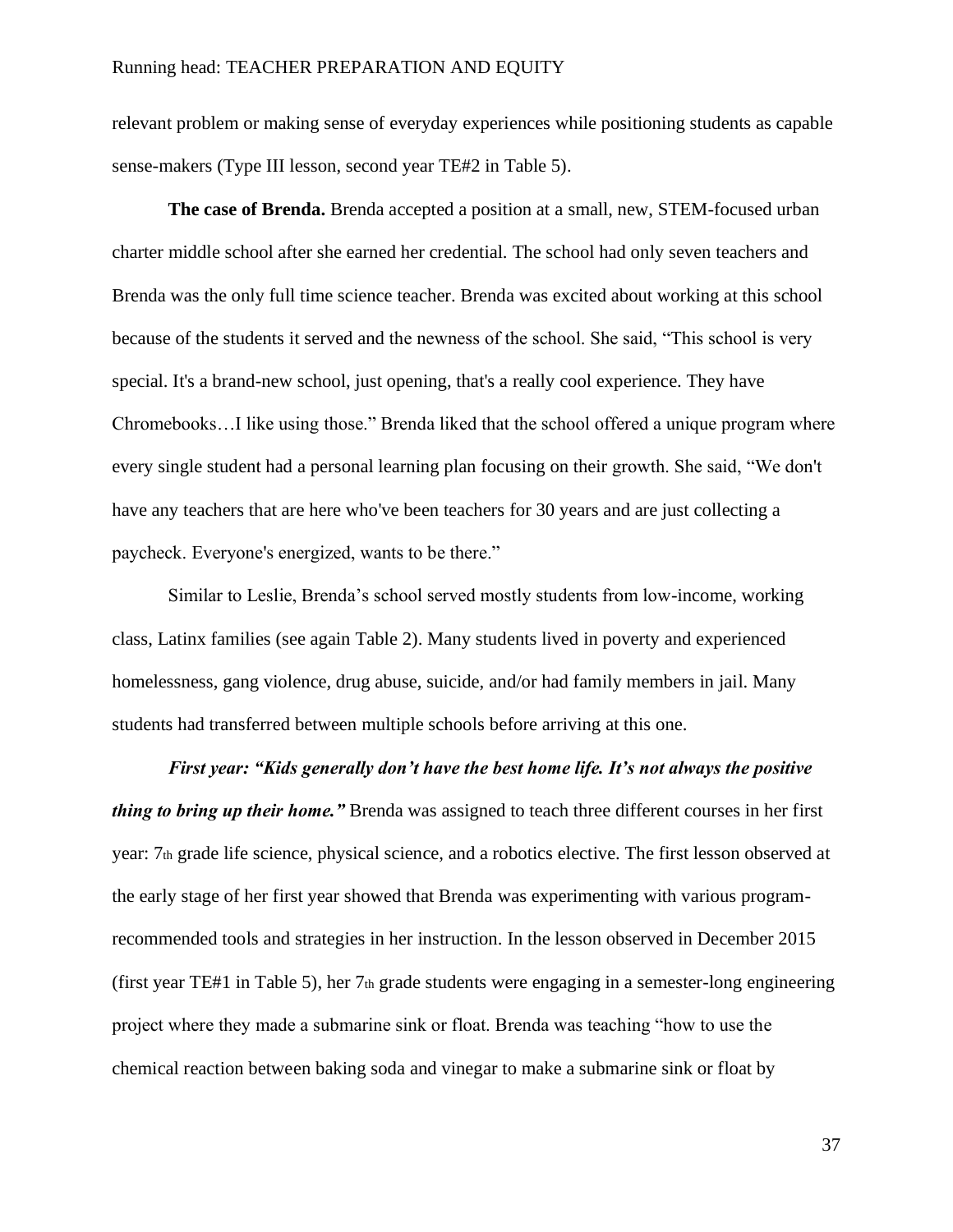relevant problem or making sense of everyday experiences while positioning students as capable sense-makers (Type III lesson, second year TE#2 in Table 5).

**The case of Brenda.** Brenda accepted a position at a small, new, STEM-focused urban charter middle school after she earned her credential. The school had only seven teachers and Brenda was the only full time science teacher. Brenda was excited about working at this school because of the students it served and the newness of the school. She said, "This school is very special. It's a brand-new school, just opening, that's a really cool experience. They have Chromebooks…I like using those." Brenda liked that the school offered a unique program where every single student had a personal learning plan focusing on their growth. She said, "We don't have any teachers that are here who've been teachers for 30 years and are just collecting a paycheck. Everyone's energized, wants to be there."

Similar to Leslie, Brenda's school served mostly students from low-income, working class, Latinx families (see again Table 2). Many students lived in poverty and experienced homelessness, gang violence, drug abuse, suicide, and/or had family members in jail. Many students had transferred between multiple schools before arriving at this one.

***First year: "Kids generally don't have the best home life. It's not always the positive thing to bring up their home."*** Brenda was assigned to teach three different courses in her first year: 7th grade life science, physical science, and a robotics elective. The first lesson observed at the early stage of her first year showed that Brenda was experimenting with various program-recommended tools and strategies in her instruction. In the lesson observed in December 2015 (first year TE#1 in Table 5), her 7th grade students were engaging in a semester-long engineering project where they made a submarine sink or float. Brenda was teaching "how to use the chemical reaction between baking soda and vinegar to make a submarine sink or float by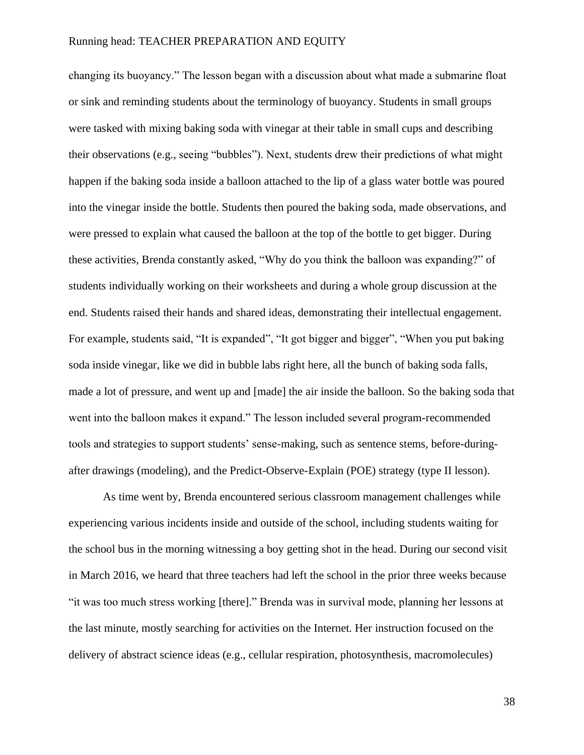changing its buoyancy." The lesson began with a discussion about what made a submarine float or sink and reminding students about the terminology of buoyancy. Students in small groups were tasked with mixing baking soda with vinegar at their table in small cups and describing their observations (e.g., seeing "bubbles"). Next, students drew their predictions of what might happen if the baking soda inside a balloon attached to the lip of a glass water bottle was poured into the vinegar inside the bottle. Students then poured the baking soda, made observations, and were pressed to explain what caused the balloon at the top of the bottle to get bigger. During these activities, Brenda constantly asked, "Why do you think the balloon was expanding?" of students individually working on their worksheets and during a whole group discussion at the end. Students raised their hands and shared ideas, demonstrating their intellectual engagement. For example, students said, "It is expanded", "It got bigger and bigger", "When you put baking soda inside vinegar, like we did in bubble labs right here, all the bunch of baking soda falls, made a lot of pressure, and went up and [made] the air inside the balloon. So the baking soda that went into the balloon makes it expand." The lesson included several program-recommended tools and strategies to support students' sense-making, such as sentence stems, before-during-after drawings (modeling), and the Predict-Observe-Explain (POE) strategy (type II lesson).

As time went by, Brenda encountered serious classroom management challenges while experiencing various incidents inside and outside of the school, including students waiting for the school bus in the morning witnessing a boy getting shot in the head. During our second visit in March 2016, we heard that three teachers had left the school in the prior three weeks because "it was too much stress working [there]." Brenda was in survival mode, planning her lessons at the last minute, mostly searching for activities on the Internet. Her instruction focused on the delivery of abstract science ideas (e.g., cellular respiration, photosynthesis, macromolecules)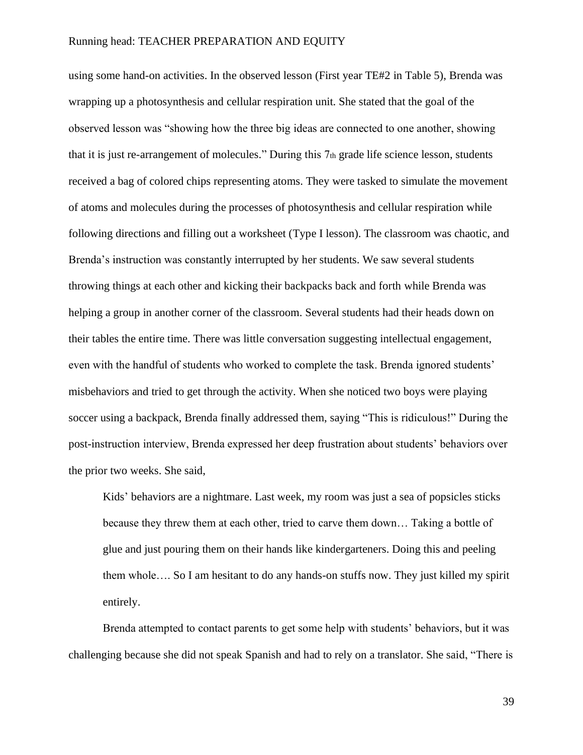using some hand-on activities. In the observed lesson (First year TE#2 in Table 5), Brenda was wrapping up a photosynthesis and cellular respiration unit. She stated that the goal of the observed lesson was "showing how the three big ideas are connected to one another, showing that it is just re-arrangement of molecules." During this 7th grade life science lesson, students received a bag of colored chips representing atoms. They were tasked to simulate the movement of atoms and molecules during the processes of photosynthesis and cellular respiration while following directions and filling out a worksheet (Type I lesson). The classroom was chaotic, and Brenda's instruction was constantly interrupted by her students. We saw several students throwing things at each other and kicking their backpacks back and forth while Brenda was helping a group in another corner of the classroom. Several students had their heads down on their tables the entire time. There was little conversation suggesting intellectual engagement, even with the handful of students who worked to complete the task. Brenda ignored students' misbehaviors and tried to get through the activity. When she noticed two boys were playing soccer using a backpack, Brenda finally addressed them, saying "This is ridiculous!" During the post-instruction interview, Brenda expressed her deep frustration about students' behaviors over the prior two weeks. She said,

> Kids' behaviors are a nightmare. Last week, my room was just a sea of popsicles sticks because they threw them at each other, tried to carve them down… Taking a bottle of glue and just pouring them on their hands like kindergarteners. Doing this and peeling them whole…. So I am hesitant to do any hands-on stuffs now. They just killed my spirit entirely.

Brenda attempted to contact parents to get some help with students' behaviors, but it was challenging because she did not speak Spanish and had to rely on a translator. She said, "There is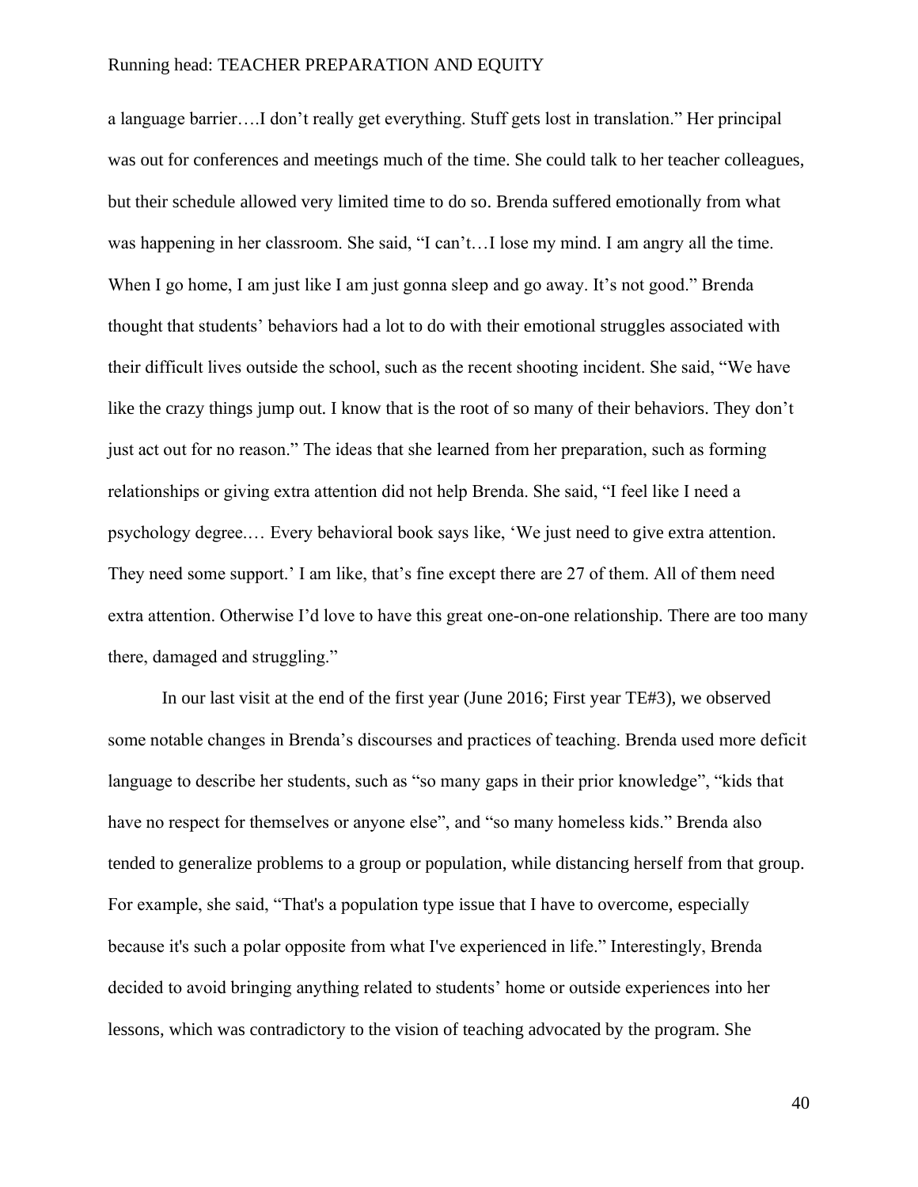a language barrier….I don't really get everything. Stuff gets lost in translation." Her principal was out for conferences and meetings much of the time. She could talk to her teacher colleagues, but their schedule allowed very limited time to do so. Brenda suffered emotionally from what was happening in her classroom. She said, "I can't…I lose my mind. I am angry all the time. When I go home, I am just like I am just gonna sleep and go away. It's not good." Brenda thought that students' behaviors had a lot to do with their emotional struggles associated with their difficult lives outside the school, such as the recent shooting incident. She said, "We have like the crazy things jump out. I know that is the root of so many of their behaviors. They don't just act out for no reason." The ideas that she learned from her preparation, such as forming relationships or giving extra attention did not help Brenda. She said, "I feel like I need a psychology degree.… Every behavioral book says like, 'We just need to give extra attention. They need some support.' I am like, that's fine except there are 27 of them. All of them need extra attention. Otherwise I'd love to have this great one-on-one relationship. There are too many there, damaged and struggling."

In our last visit at the end of the first year (June 2016; First year TE#3), we observed some notable changes in Brenda's discourses and practices of teaching. Brenda used more deficit language to describe her students, such as "so many gaps in their prior knowledge", "kids that have no respect for themselves or anyone else", and "so many homeless kids." Brenda also tended to generalize problems to a group or population, while distancing herself from that group. For example, she said, "That's a population type issue that I have to overcome, especially because it's such a polar opposite from what I've experienced in life." Interestingly, Brenda decided to avoid bringing anything related to students' home or outside experiences into her lessons, which was contradictory to the vision of teaching advocated by the program. She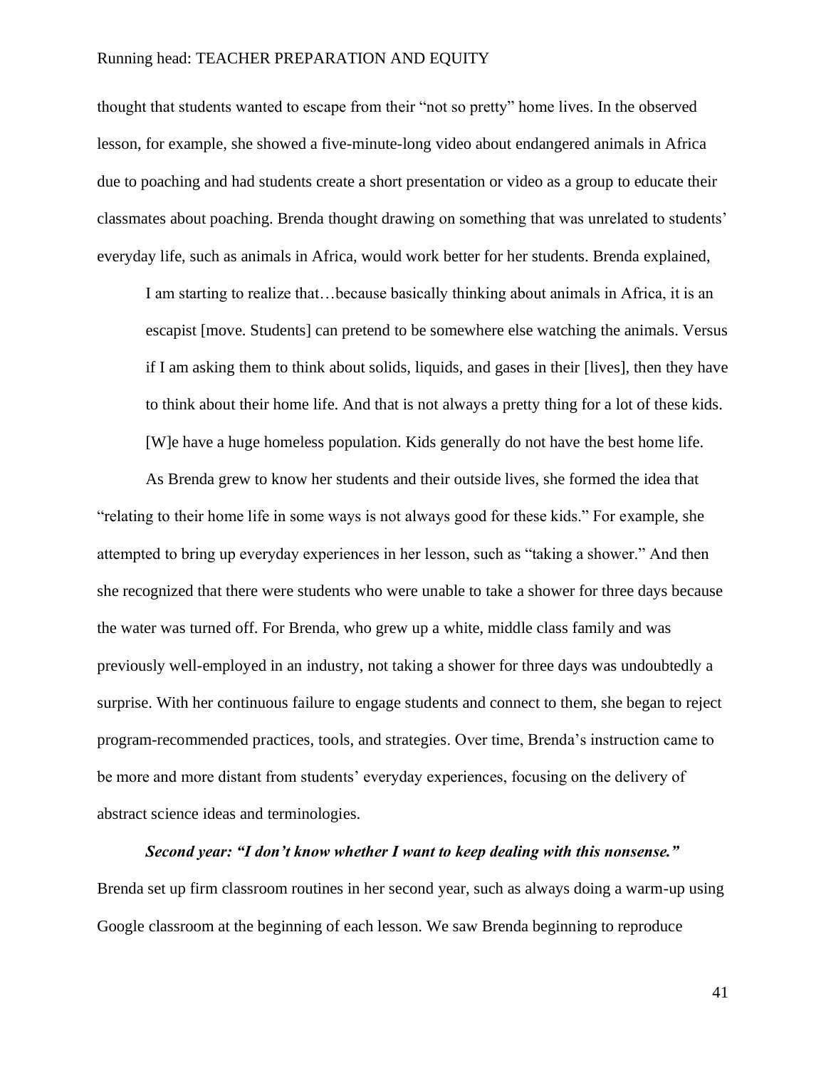thought that students wanted to escape from their "not so pretty" home lives. In the observed lesson, for example, she showed a five-minute-long video about endangered animals in Africa due to poaching and had students create a short presentation or video as a group to educate their classmates about poaching. Brenda thought drawing on something that was unrelated to students' everyday life, such as animals in Africa, would work better for her students. Brenda explained,

> I am starting to realize that…because basically thinking about animals in Africa, it is an escapist [move. Students] can pretend to be somewhere else watching the animals. Versus if I am asking them to think about solids, liquids, and gases in their [lives], then they have to think about their home life. And that is not always a pretty thing for a lot of these kids. [W]e have a huge homeless population. Kids generally do not have the best home life.

As Brenda grew to know her students and their outside lives, she formed the idea that "relating to their home life in some ways is not always good for these kids." For example, she attempted to bring up everyday experiences in her lesson, such as "taking a shower." And then she recognized that there were students who were unable to take a shower for three days because the water was turned off. For Brenda, who grew up a white, middle class family and was previously well-employed in an industry, not taking a shower for three days was undoubtedly a surprise. With her continuous failure to engage students and connect to them, she began to reject program-recommended practices, tools, and strategies. Over time, Brenda's instruction came to be more and more distant from students' everyday experiences, focusing on the delivery of abstract science ideas and terminologies.

***Second year: "I don't know whether I want to keep dealing with this nonsense."***
Brenda set up firm classroom routines in her second year, such as always doing a warm-up using Google classroom at the beginning of each lesson. We saw Brenda beginning to reproduce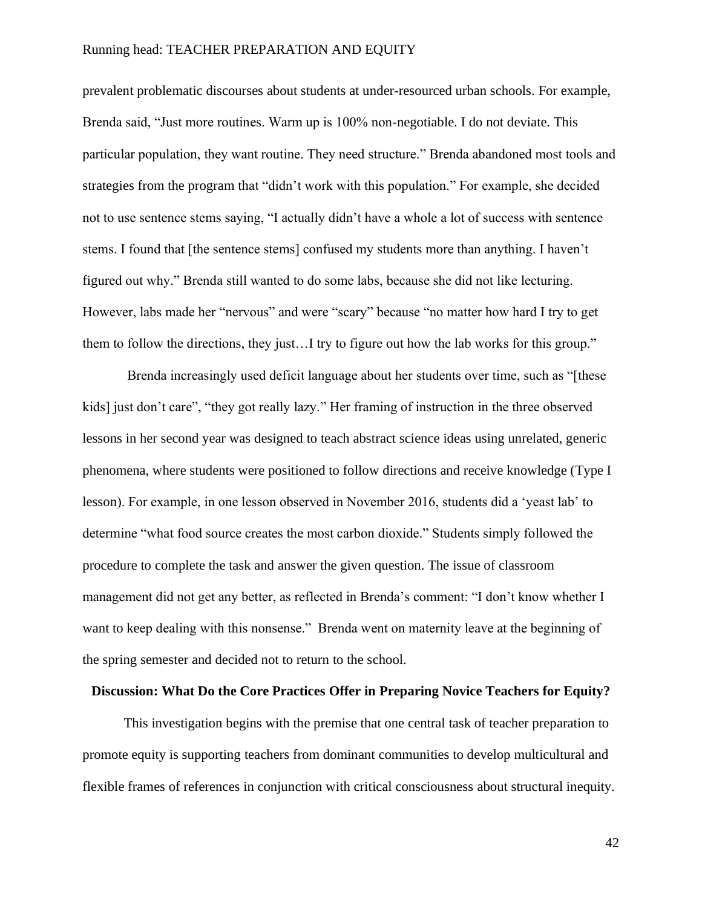prevalent problematic discourses about students at under-resourced urban schools. For example, Brenda said, "Just more routines. Warm up is 100% non-negotiable. I do not deviate. This particular population, they want routine. They need structure." Brenda abandoned most tools and strategies from the program that "didn't work with this population." For example, she decided not to use sentence stems saying, "I actually didn't have a whole a lot of success with sentence stems. I found that [the sentence stems] confused my students more than anything. I haven't figured out why." Brenda still wanted to do some labs, because she did not like lecturing. However, labs made her "nervous" and were "scary" because "no matter how hard I try to get them to follow the directions, they just…I try to figure out how the lab works for this group."

Brenda increasingly used deficit language about her students over time, such as "[these kids] just don't care", "they got really lazy." Her framing of instruction in the three observed lessons in her second year was designed to teach abstract science ideas using unrelated, generic phenomena, where students were positioned to follow directions and receive knowledge (Type I lesson). For example, in one lesson observed in November 2016, students did a 'yeast lab' to determine "what food source creates the most carbon dioxide." Students simply followed the procedure to complete the task and answer the given question. The issue of classroom management did not get any better, as reflected in Brenda's comment: "I don't know whether I want to keep dealing with this nonsense." Brenda went on maternity leave at the beginning of the spring semester and decided not to return to the school.

## Discussion: What Do the Core Practices Offer in Preparing Novice Teachers for Equity?

This investigation begins with the premise that one central task of teacher preparation to promote equity is supporting teachers from dominant communities to develop multicultural and flexible frames of references in conjunction with critical consciousness about structural inequity.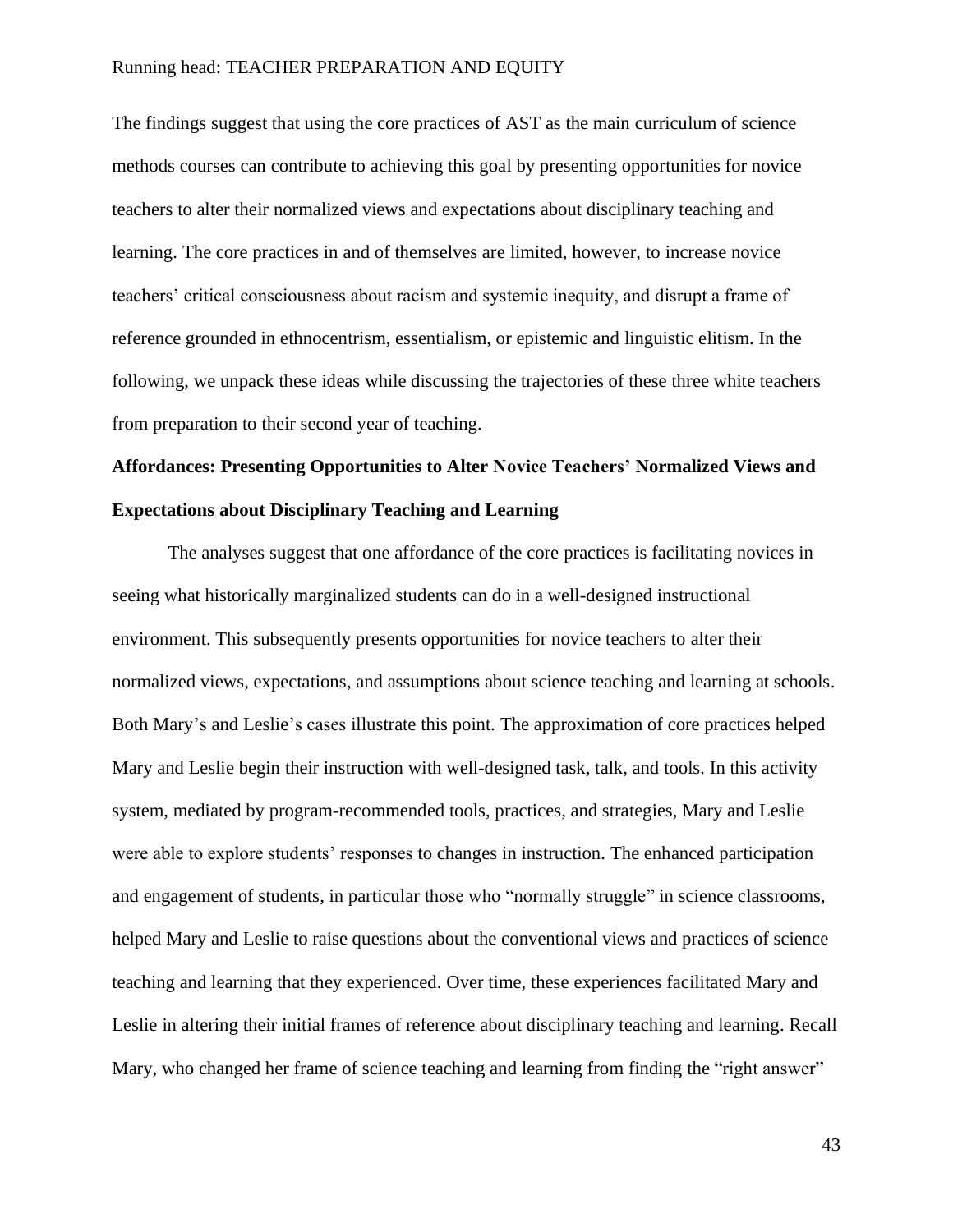The findings suggest that using the core practices of AST as the main curriculum of science methods courses can contribute to achieving this goal by presenting opportunities for novice teachers to alter their normalized views and expectations about disciplinary teaching and learning. The core practices in and of themselves are limited, however, to increase novice teachers' critical consciousness about racism and systemic inequity, and disrupt a frame of reference grounded in ethnocentrism, essentialism, or epistemic and linguistic elitism. In the following, we unpack these ideas while discussing the trajectories of these three white teachers from preparation to their second year of teaching.

## Affordances: Presenting Opportunities to Alter Novice Teachers' Normalized Views and Expectations about Disciplinary Teaching and Learning

The analyses suggest that one affordance of the core practices is facilitating novices in seeing what historically marginalized students can do in a well-designed instructional environment. This subsequently presents opportunities for novice teachers to alter their normalized views, expectations, and assumptions about science teaching and learning at schools. Both Mary's and Leslie's cases illustrate this point. The approximation of core practices helped Mary and Leslie begin their instruction with well-designed task, talk, and tools. In this activity system, mediated by program-recommended tools, practices, and strategies, Mary and Leslie were able to explore students' responses to changes in instruction. The enhanced participation and engagement of students, in particular those who "normally struggle" in science classrooms, helped Mary and Leslie to raise questions about the conventional views and practices of science teaching and learning that they experienced. Over time, these experiences facilitated Mary and Leslie in altering their initial frames of reference about disciplinary teaching and learning. Recall Mary, who changed her frame of science teaching and learning from finding the "right answer"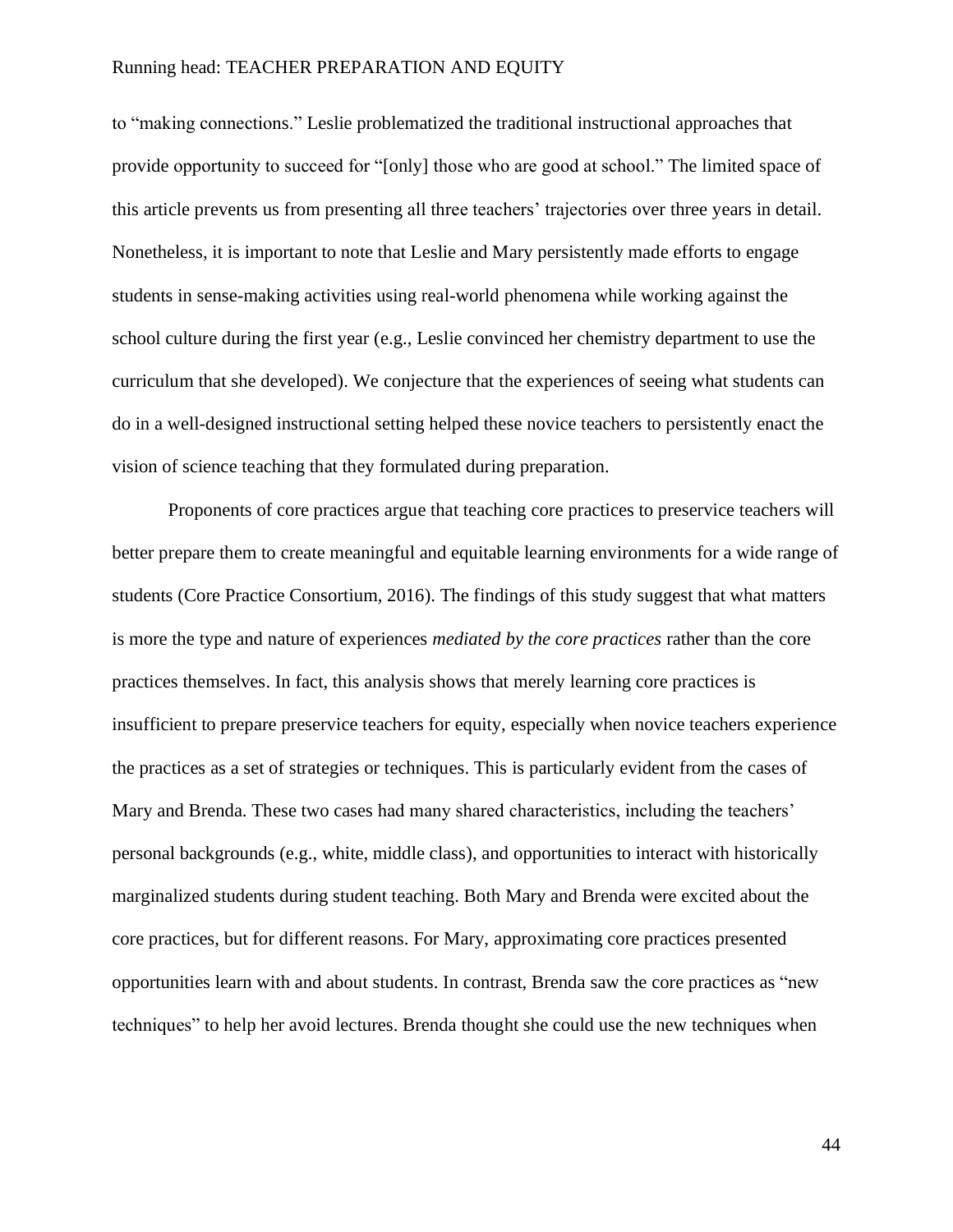to "making connections." Leslie problematized the traditional instructional approaches that provide opportunity to succeed for "[only] those who are good at school." The limited space of this article prevents us from presenting all three teachers' trajectories over three years in detail. Nonetheless, it is important to note that Leslie and Mary persistently made efforts to engage students in sense-making activities using real-world phenomena while working against the school culture during the first year (e.g., Leslie convinced her chemistry department to use the curriculum that she developed). We conjecture that the experiences of seeing what students can do in a well-designed instructional setting helped these novice teachers to persistently enact the vision of science teaching that they formulated during preparation.

Proponents of core practices argue that teaching core practices to preservice teachers will better prepare them to create meaningful and equitable learning environments for a wide range of students (Core Practice Consortium, 2016). The findings of this study suggest that what matters is more the type and nature of experiences *mediated by the core practices* rather than the core practices themselves. In fact, this analysis shows that merely learning core practices is insufficient to prepare preservice teachers for equity, especially when novice teachers experience the practices as a set of strategies or techniques. This is particularly evident from the cases of Mary and Brenda. These two cases had many shared characteristics, including the teachers' personal backgrounds (e.g., white, middle class), and opportunities to interact with historically marginalized students during student teaching. Both Mary and Brenda were excited about the core practices, but for different reasons. For Mary, approximating core practices presented opportunities learn with and about students. In contrast, Brenda saw the core practices as "new techniques" to help her avoid lectures. Brenda thought she could use the new techniques when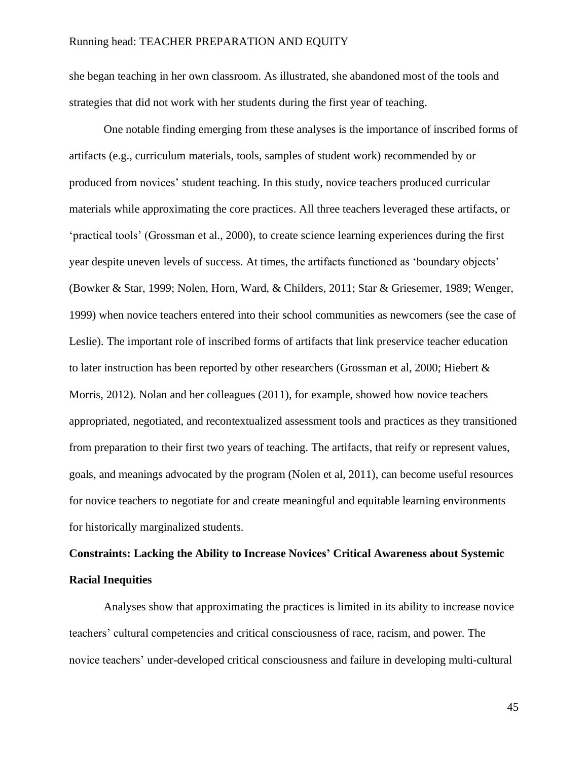she began teaching in her own classroom. As illustrated, she abandoned most of the tools and strategies that did not work with her students during the first year of teaching.

One notable finding emerging from these analyses is the importance of inscribed forms of artifacts (e.g., curriculum materials, tools, samples of student work) recommended by or produced from novices' student teaching. In this study, novice teachers produced curricular materials while approximating the core practices. All three teachers leveraged these artifacts, or 'practical tools' (Grossman et al., 2000), to create science learning experiences during the first year despite uneven levels of success. At times, the artifacts functioned as 'boundary objects' (Bowker & Star, 1999; Nolen, Horn, Ward, & Childers, 2011; Star & Griesemer, 1989; Wenger, 1999) when novice teachers entered into their school communities as newcomers (see the case of Leslie). The important role of inscribed forms of artifacts that link preservice teacher education to later instruction has been reported by other researchers (Grossman et al, 2000; Hiebert & Morris, 2012). Nolan and her colleagues (2011), for example, showed how novice teachers appropriated, negotiated, and recontextualized assessment tools and practices as they transitioned from preparation to their first two years of teaching. The artifacts, that reify or represent values, goals, and meanings advocated by the program (Nolen et al, 2011), can become useful resources for novice teachers to negotiate for and create meaningful and equitable learning environments for historically marginalized students.

**Constraints: Lacking the Ability to Increase Novices' Critical Awareness about Systemic Racial Inequities**

Analyses show that approximating the practices is limited in its ability to increase novice teachers' cultural competencies and critical consciousness of race, racism, and power. The novice teachers' under-developed critical consciousness and failure in developing multi-cultural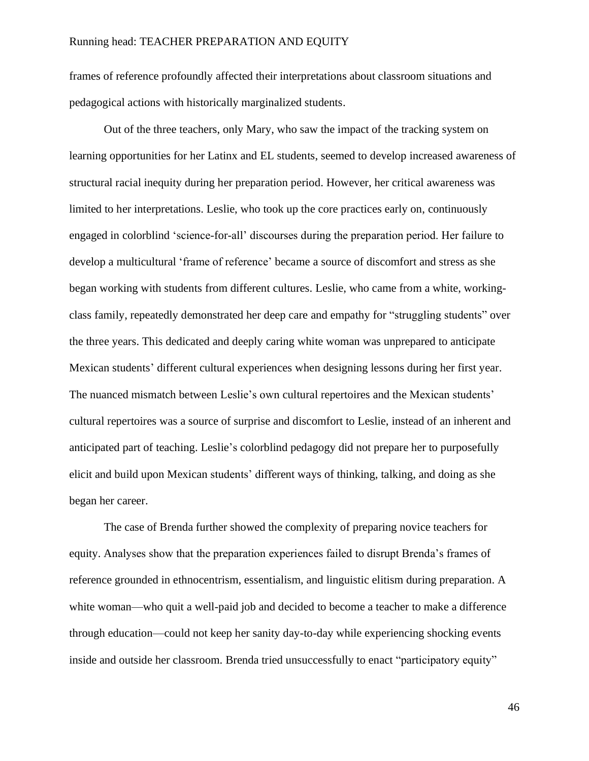frames of reference profoundly affected their interpretations about classroom situations and pedagogical actions with historically marginalized students.

Out of the three teachers, only Mary, who saw the impact of the tracking system on learning opportunities for her Latinx and EL students, seemed to develop increased awareness of structural racial inequity during her preparation period. However, her critical awareness was limited to her interpretations. Leslie, who took up the core practices early on, continuously engaged in colorblind 'science-for-all' discourses during the preparation period. Her failure to develop a multicultural 'frame of reference' became a source of discomfort and stress as she began working with students from different cultures. Leslie, who came from a white, working-class family, repeatedly demonstrated her deep care and empathy for "struggling students" over the three years. This dedicated and deeply caring white woman was unprepared to anticipate Mexican students' different cultural experiences when designing lessons during her first year. The nuanced mismatch between Leslie's own cultural repertoires and the Mexican students' cultural repertoires was a source of surprise and discomfort to Leslie, instead of an inherent and anticipated part of teaching. Leslie's colorblind pedagogy did not prepare her to purposefully elicit and build upon Mexican students' different ways of thinking, talking, and doing as she began her career.

The case of Brenda further showed the complexity of preparing novice teachers for equity. Analyses show that the preparation experiences failed to disrupt Brenda's frames of reference grounded in ethnocentrism, essentialism, and linguistic elitism during preparation. A white woman—who quit a well-paid job and decided to become a teacher to make a difference through education—could not keep her sanity day-to-day while experiencing shocking events inside and outside her classroom. Brenda tried unsuccessfully to enact "participatory equity"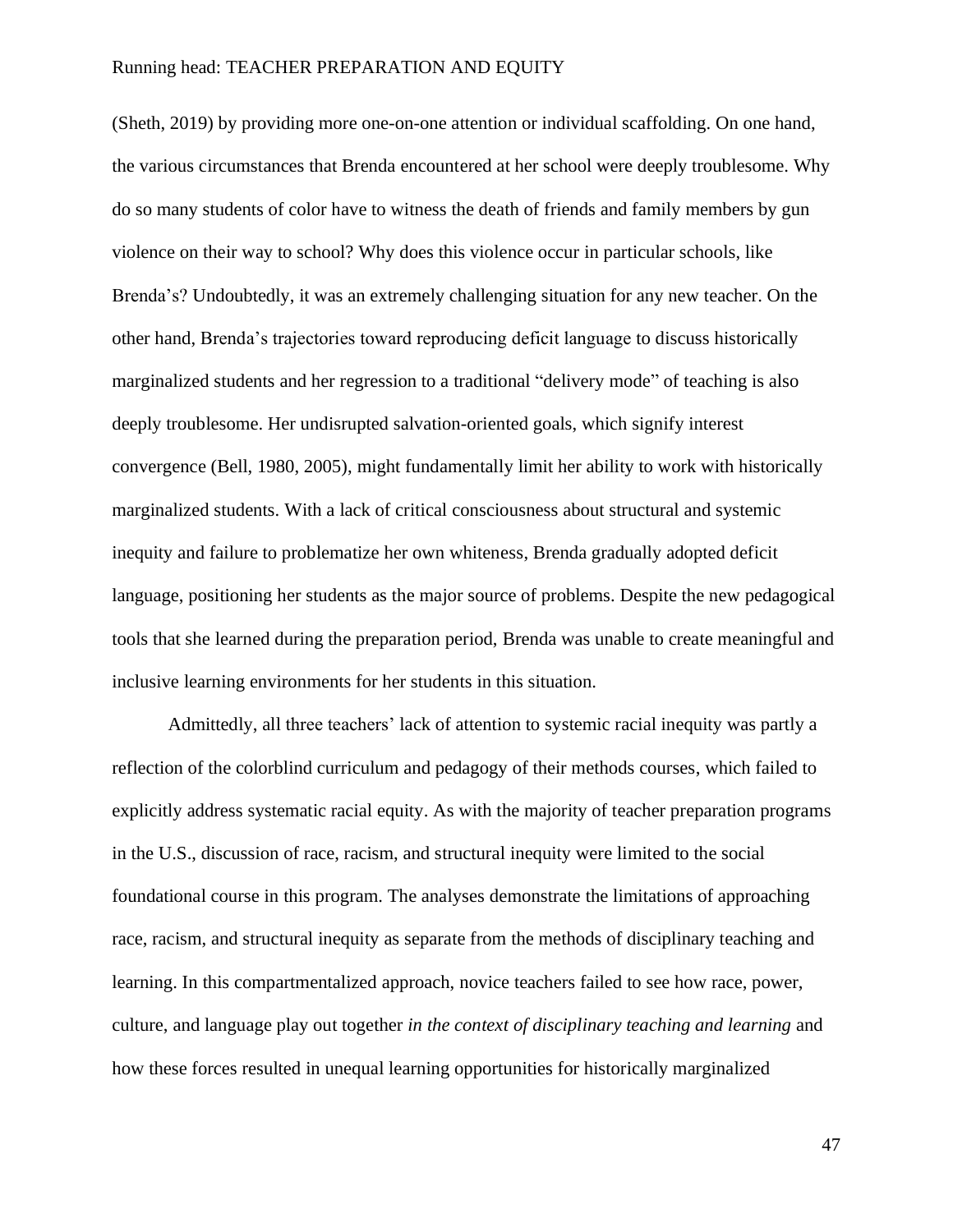(Sheth, 2019) by providing more one-on-one attention or individual scaffolding. On one hand, the various circumstances that Brenda encountered at her school were deeply troublesome. Why do so many students of color have to witness the death of friends and family members by gun violence on their way to school? Why does this violence occur in particular schools, like Brenda's? Undoubtedly, it was an extremely challenging situation for any new teacher. On the other hand, Brenda's trajectories toward reproducing deficit language to discuss historically marginalized students and her regression to a traditional "delivery mode" of teaching is also deeply troublesome. Her undisrupted salvation-oriented goals, which signify interest convergence (Bell, 1980, 2005), might fundamentally limit her ability to work with historically marginalized students. With a lack of critical consciousness about structural and systemic inequity and failure to problematize her own whiteness, Brenda gradually adopted deficit language, positioning her students as the major source of problems. Despite the new pedagogical tools that she learned during the preparation period, Brenda was unable to create meaningful and inclusive learning environments for her students in this situation.

Admittedly, all three teachers' lack of attention to systemic racial inequity was partly a reflection of the colorblind curriculum and pedagogy of their methods courses, which failed to explicitly address systematic racial equity. As with the majority of teacher preparation programs in the U.S., discussion of race, racism, and structural inequity were limited to the social foundational course in this program. The analyses demonstrate the limitations of approaching race, racism, and structural inequity as separate from the methods of disciplinary teaching and learning. In this compartmentalized approach, novice teachers failed to see how race, power, culture, and language play out together *in the context of disciplinary teaching and learning* and how these forces resulted in unequal learning opportunities for historically marginalized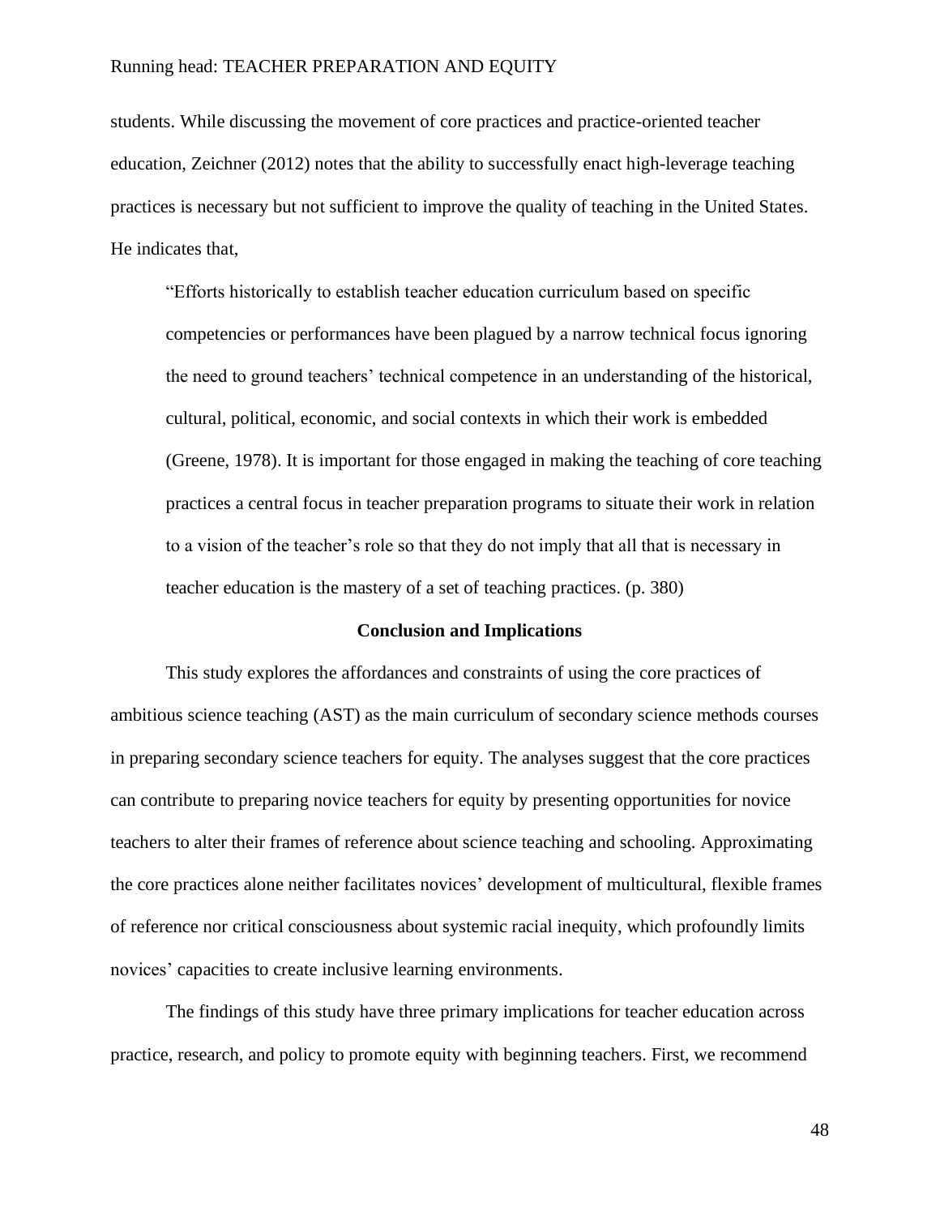students. While discussing the movement of core practices and practice-oriented teacher education, Zeichner (2012) notes that the ability to successfully enact high-leverage teaching practices is necessary but not sufficient to improve the quality of teaching in the United States. He indicates that,

> "Efforts historically to establish teacher education curriculum based on specific competencies or performances have been plagued by a narrow technical focus ignoring the need to ground teachers' technical competence in an understanding of the historical, cultural, political, economic, and social contexts in which their work is embedded (Greene, 1978). It is important for those engaged in making the teaching of core teaching practices a central focus in teacher preparation programs to situate their work in relation to a vision of the teacher's role so that they do not imply that all that is necessary in teacher education is the mastery of a set of teaching practices. (p. 380)

## Conclusion and Implications

This study explores the affordances and constraints of using the core practices of ambitious science teaching (AST) as the main curriculum of secondary science methods courses in preparing secondary science teachers for equity. The analyses suggest that the core practices can contribute to preparing novice teachers for equity by presenting opportunities for novice teachers to alter their frames of reference about science teaching and schooling. Approximating the core practices alone neither facilitates novices' development of multicultural, flexible frames of reference nor critical consciousness about systemic racial inequity, which profoundly limits novices' capacities to create inclusive learning environments.

The findings of this study have three primary implications for teacher education across practice, research, and policy to promote equity with beginning teachers. First, we recommend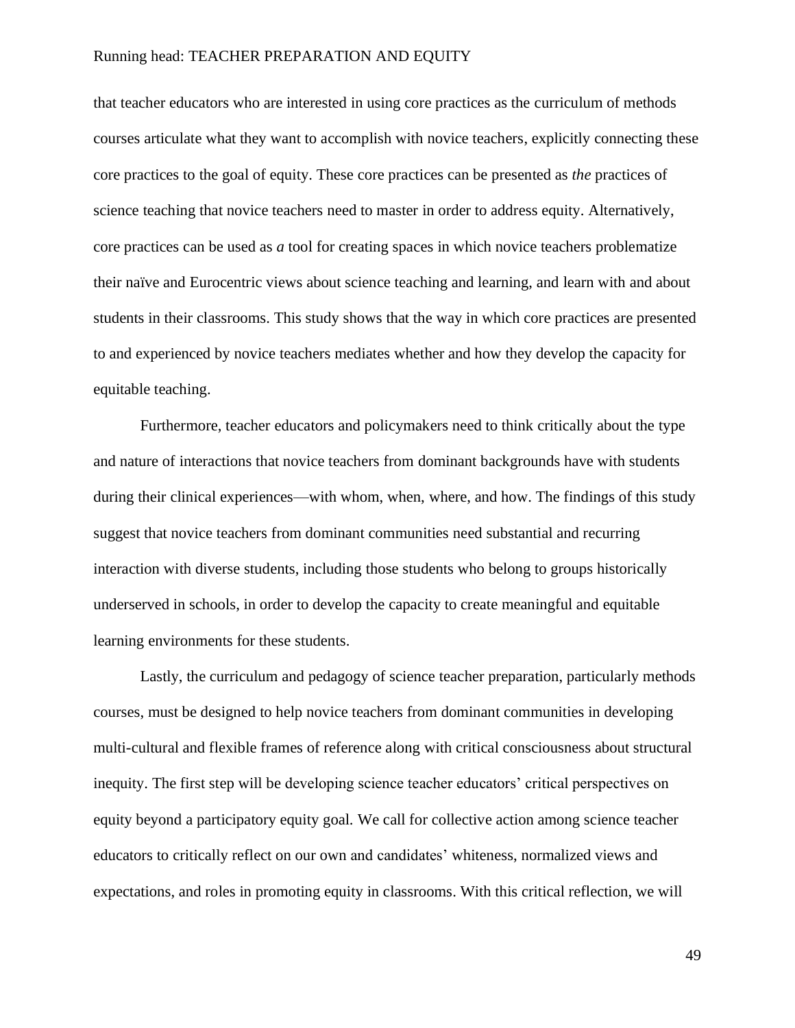that teacher educators who are interested in using core practices as the curriculum of methods courses articulate what they want to accomplish with novice teachers, explicitly connecting these core practices to the goal of equity. These core practices can be presented as *the* practices of science teaching that novice teachers need to master in order to address equity. Alternatively, core practices can be used as *a* tool for creating spaces in which novice teachers problematize their naïve and Eurocentric views about science teaching and learning, and learn with and about students in their classrooms. This study shows that the way in which core practices are presented to and experienced by novice teachers mediates whether and how they develop the capacity for equitable teaching.

Furthermore, teacher educators and policymakers need to think critically about the type and nature of interactions that novice teachers from dominant backgrounds have with students during their clinical experiences—with whom, when, where, and how. The findings of this study suggest that novice teachers from dominant communities need substantial and recurring interaction with diverse students, including those students who belong to groups historically underserved in schools, in order to develop the capacity to create meaningful and equitable learning environments for these students.

Lastly, the curriculum and pedagogy of science teacher preparation, particularly methods courses, must be designed to help novice teachers from dominant communities in developing multi-cultural and flexible frames of reference along with critical consciousness about structural inequity. The first step will be developing science teacher educators' critical perspectives on equity beyond a participatory equity goal. We call for collective action among science teacher educators to critically reflect on our own and candidates' whiteness, normalized views and expectations, and roles in promoting equity in classrooms. With this critical reflection, we will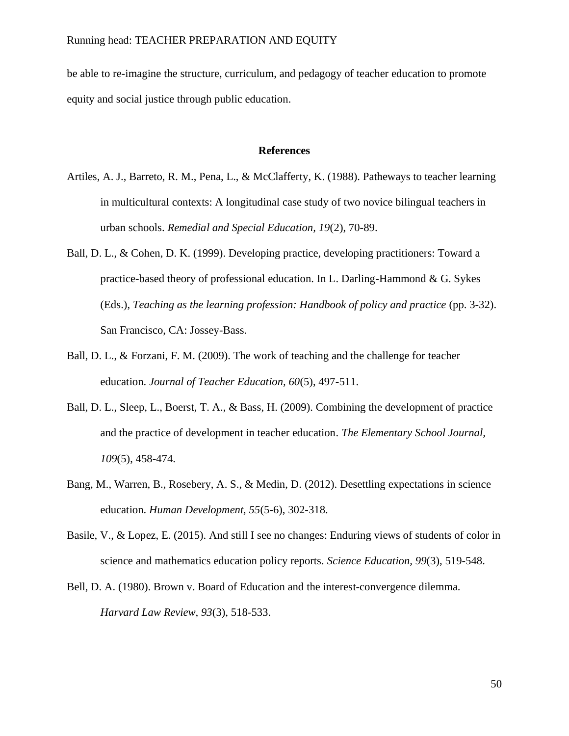be able to re-imagine the structure, curriculum, and pedagogy of teacher education to promote equity and social justice through public education.

## References

Artiles, A. J., Barreto, R. M., Pena, L., & McClafferty, K. (1988). Patheways to teacher learning in multicultural contexts: A longitudinal case study of two novice bilingual teachers in urban schools. *Remedial and Special Education, 19*(2), 70-89.

Ball, D. L., & Cohen, D. K. (1999). Developing practice, developing practitioners: Toward a practice-based theory of professional education. In L. Darling-Hammond & G. Sykes (Eds.), *Teaching as the learning profession: Handbook of policy and practice* (pp. 3-32). San Francisco, CA: Jossey-Bass.

Ball, D. L., & Forzani, F. M. (2009). The work of teaching and the challenge for teacher education. *Journal of Teacher Education, 60*(5), 497-511.

Ball, D. L., Sleep, L., Boerst, T. A., & Bass, H. (2009). Combining the development of practice and the practice of development in teacher education. *The Elementary School Journal, 109*(5), 458-474.

Bang, M., Warren, B., Rosebery, A. S., & Medin, D. (2012). Desettling expectations in science education. *Human Development, 55*(5-6), 302-318.

Basile, V., & Lopez, E. (2015). And still I see no changes: Enduring views of students of color in science and mathematics education policy reports. *Science Education, 99*(3), 519-548.

Bell, D. A. (1980). Brown v. Board of Education and the interest-convergence dilemma. *Harvard Law Review, 93*(3), 518-533.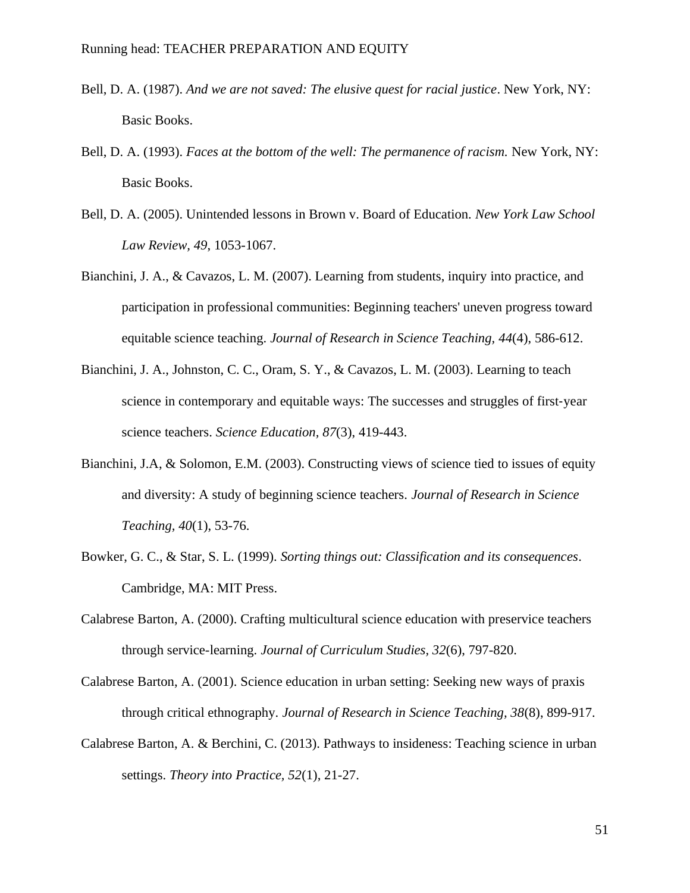Bell, D. A. (1987). *And we are not saved: The elusive quest for racial justice*. New York, NY: Basic Books.

Bell, D. A. (1993). *Faces at the bottom of the well: The permanence of racism.* New York, NY: Basic Books.

Bell, D. A. (2005). Unintended lessons in Brown v. Board of Education. *New York Law School Law Review, 49*, 1053-1067.

Bianchini, J. A., & Cavazos, L. M. (2007). Learning from students, inquiry into practice, and participation in professional communities: Beginning teachers' uneven progress toward equitable science teaching. *Journal of Research in Science Teaching, 44*(4), 586-612.

Bianchini, J. A., Johnston, C. C., Oram, S. Y., & Cavazos, L. M. (2003). Learning to teach science in contemporary and equitable ways: The successes and struggles of first-year science teachers. *Science Education, 87*(3), 419-443.

Bianchini, J.A, & Solomon, E.M. (2003). Constructing views of science tied to issues of equity and diversity: A study of beginning science teachers. *Journal of Research in Science Teaching, 40*(1), 53-76.

Bowker, G. C., & Star, S. L. (1999). *Sorting things out: Classification and its consequences*. Cambridge, MA: MIT Press.

Calabrese Barton, A. (2000). Crafting multicultural science education with preservice teachers through service-learning. *Journal of Curriculum Studies, 32*(6), 797-820.

Calabrese Barton, A. (2001). Science education in urban setting: Seeking new ways of praxis through critical ethnography. *Journal of Research in Science Teaching, 38*(8), 899-917.

Calabrese Barton, A. & Berchini, C. (2013). Pathways to insideness: Teaching science in urban settings. *Theory into Practice*, *52*(1), 21-27.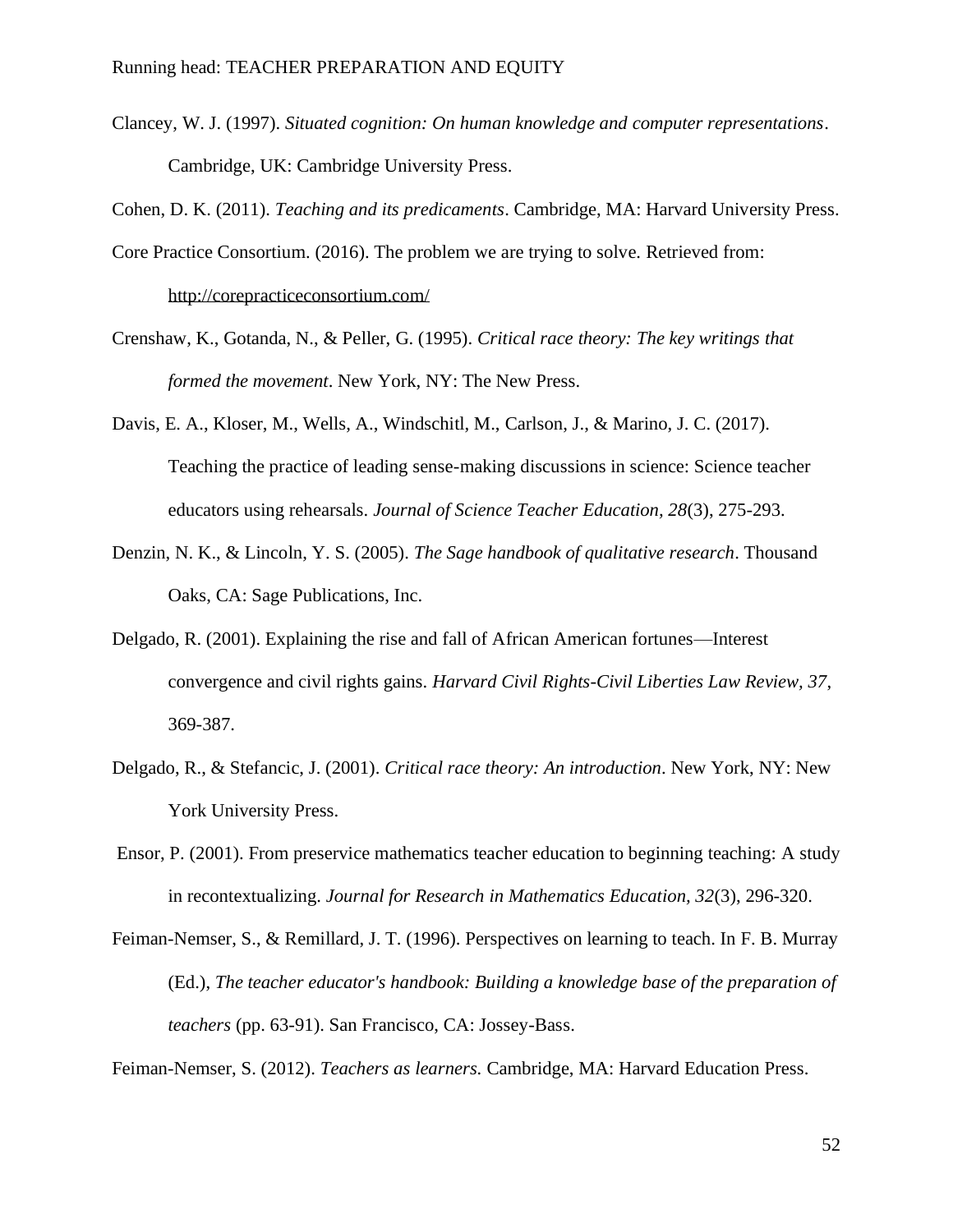Clancey, W. J. (1997). *Situated cognition: On human knowledge and computer representations*. Cambridge, UK: Cambridge University Press.

Cohen, D. K. (2011). *Teaching and its predicaments*. Cambridge, MA: Harvard University Press.

Core Practice Consortium. (2016). The problem we are trying to solve. Retrieved from: http://corepracticeconsortium.com/

Crenshaw, K., Gotanda, N., & Peller, G. (1995). *Critical race theory: The key writings that formed the movement*. New York, NY: The New Press.

Davis, E. A., Kloser, M., Wells, A., Windschitl, M., Carlson, J., & Marino, J. C. (2017). Teaching the practice of leading sense-making discussions in science: Science teacher educators using rehearsals. *Journal of Science Teacher Education, 28*(3), 275-293.

Denzin, N. K., & Lincoln, Y. S. (2005). *The Sage handbook of qualitative research*. Thousand Oaks, CA: Sage Publications, Inc.

Delgado, R. (2001). Explaining the rise and fall of African American fortunes—Interest convergence and civil rights gains. *Harvard Civil Rights-Civil Liberties Law Review, 37*, 369-387.

Delgado, R., & Stefancic, J. (2001). *Critical race theory: An introduction*. New York, NY: New York University Press.

Ensor, P. (2001). From preservice mathematics teacher education to beginning teaching: A study in recontextualizing. *Journal for Research in Mathematics Education, 32*(3), 296-320.

Feiman-Nemser, S., & Remillard, J. T. (1996). Perspectives on learning to teach. In F. B. Murray (Ed.), *The teacher educator's handbook: Building a knowledge base of the preparation of teachers* (pp. 63-91). San Francisco, CA: Jossey-Bass.

Feiman-Nemser, S. (2012). *Teachers as learners.* Cambridge, MA: Harvard Education Press.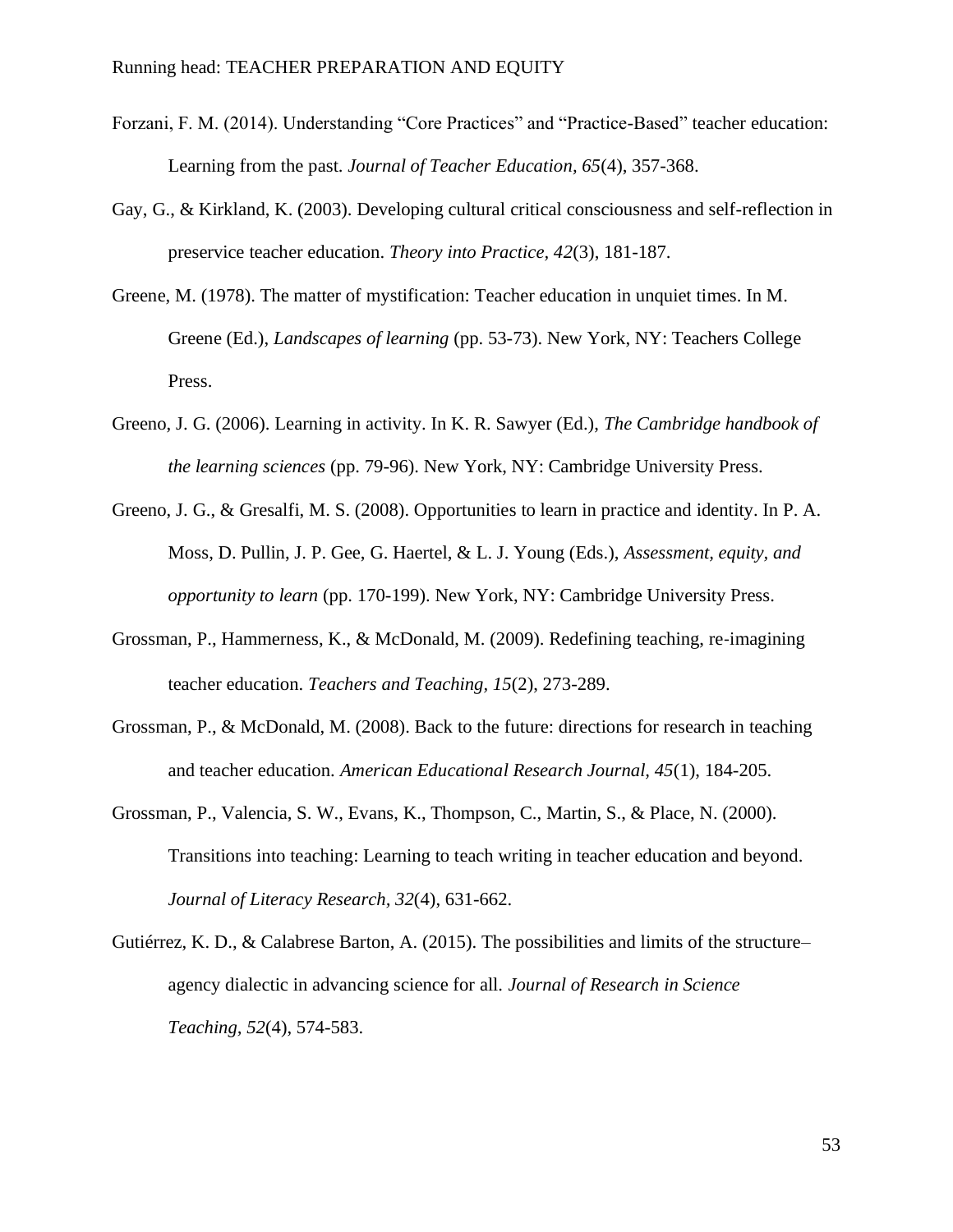Forzani, F. M. (2014). Understanding "Core Practices" and "Practice-Based" teacher education: Learning from the past. *Journal of Teacher Education, 65*(4), 357-368.

Gay, G., & Kirkland, K. (2003). Developing cultural critical consciousness and self-reflection in preservice teacher education. *Theory into Practice, 42*(3), 181-187.

Greene, M. (1978). The matter of mystification: Teacher education in unquiet times. In M. Greene (Ed.), *Landscapes of learning* (pp. 53-73). New York, NY: Teachers College Press.

Greeno, J. G. (2006). Learning in activity. In K. R. Sawyer (Ed.), *The Cambridge handbook of the learning sciences* (pp. 79-96). New York, NY: Cambridge University Press.

Greeno, J. G., & Gresalfi, M. S. (2008). Opportunities to learn in practice and identity. In P. A. Moss, D. Pullin, J. P. Gee, G. Haertel, & L. J. Young (Eds.), *Assessment, equity, and opportunity to learn* (pp. 170-199). New York, NY: Cambridge University Press.

Grossman, P., Hammerness, K., & McDonald, M. (2009). Redefining teaching, re-imagining teacher education. *Teachers and Teaching, 15*(2), 273-289.

Grossman, P., & McDonald, M. (2008). Back to the future: directions for research in teaching and teacher education. *American Educational Research Journal, 45*(1), 184-205.

Grossman, P., Valencia, S. W., Evans, K., Thompson, C., Martin, S., & Place, N. (2000). Transitions into teaching: Learning to teach writing in teacher education and beyond. *Journal of Literacy Research, 32*(4), 631-662.

Gutiérrez, K. D., & Calabrese Barton, A. (2015). The possibilities and limits of the structure–agency dialectic in advancing science for all. *Journal of Research in Science Teaching, 52*(4), 574-583.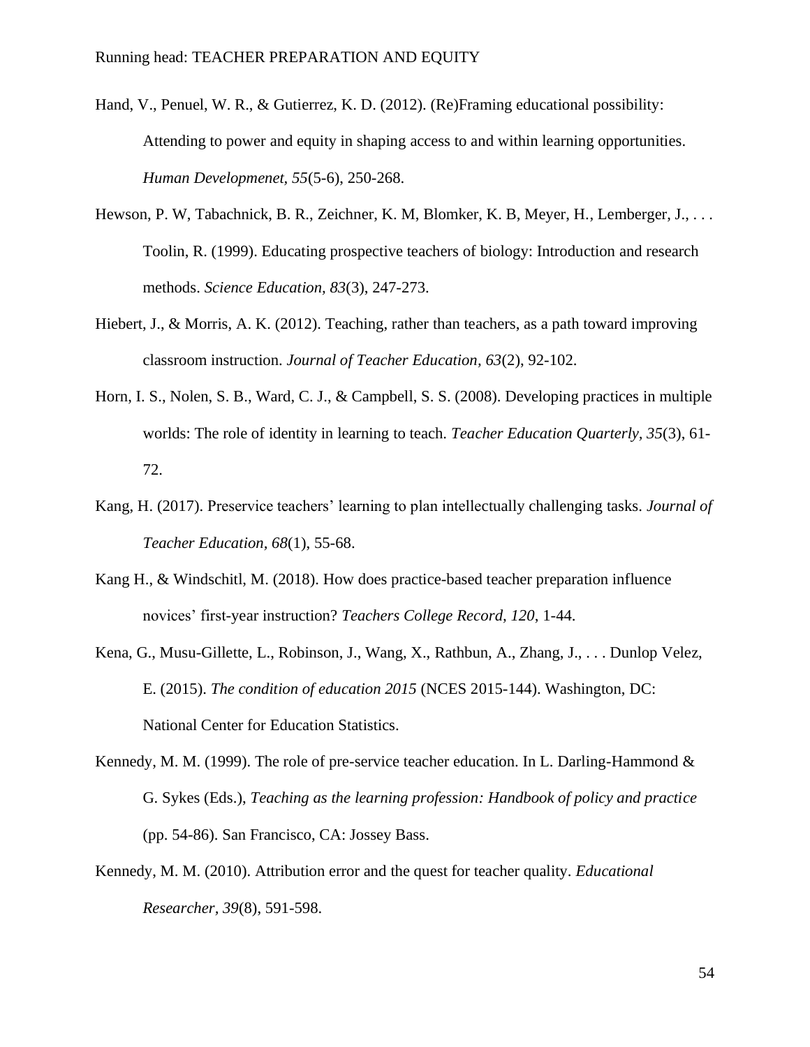Hand, V., Penuel, W. R., & Gutierrez, K. D. (2012). (Re)Framing educational possibility: Attending to power and equity in shaping access to and within learning opportunities. *Human Developmenet*, *55*(5-6), 250-268.

Hewson, P. W, Tabachnick, B. R., Zeichner, K. M, Blomker, K. B, Meyer, H., Lemberger, J., . . . Toolin, R. (1999). Educating prospective teachers of biology: Introduction and research methods. *Science Education, 83*(3), 247-273.

Hiebert, J., & Morris, A. K. (2012). Teaching, rather than teachers, as a path toward improving classroom instruction. *Journal of Teacher Education, 63*(2), 92-102.

Horn, I. S., Nolen, S. B., Ward, C. J., & Campbell, S. S. (2008). Developing practices in multiple worlds: The role of identity in learning to teach. *Teacher Education Quarterly, 35*(3), 61-72.

Kang, H. (2017). Preservice teachers' learning to plan intellectually challenging tasks. *Journal of Teacher Education, 68*(1), 55-68.

Kang H., & Windschitl, M. (2018). How does practice-based teacher preparation influence novices' first-year instruction? *Teachers College Record, 120*, 1-44.

Kena, G., Musu-Gillette, L., Robinson, J., Wang, X., Rathbun, A., Zhang, J., . . . Dunlop Velez, E. (2015). *The condition of education 2015* (NCES 2015-144). Washington, DC: National Center for Education Statistics.

Kennedy, M. M. (1999). The role of pre-service teacher education. In L. Darling-Hammond & G. Sykes (Eds.), *Teaching as the learning profession: Handbook of policy and practice* (pp. 54-86). San Francisco, CA: Jossey Bass.

Kennedy, M. M. (2010). Attribution error and the quest for teacher quality. *Educational Researcher, 39*(8), 591-598.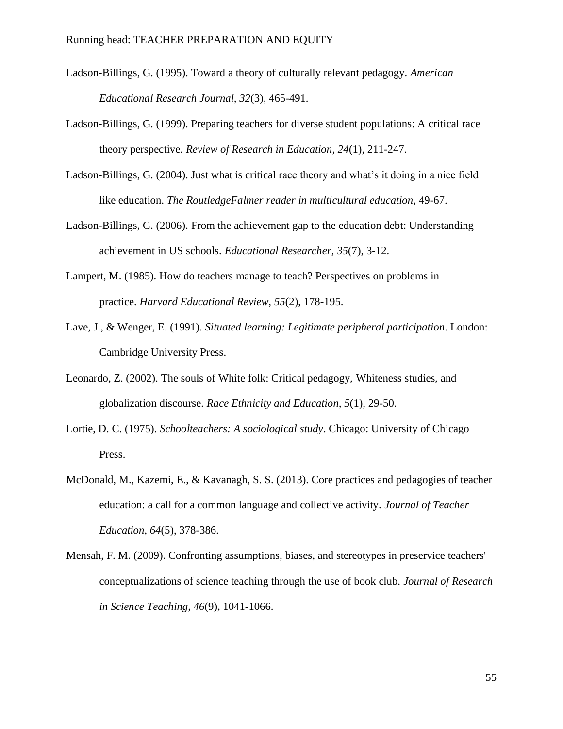Ladson-Billings, G. (1995). Toward a theory of culturally relevant pedagogy. *American Educational Research Journal, 32*(3), 465-491.

Ladson-Billings, G. (1999). Preparing teachers for diverse student populations: A critical race theory perspective. *Review of Research in Education, 24*(1), 211-247.

Ladson-Billings, G. (2004). Just what is critical race theory and what's it doing in a nice field like education. *The RoutledgeFalmer reader in multicultural education*, 49-67.

Ladson-Billings, G. (2006). From the achievement gap to the education debt: Understanding achievement in US schools. *Educational Researcher, 35*(7), 3-12.

Lampert, M. (1985). How do teachers manage to teach? Perspectives on problems in practice. *Harvard Educational Review, 55*(2), 178-195.

Lave, J., & Wenger, E. (1991). *Situated learning: Legitimate peripheral participation*. London: Cambridge University Press.

Leonardo, Z. (2002). The souls of White folk: Critical pedagogy, Whiteness studies, and globalization discourse. *Race Ethnicity and Education, 5*(1), 29-50.

Lortie, D. C. (1975). *Schoolteachers: A sociological study*. Chicago: University of Chicago Press.

McDonald, M., Kazemi, E., & Kavanagh, S. S. (2013). Core practices and pedagogies of teacher education: a call for a common language and collective activity. *Journal of Teacher Education, 64*(5), 378-386.

Mensah, F. M. (2009). Confronting assumptions, biases, and stereotypes in preservice teachers' conceptualizations of science teaching through the use of book club. *Journal of Research in Science Teaching, 46*(9), 1041-1066.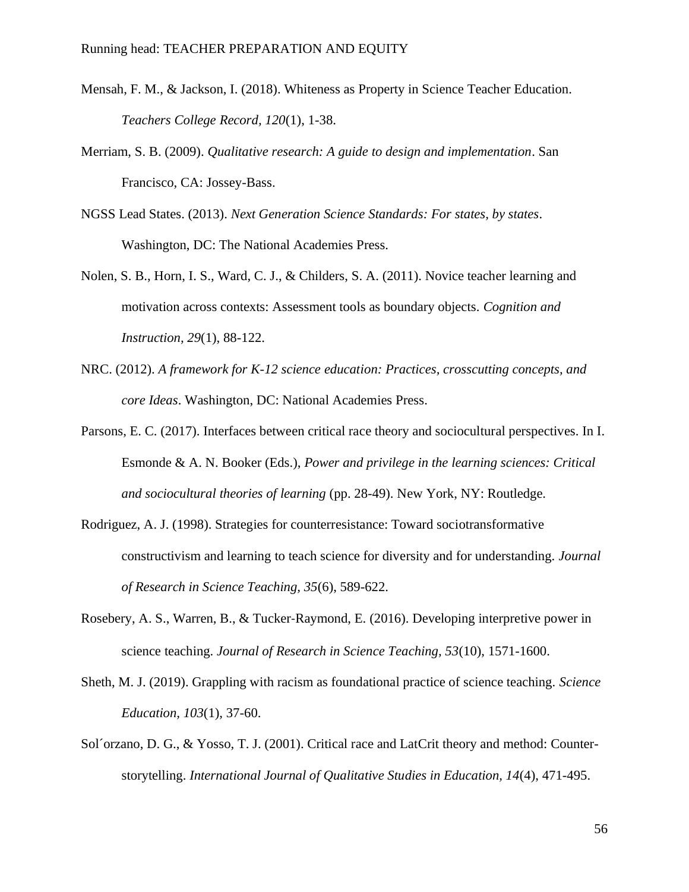Mensah, F. M., & Jackson, I. (2018). Whiteness as Property in Science Teacher Education. *Teachers College Record, 120*(1), 1-38.

Merriam, S. B. (2009). *Qualitative research: A guide to design and implementation*. San Francisco, CA: Jossey-Bass.

NGSS Lead States. (2013). *Next Generation Science Standards: For states, by states*. Washington, DC: The National Academies Press.

Nolen, S. B., Horn, I. S., Ward, C. J., & Childers, S. A. (2011). Novice teacher learning and motivation across contexts: Assessment tools as boundary objects. *Cognition and Instruction, 29*(1), 88-122.

NRC. (2012). *A framework for K-12 science education: Practices, crosscutting concepts, and core Ideas*. Washington, DC: National Academies Press.

Parsons, E. C. (2017). Interfaces between critical race theory and sociocultural perspectives. In I. Esmonde & A. N. Booker (Eds.), *Power and privilege in the learning sciences: Critical and sociocultural theories of learning* (pp. 28-49). New York, NY: Routledge.

Rodriguez, A. J. (1998). Strategies for counterresistance: Toward sociotransformative constructivism and learning to teach science for diversity and for understanding. *Journal of Research in Science Teaching, 35*(6), 589-622.

Rosebery, A. S., Warren, B., & Tucker-Raymond, E. (2016). Developing interpretive power in science teaching. *Journal of Research in Science Teaching, 53*(10), 1571-1600.

Sheth, M. J. (2019). Grappling with racism as foundational practice of science teaching. *Science Education, 103*(1), 37-60.

Sol´orzano, D. G., & Yosso, T. J. (2001). Critical race and LatCrit theory and method: Counter-storytelling. *International Journal of Qualitative Studies in Education, 14*(4), 471-495.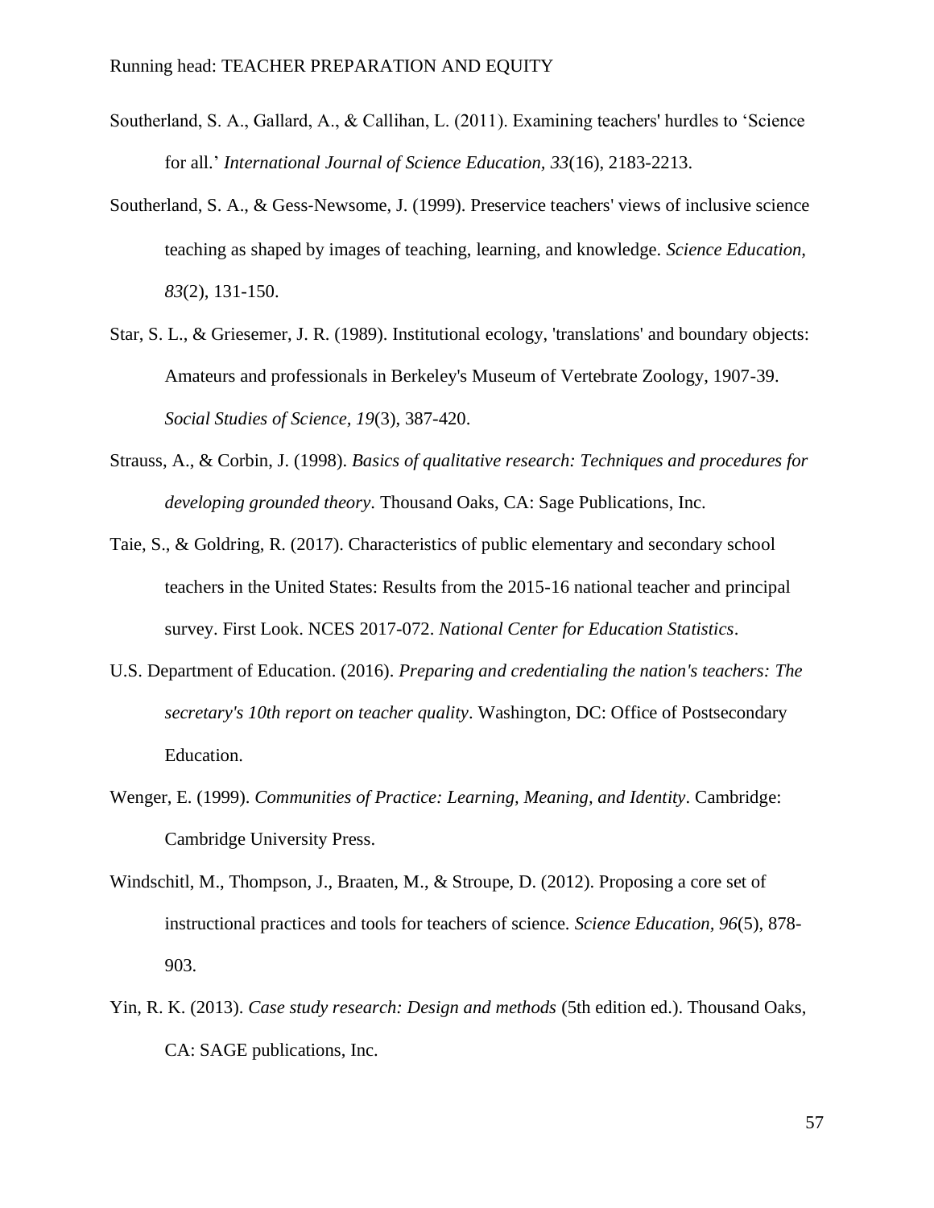Southerland, S. A., Gallard, A., & Callihan, L. (2011). Examining teachers' hurdles to 'Science for all.' *International Journal of Science Education, 33*(16), 2183-2213.

Southerland, S. A., & Gess-Newsome, J. (1999). Preservice teachers' views of inclusive science teaching as shaped by images of teaching, learning, and knowledge. *Science Education, 83*(2), 131-150.

Star, S. L., & Griesemer, J. R. (1989). Institutional ecology, 'translations' and boundary objects: Amateurs and professionals in Berkeley's Museum of Vertebrate Zoology, 1907-39. *Social Studies of Science, 19*(3), 387-420.

Strauss, A., & Corbin, J. (1998). *Basics of qualitative research: Techniques and procedures for developing grounded theory*. Thousand Oaks, CA: Sage Publications, Inc.

Taie, S., & Goldring, R. (2017). Characteristics of public elementary and secondary school teachers in the United States: Results from the 2015-16 national teacher and principal survey. First Look. NCES 2017-072. *National Center for Education Statistics*.

U.S. Department of Education. (2016). *Preparing and credentialing the nation's teachers: The secretary's 10th report on teacher quality*. Washington, DC: Office of Postsecondary Education.

Wenger, E. (1999). *Communities of Practice: Learning, Meaning, and Identity*. Cambridge: Cambridge University Press.

Windschitl, M., Thompson, J., Braaten, M., & Stroupe, D. (2012). Proposing a core set of instructional practices and tools for teachers of science. *Science Education, 96*(5), 878-903.

Yin, R. K. (2013). *Case study research: Design and methods* (5th edition ed.). Thousand Oaks, CA: SAGE publications, Inc.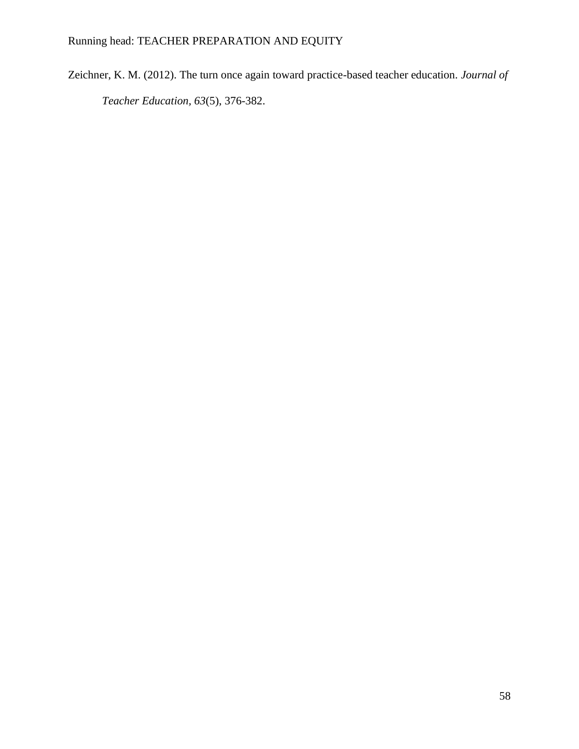Zeichner, K. M. (2012). The turn once again toward practice-based teacher education. *Journal of Teacher Education, 63*(5), 376-382.